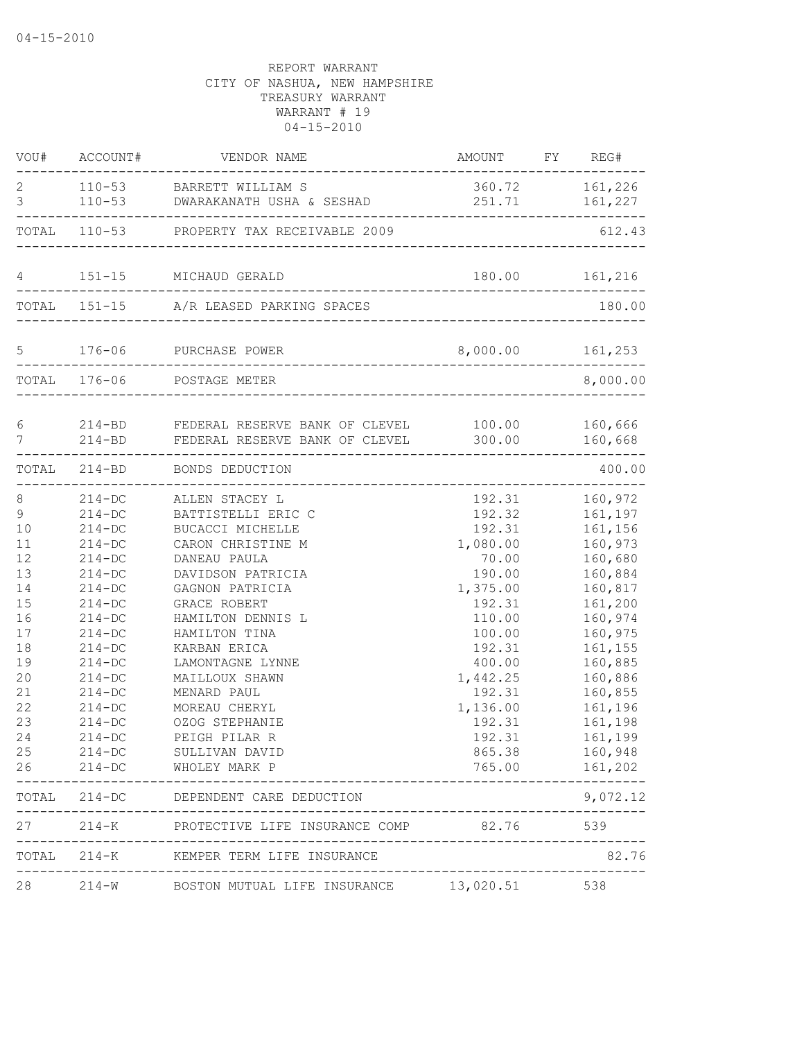04-15-2010

REPORT WARRANT
CITY OF NASHUA, NEW HAMPSHIRE
TREASURY WARRANT
WARRANT # 19
04-15-2010

| VOU# | ACCOUNT# | VENDOR NAME | AMOUNT | FY | REG# |
|---|---|---|---|---|---|
| 2 | 110-53 | BARRETT WILLIAM S | 360.72 | | 161,226 |
| 3 | 110-53 | DWARAKANATH USHA & SESHAD | 251.71 | | 161,227 |
| TOTAL | 110-53 | PROPERTY TAX RECEIVABLE 2009 | | | 612.43 |
| 4 | 151-15 | MICHAUD GERALD | 180.00 | | 161,216 |
| TOTAL | 151-15 | A/R LEASED PARKING SPACES | | | 180.00 |
| 5 | 176-06 | PURCHASE POWER | 8,000.00 | | 161,253 |
| TOTAL | 176-06 | POSTAGE METER | | | 8,000.00 |
| 6 | 214-BD | FEDERAL RESERVE BANK OF CLEVEL | 100.00 | | 160,666 |
| 7 | 214-BD | FEDERAL RESERVE BANK OF CLEVEL | 300.00 | | 160,668 |
| TOTAL | 214-BD | BONDS DEDUCTION | | | 400.00 |
| 8 | 214-DC | ALLEN STACEY L | 192.31 | | 160,972 |
| 9 | 214-DC | BATTISTELLI ERIC C | 192.32 | | 161,197 |
| 10 | 214-DC | BUCACCI MICHELLE | 192.31 | | 161,156 |
| 11 | 214-DC | CARON CHRISTINE M | 1,080.00 | | 160,973 |
| 12 | 214-DC | DANEAU PAULA | 70.00 | | 160,680 |
| 13 | 214-DC | DAVIDSON PATRICIA | 190.00 | | 160,884 |
| 14 | 214-DC | GAGNON PATRICIA | 1,375.00 | | 160,817 |
| 15 | 214-DC | GRACE ROBERT | 192.31 | | 161,200 |
| 16 | 214-DC | HAMILTON DENNIS L | 110.00 | | 160,974 |
| 17 | 214-DC | HAMILTON TINA | 100.00 | | 160,975 |
| 18 | 214-DC | KARBAN ERICA | 192.31 | | 161,155 |
| 19 | 214-DC | LAMONTAGNE LYNNE | 400.00 | | 160,885 |
| 20 | 214-DC | MAILLOUX SHAWN | 1,442.25 | | 160,886 |
| 21 | 214-DC | MENARD PAUL | 192.31 | | 160,855 |
| 22 | 214-DC | MOREAU CHERYL | 1,136.00 | | 161,196 |
| 23 | 214-DC | OZOG STEPHANIE | 192.31 | | 161,198 |
| 24 | 214-DC | PEIGH PILAR R | 192.31 | | 161,199 |
| 25 | 214-DC | SULLIVAN DAVID | 865.38 | | 160,948 |
| 26 | 214-DC | WHOLEY MARK P | 765.00 | | 161,202 |
| TOTAL | 214-DC | DEPENDENT CARE DEDUCTION | | | 9,072.12 |
| 27 | 214-K | PROTECTIVE LIFE INSURANCE COMP | 82.76 | | 539 |
| TOTAL | 214-K | KEMPER TERM LIFE INSURANCE | | | 82.76 |
| 28 | 214-W | BOSTON MUTUAL LIFE INSURANCE | 13,020.51 | | 538 |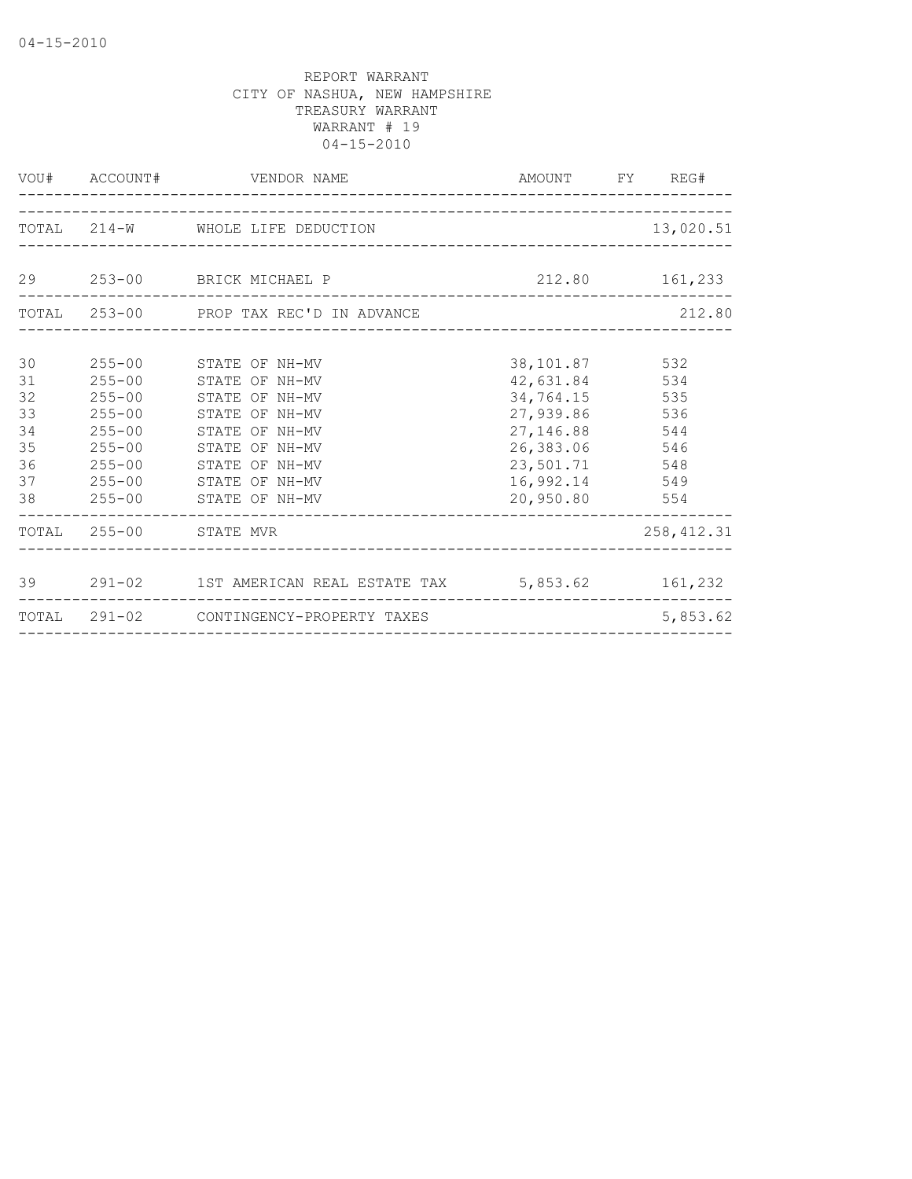04-15-2010

REPORT WARRANT
CITY OF NASHUA, NEW HAMPSHIRE
TREASURY WARRANT
WARRANT # 19
04-15-2010

| VOU# | ACCOUNT# | VENDOR NAME | AMOUNT | FY | REG# |
|---|---|---|---|---|---|
| TOTAL | 214-W | WHOLE LIFE DEDUCTION | | | 13,020.51 |
| 29 | 253-00 | BRICK MICHAEL P | 212.80 | | 161,233 |
| TOTAL | 253-00 | PROP TAX REC'D IN ADVANCE | | | 212.80 |
| 30 | 255-00 | STATE OF NH-MV | 38,101.87 | | 532 |
| 31 | 255-00 | STATE OF NH-MV | 42,631.84 | | 534 |
| 32 | 255-00 | STATE OF NH-MV | 34,764.15 | | 535 |
| 33 | 255-00 | STATE OF NH-MV | 27,939.86 | | 536 |
| 34 | 255-00 | STATE OF NH-MV | 27,146.88 | | 544 |
| 35 | 255-00 | STATE OF NH-MV | 26,383.06 | | 546 |
| 36 | 255-00 | STATE OF NH-MV | 23,501.71 | | 548 |
| 37 | 255-00 | STATE OF NH-MV | 16,992.14 | | 549 |
| 38 | 255-00 | STATE OF NH-MV | 20,950.80 | | 554 |
| TOTAL | 255-00 | STATE MVR | | | 258,412.31 |
| 39 | 291-02 | 1ST AMERICAN REAL ESTATE TAX | 5,853.62 | | 161,232 |
| TOTAL | 291-02 | CONTINGENCY-PROPERTY TAXES | | | 5,853.62 |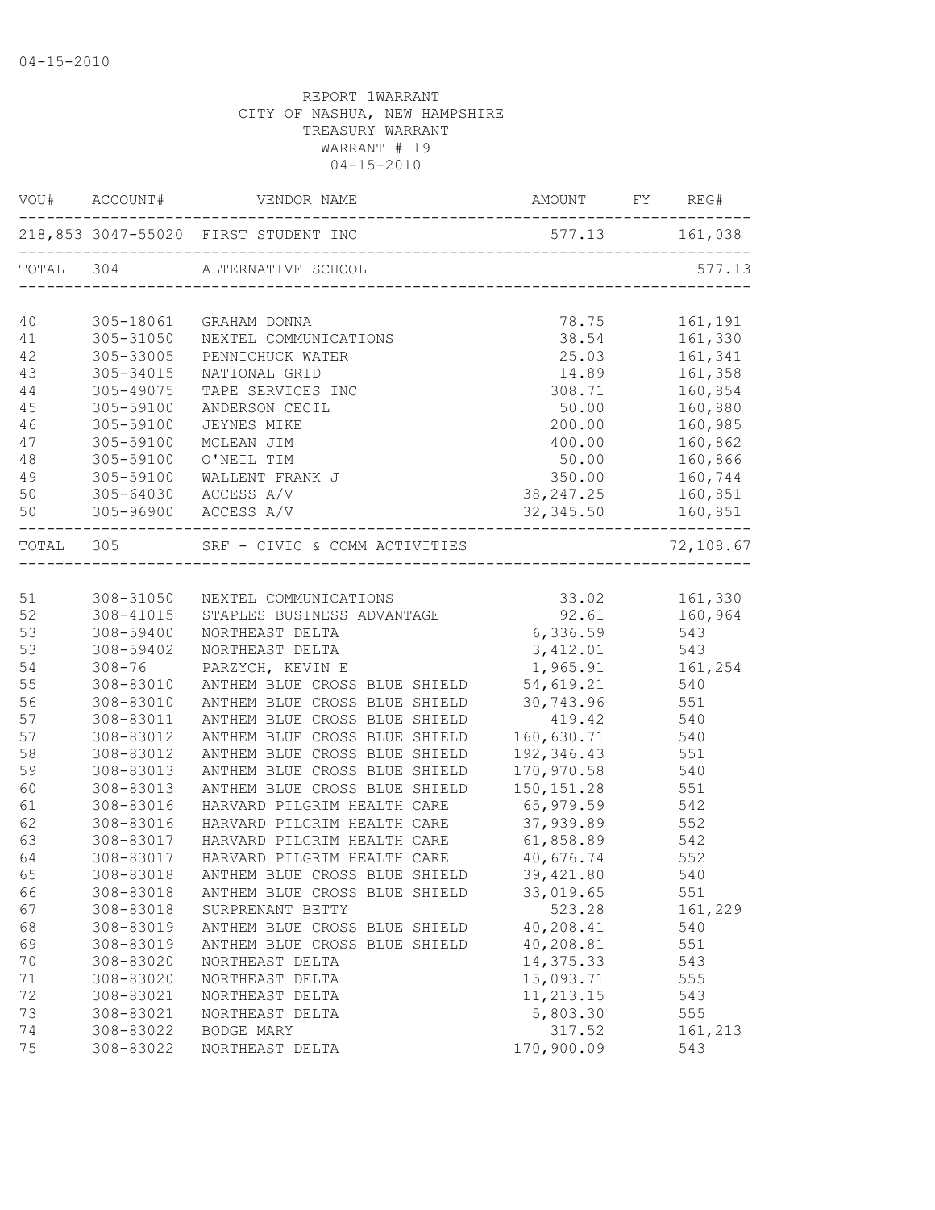REPORT 1WARRANT
CITY OF NASHUA, NEW HAMPSHIRE
TREASURY WARRANT
WARRANT # 19
04-15-2010

| VOU# | ACCOUNT# | VENDOR NAME | AMOUNT | FY | REG# |
|---|---|---|---|---|---|
| 218,853 | 3047-55020 | FIRST STUDENT INC | 577.13 | | 161,038 |
| TOTAL | 304 | ALTERNATIVE SCHOOL | | | 577.13 |
| 40 | 305-18061 | GRAHAM DONNA | 78.75 | | 161,191 |
| 41 | 305-31050 | NEXTEL COMMUNICATIONS | 38.54 | | 161,330 |
| 42 | 305-33005 | PENNICHUCK WATER | 25.03 | | 161,341 |
| 43 | 305-34015 | NATIONAL GRID | 14.89 | | 161,358 |
| 44 | 305-49075 | TAPE SERVICES INC | 308.71 | | 160,854 |
| 45 | 305-59100 | ANDERSON CECIL | 50.00 | | 160,880 |
| 46 | 305-59100 | JEYNES MIKE | 200.00 | | 160,985 |
| 47 | 305-59100 | MCLEAN JIM | 400.00 | | 160,862 |
| 48 | 305-59100 | O'NEIL TIM | 50.00 | | 160,866 |
| 49 | 305-59100 | WALLENT FRANK J | 350.00 | | 160,744 |
| 50 | 305-64030 | ACCESS A/V | 38,247.25 | | 160,851 |
| 50 | 305-96900 | ACCESS A/V | 32,345.50 | | 160,851 |
| TOTAL | 305 | SRF - CIVIC & COMM ACTIVITIES | | | 72,108.67 |
| 51 | 308-31050 | NEXTEL COMMUNICATIONS | 33.02 | | 161,330 |
| 52 | 308-41015 | STAPLES BUSINESS ADVANTAGE | 92.61 | | 160,964 |
| 53 | 308-59400 | NORTHEAST DELTA | 6,336.59 | | 543 |
| 53 | 308-59402 | NORTHEAST DELTA | 3,412.01 | | 543 |
| 54 | 308-76 | PARZYCH, KEVIN E | 1,965.91 | | 161,254 |
| 55 | 308-83010 | ANTHEM BLUE CROSS BLUE SHIELD | 54,619.21 | | 540 |
| 56 | 308-83010 | ANTHEM BLUE CROSS BLUE SHIELD | 30,743.96 | | 551 |
| 57 | 308-83011 | ANTHEM BLUE CROSS BLUE SHIELD | 419.42 | | 540 |
| 57 | 308-83012 | ANTHEM BLUE CROSS BLUE SHIELD | 160,630.71 | | 540 |
| 58 | 308-83012 | ANTHEM BLUE CROSS BLUE SHIELD | 192,346.43 | | 551 |
| 59 | 308-83013 | ANTHEM BLUE CROSS BLUE SHIELD | 170,970.58 | | 540 |
| 60 | 308-83013 | ANTHEM BLUE CROSS BLUE SHIELD | 150,151.28 | | 551 |
| 61 | 308-83016 | HARVARD PILGRIM HEALTH CARE | 65,979.59 | | 542 |
| 62 | 308-83016 | HARVARD PILGRIM HEALTH CARE | 37,939.89 | | 552 |
| 63 | 308-83017 | HARVARD PILGRIM HEALTH CARE | 61,858.89 | | 542 |
| 64 | 308-83017 | HARVARD PILGRIM HEALTH CARE | 40,676.74 | | 552 |
| 65 | 308-83018 | ANTHEM BLUE CROSS BLUE SHIELD | 39,421.80 | | 540 |
| 66 | 308-83018 | ANTHEM BLUE CROSS BLUE SHIELD | 33,019.65 | | 551 |
| 67 | 308-83018 | SURPRENANT BETTY | 523.28 | | 161,229 |
| 68 | 308-83019 | ANTHEM BLUE CROSS BLUE SHIELD | 40,208.41 | | 540 |
| 69 | 308-83019 | ANTHEM BLUE CROSS BLUE SHIELD | 40,208.81 | | 551 |
| 70 | 308-83020 | NORTHEAST DELTA | 14,375.33 | | 543 |
| 71 | 308-83020 | NORTHEAST DELTA | 15,093.71 | | 555 |
| 72 | 308-83021 | NORTHEAST DELTA | 11,213.15 | | 543 |
| 73 | 308-83021 | NORTHEAST DELTA | 5,803.30 | | 555 |
| 74 | 308-83022 | BODGE MARY | 317.52 | | 161,213 |
| 75 | 308-83022 | NORTHEAST DELTA | 170,900.09 | | 543 |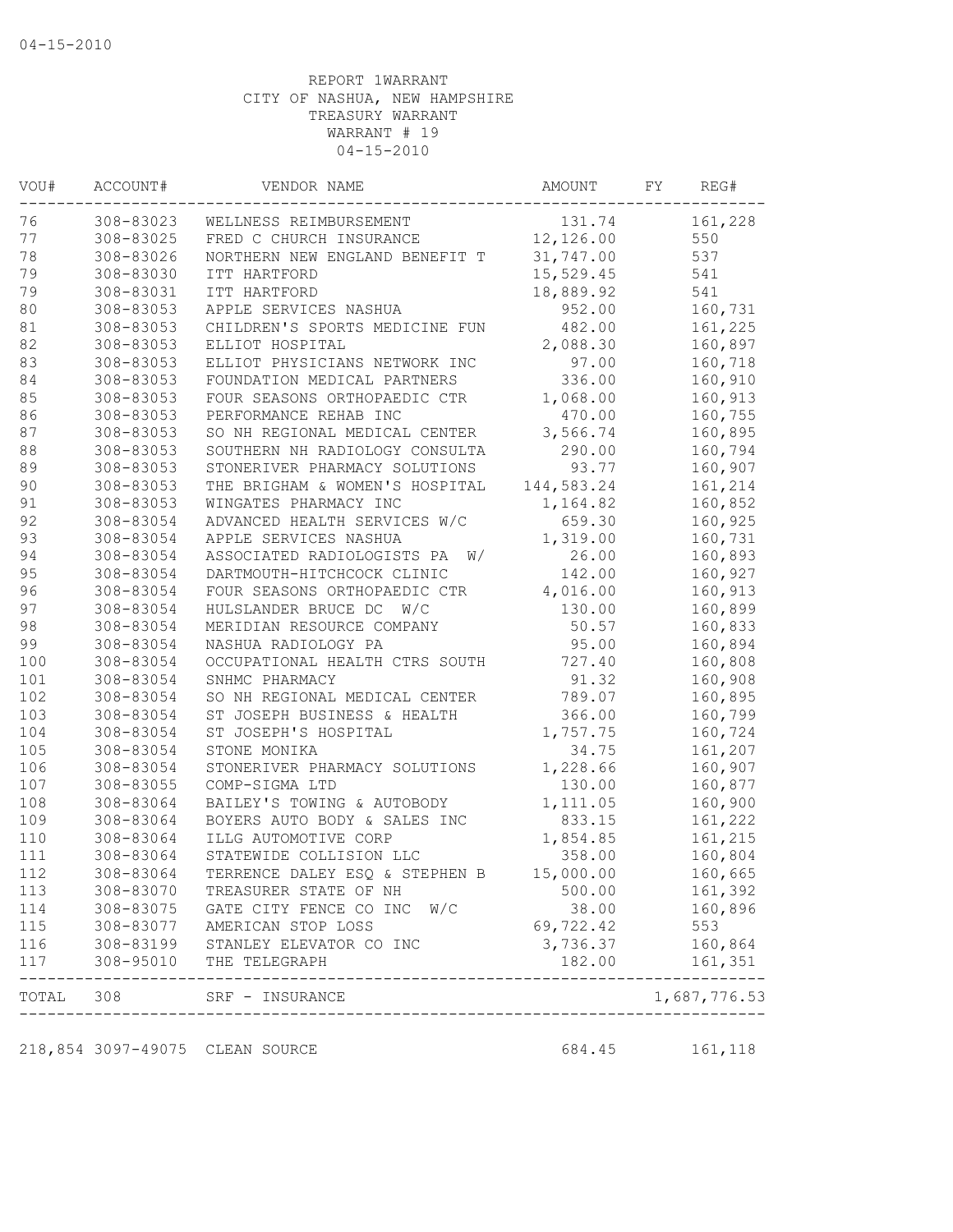04-15-2010

REPORT 1WARRANT
CITY OF NASHUA, NEW HAMPSHIRE
TREASURY WARRANT
WARRANT # 19
04-15-2010

| VOU# | ACCOUNT# | VENDOR NAME | AMOUNT | FY | REG# |
|---|---|---|---|---|---|
| 76 | 308-83023 | WELLNESS REIMBURSEMENT | 131.74 | | 161,228 |
| 77 | 308-83025 | FRED C CHURCH INSURANCE | 12,126.00 | | 550 |
| 78 | 308-83026 | NORTHERN NEW ENGLAND BENEFIT T | 31,747.00 | | 537 |
| 79 | 308-83030 | ITT HARTFORD | 15,529.45 | | 541 |
| 79 | 308-83031 | ITT HARTFORD | 18,889.92 | | 541 |
| 80 | 308-83053 | APPLE SERVICES NASHUA | 952.00 | | 160,731 |
| 81 | 308-83053 | CHILDREN'S SPORTS MEDICINE FUN | 482.00 | | 161,225 |
| 82 | 308-83053 | ELLIOT HOSPITAL | 2,088.30 | | 160,897 |
| 83 | 308-83053 | ELLIOT PHYSICIANS NETWORK INC | 97.00 | | 160,718 |
| 84 | 308-83053 | FOUNDATION MEDICAL PARTNERS | 336.00 | | 160,910 |
| 85 | 308-83053 | FOUR SEASONS ORTHOPAEDIC CTR | 1,068.00 | | 160,913 |
| 86 | 308-83053 | PERFORMANCE REHAB INC | 470.00 | | 160,755 |
| 87 | 308-83053 | SO NH REGIONAL MEDICAL CENTER | 3,566.74 | | 160,895 |
| 88 | 308-83053 | SOUTHERN NH RADIOLOGY CONSULTA | 290.00 | | 160,794 |
| 89 | 308-83053 | STONERIVER PHARMACY SOLUTIONS | 93.77 | | 160,907 |
| 90 | 308-83053 | THE BRIGHAM & WOMEN'S HOSPITAL | 144,583.24 | | 161,214 |
| 91 | 308-83053 | WINGATES PHARMACY INC | 1,164.82 | | 160,852 |
| 92 | 308-83054 | ADVANCED HEALTH SERVICES W/C | 659.30 | | 160,925 |
| 93 | 308-83054 | APPLE SERVICES NASHUA | 1,319.00 | | 160,731 |
| 94 | 308-83054 | ASSOCIATED RADIOLOGISTS PA W/ | 26.00 | | 160,893 |
| 95 | 308-83054 | DARTMOUTH-HITCHCOCK CLINIC | 142.00 | | 160,927 |
| 96 | 308-83054 | FOUR SEASONS ORTHOPAEDIC CTR | 4,016.00 | | 160,913 |
| 97 | 308-83054 | HULSLANDER BRUCE DC W/C | 130.00 | | 160,899 |
| 98 | 308-83054 | MERIDIAN RESOURCE COMPANY | 50.57 | | 160,833 |
| 99 | 308-83054 | NASHUA RADIOLOGY PA | 95.00 | | 160,894 |
| 100 | 308-83054 | OCCUPATIONAL HEALTH CTRS SOUTH | 727.40 | | 160,808 |
| 101 | 308-83054 | SNHMC PHARMACY | 91.32 | | 160,908 |
| 102 | 308-83054 | SO NH REGIONAL MEDICAL CENTER | 789.07 | | 160,895 |
| 103 | 308-83054 | ST JOSEPH BUSINESS & HEALTH | 366.00 | | 160,799 |
| 104 | 308-83054 | ST JOSEPH'S HOSPITAL | 1,757.75 | | 160,724 |
| 105 | 308-83054 | STONE MONIKA | 34.75 | | 161,207 |
| 106 | 308-83054 | STONERIVER PHARMACY SOLUTIONS | 1,228.66 | | 160,907 |
| 107 | 308-83055 | COMP-SIGMA LTD | 130.00 | | 160,877 |
| 108 | 308-83064 | BAILEY'S TOWING & AUTOBODY | 1,111.05 | | 160,900 |
| 109 | 308-83064 | BOYERS AUTO BODY & SALES INC | 833.15 | | 161,222 |
| 110 | 308-83064 | ILLG AUTOMOTIVE CORP | 1,854.85 | | 161,215 |
| 111 | 308-83064 | STATEWIDE COLLISION LLC | 358.00 | | 160,804 |
| 112 | 308-83064 | TERRENCE DALEY ESQ & STEPHEN B | 15,000.00 | | 160,665 |
| 113 | 308-83070 | TREASURER STATE OF NH | 500.00 | | 161,392 |
| 114 | 308-83075 | GATE CITY FENCE CO INC W/C | 38.00 | | 160,896 |
| 115 | 308-83077 | AMERICAN STOP LOSS | 69,722.42 | | 553 |
| 116 | 308-83199 | STANLEY ELEVATOR CO INC | 3,736.37 | | 160,864 |
| 117 | 308-95010 | THE TELEGRAPH | 182.00 | | 161,351 |
| TOTAL | 308 | SRF - INSURANCE | | | 1,687,776.53 |

| | | | | | |
|---|---|---|---|---|---|
| 218,854 | 3097-49075 | CLEAN SOURCE | 684.45 | | 161,118 |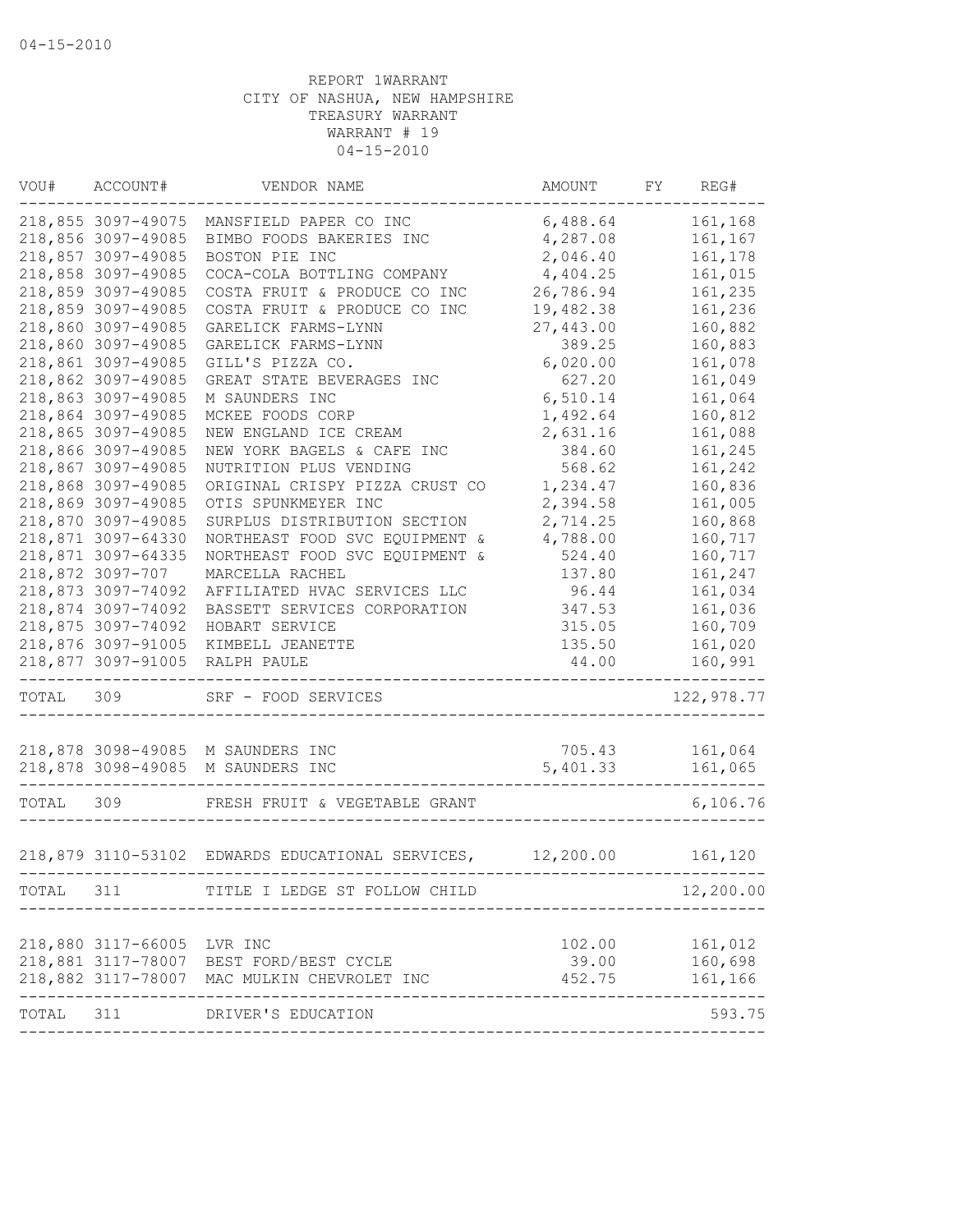04-15-2010

REPORT 1WARRANT
CITY OF NASHUA, NEW HAMPSHIRE
TREASURY WARRANT
WARRANT # 19
04-15-2010

| VOU# | ACCOUNT# | VENDOR NAME | AMOUNT | FY | REG# |
|---|---|---|---|---|---|
| 218,855 | 3097-49075 | MANSFIELD PAPER CO INC | 6,488.64 | | 161,168 |
| 218,856 | 3097-49085 | BIMBO FOODS BAKERIES INC | 4,287.08 | | 161,167 |
| 218,857 | 3097-49085 | BOSTON PIE INC | 2,046.40 | | 161,178 |
| 218,858 | 3097-49085 | COCA-COLA BOTTLING COMPANY | 4,404.25 | | 161,015 |
| 218,859 | 3097-49085 | COSTA FRUIT & PRODUCE CO INC | 26,786.94 | | 161,235 |
| 218,859 | 3097-49085 | COSTA FRUIT & PRODUCE CO INC | 19,482.38 | | 161,236 |
| 218,860 | 3097-49085 | GARELICK FARMS-LYNN | 27,443.00 | | 160,882 |
| 218,860 | 3097-49085 | GARELICK FARMS-LYNN | 389.25 | | 160,883 |
| 218,861 | 3097-49085 | GILL'S PIZZA CO. | 6,020.00 | | 161,078 |
| 218,862 | 3097-49085 | GREAT STATE BEVERAGES INC | 627.20 | | 161,049 |
| 218,863 | 3097-49085 | M SAUNDERS INC | 6,510.14 | | 161,064 |
| 218,864 | 3097-49085 | MCKEE FOODS CORP | 1,492.64 | | 160,812 |
| 218,865 | 3097-49085 | NEW ENGLAND ICE CREAM | 2,631.16 | | 161,088 |
| 218,866 | 3097-49085 | NEW YORK BAGELS & CAFE INC | 384.60 | | 161,245 |
| 218,867 | 3097-49085 | NUTRITION PLUS VENDING | 568.62 | | 161,242 |
| 218,868 | 3097-49085 | ORIGINAL CRISPY PIZZA CRUST CO | 1,234.47 | | 160,836 |
| 218,869 | 3097-49085 | OTIS SPUNKMEYER INC | 2,394.58 | | 161,005 |
| 218,870 | 3097-49085 | SURPLUS DISTRIBUTION SECTION | 2,714.25 | | 160,868 |
| 218,871 | 3097-64330 | NORTHEAST FOOD SVC EQUIPMENT & | 4,788.00 | | 160,717 |
| 218,871 | 3097-64335 | NORTHEAST FOOD SVC EQUIPMENT & | 524.40 | | 160,717 |
| 218,872 | 3097-707 | MARCELLA RACHEL | 137.80 | | 161,247 |
| 218,873 | 3097-74092 | AFFILIATED HVAC SERVICES LLC | 96.44 | | 161,034 |
| 218,874 | 3097-74092 | BASSETT SERVICES CORPORATION | 347.53 | | 161,036 |
| 218,875 | 3097-74092 | HOBART SERVICE | 315.05 | | 160,709 |
| 218,876 | 3097-91005 | KIMBELL JEANETTE | 135.50 | | 161,020 |
| 218,877 | 3097-91005 | RALPH PAULE | 44.00 | | 160,991 |
| TOTAL | 309 | SRF - FOOD SERVICES | | | 122,978.77 |
| 218,878 | 3098-49085 | M SAUNDERS INC | 705.43 | | 161,064 |
| 218,878 | 3098-49085 | M SAUNDERS INC | 5,401.33 | | 161,065 |
| TOTAL | 309 | FRESH FRUIT & VEGETABLE GRANT | | | 6,106.76 |
| 218,879 | 3110-53102 | EDWARDS EDUCATIONAL SERVICES, | 12,200.00 | | 161,120 |
| TOTAL | 311 | TITLE I LEDGE ST FOLLOW CHILD | | | 12,200.00 |
| 218,880 | 3117-66005 | LVR INC | 102.00 | | 161,012 |
| 218,881 | 3117-78007 | BEST FORD/BEST CYCLE | 39.00 | | 160,698 |
| 218,882 | 3117-78007 | MAC MULKIN CHEVROLET INC | 452.75 | | 161,166 |
| TOTAL | 311 | DRIVER'S EDUCATION | | | 593.75 |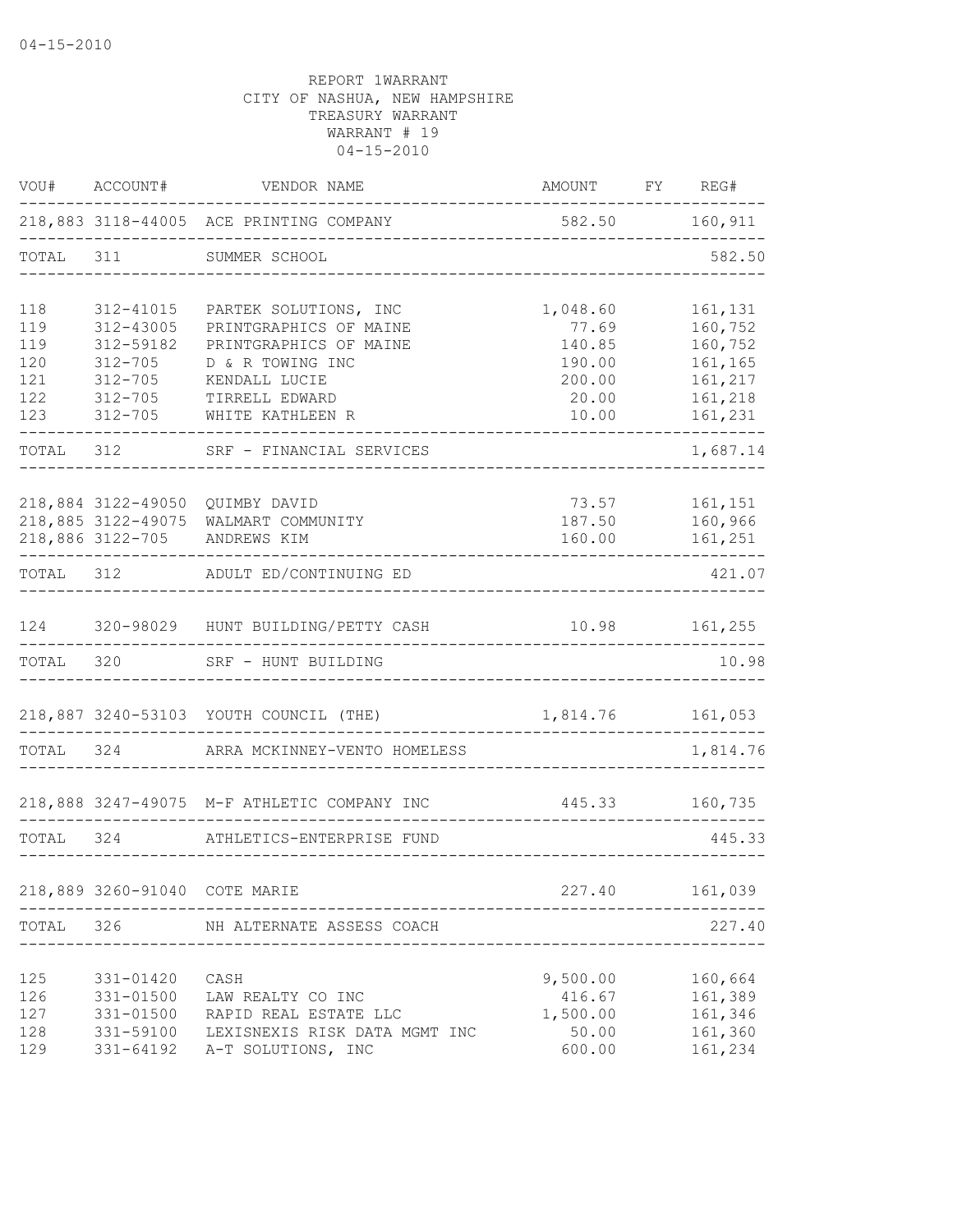04-15-2010

REPORT 1WARRANT
CITY OF NASHUA, NEW HAMPSHIRE
TREASURY WARRANT
WARRANT # 19
04-15-2010

| VOU# | ACCOUNT# | VENDOR NAME | AMOUNT | FY | REG# |
|---|---|---|---|---|---|
| 218,883 | 3118-44005 | ACE PRINTING COMPANY | 582.50 | | 160,911 |
| TOTAL | 311 | SUMMER SCHOOL | | | 582.50 |
| 118 | 312-41015 | PARTEK SOLUTIONS, INC | 1,048.60 | | 161,131 |
| 119 | 312-43005 | PRINTGRAPHICS OF MAINE | 77.69 | | 160,752 |
| 119 | 312-59182 | PRINTGRAPHICS OF MAINE | 140.85 | | 160,752 |
| 120 | 312-705 | D & R TOWING INC | 190.00 | | 161,165 |
| 121 | 312-705 | KENDALL LUCIE | 200.00 | | 161,217 |
| 122 | 312-705 | TIRRELL EDWARD | 20.00 | | 161,218 |
| 123 | 312-705 | WHITE KATHLEEN R | 10.00 | | 161,231 |
| TOTAL | 312 | SRF - FINANCIAL SERVICES | | | 1,687.14 |
| 218,884 | 3122-49050 | QUIMBY DAVID | 73.57 | | 161,151 |
| 218,885 | 3122-49075 | WALMART COMMUNITY | 187.50 | | 160,966 |
| 218,886 | 3122-705 | ANDREWS KIM | 160.00 | | 161,251 |
| TOTAL | 312 | ADULT ED/CONTINUING ED | | | 421.07 |
| 124 | 320-98029 | HUNT BUILDING/PETTY CASH | 10.98 | | 161,255 |
| TOTAL | 320 | SRF - HUNT BUILDING | | | 10.98 |
| 218,887 | 3240-53103 | YOUTH COUNCIL (THE) | 1,814.76 | | 161,053 |
| TOTAL | 324 | ARRA MCKINNEY-VENTO HOMELESS | | | 1,814.76 |
| 218,888 | 3247-49075 | M-F ATHLETIC COMPANY INC | 445.33 | | 160,735 |
| TOTAL | 324 | ATHLETICS-ENTERPRISE FUND | | | 445.33 |
| 218,889 | 3260-91040 | COTE MARIE | 227.40 | | 161,039 |
| TOTAL | 326 | NH ALTERNATE ASSESS COACH | | | 227.40 |
| 125 | 331-01420 | CASH | 9,500.00 | | 160,664 |
| 126 | 331-01500 | LAW REALTY CO INC | 416.67 | | 161,389 |
| 127 | 331-01500 | RAPID REAL ESTATE LLC | 1,500.00 | | 161,346 |
| 128 | 331-59100 | LEXISNEXIS RISK DATA MGMT INC | 50.00 | | 161,360 |
| 129 | 331-64192 | A-T SOLUTIONS, INC | 600.00 | | 161,234 |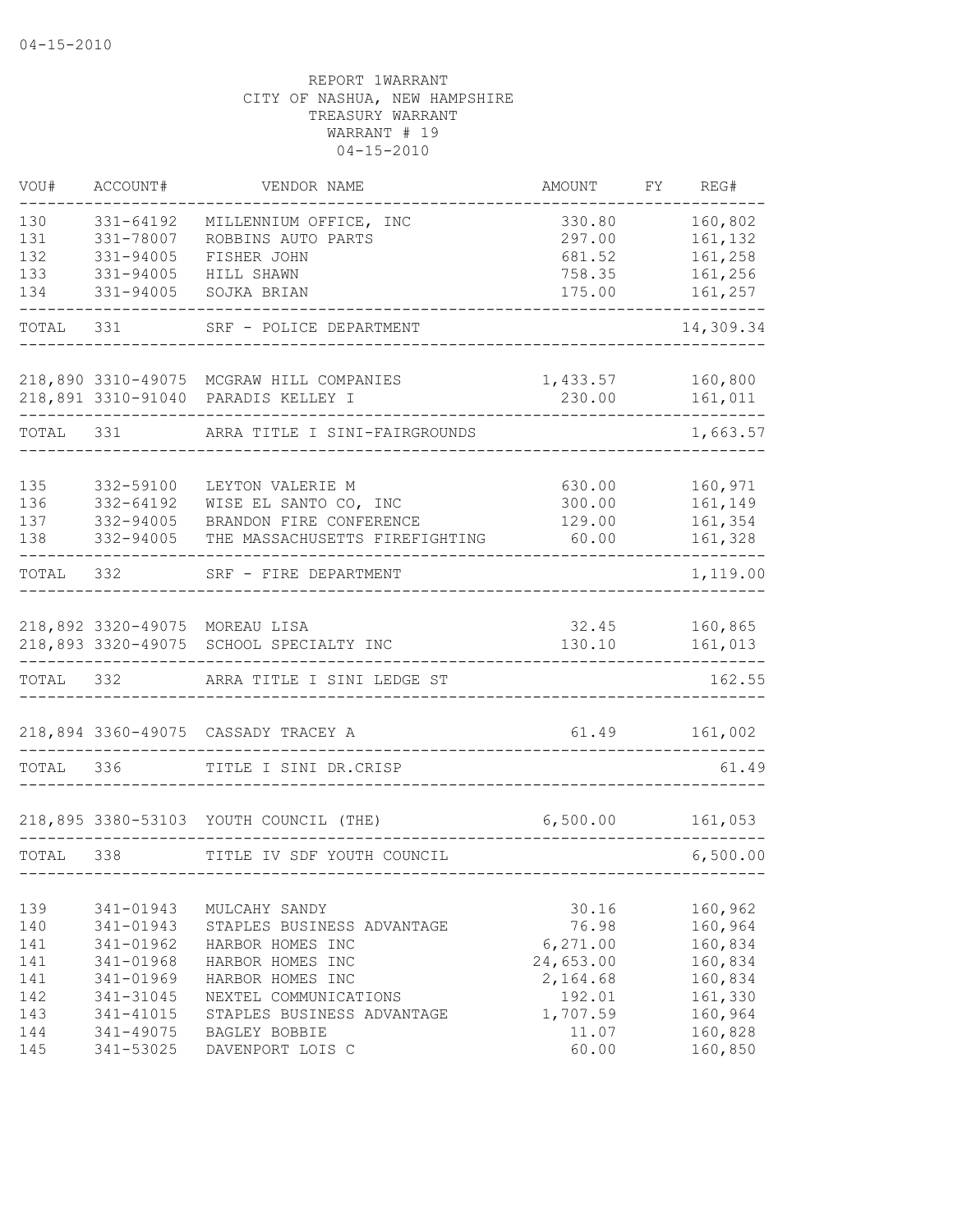04-15-2010

REPORT 1WARRANT
CITY OF NASHUA, NEW HAMPSHIRE
TREASURY WARRANT
WARRANT # 19
04-15-2010

| VOU# | ACCOUNT# | VENDOR NAME | AMOUNT | FY | REG# |
|---|---|---|---|---|---|
| 130 | 331-64192 | MILLENNIUM OFFICE, INC | 330.80 | | 160,802 |
| 131 | 331-78007 | ROBBINS AUTO PARTS | 297.00 | | 161,132 |
| 132 | 331-94005 | FISHER JOHN | 681.52 | | 161,258 |
| 133 | 331-94005 | HILL SHAWN | 758.35 | | 161,256 |
| 134 | 331-94005 | SOJKA BRIAN | 175.00 | | 161,257 |
| TOTAL | 331 | SRF - POLICE DEPARTMENT | | | 14,309.34 |
| 218,890 | 3310-49075 | MCGRAW HILL COMPANIES | 1,433.57 | | 160,800 |
| 218,891 | 3310-91040 | PARADIS KELLEY I | 230.00 | | 161,011 |
| TOTAL | 331 | ARRA TITLE I SINI-FAIRGROUNDS | | | 1,663.57 |
| 135 | 332-59100 | LEYTON VALERIE M | 630.00 | | 160,971 |
| 136 | 332-64192 | WISE EL SANTO CO, INC | 300.00 | | 161,149 |
| 137 | 332-94005 | BRANDON FIRE CONFERENCE | 129.00 | | 161,354 |
| 138 | 332-94005 | THE MASSACHUSETTS FIREFIGHTING | 60.00 | | 161,328 |
| TOTAL | 332 | SRF - FIRE DEPARTMENT | | | 1,119.00 |
| 218,892 | 3320-49075 | MOREAU LISA | 32.45 | | 160,865 |
| 218,893 | 3320-49075 | SCHOOL SPECIALTY INC | 130.10 | | 161,013 |
| TOTAL | 332 | ARRA TITLE I SINI LEDGE ST | | | 162.55 |
| 218,894 | 3360-49075 | CASSADY TRACEY A | 61.49 | | 161,002 |
| TOTAL | 336 | TITLE I SINI DR.CRISP | | | 61.49 |
| 218,895 | 3380-53103 | YOUTH COUNCIL (THE) | 6,500.00 | | 161,053 |
| TOTAL | 338 | TITLE IV SDF YOUTH COUNCIL | | | 6,500.00 |
| 139 | 341-01943 | MULCAHY SANDY | 30.16 | | 160,962 |
| 140 | 341-01943 | STAPLES BUSINESS ADVANTAGE | 76.98 | | 160,964 |
| 141 | 341-01962 | HARBOR HOMES INC | 6,271.00 | | 160,834 |
| 141 | 341-01968 | HARBOR HOMES INC | 24,653.00 | | 160,834 |
| 141 | 341-01969 | HARBOR HOMES INC | 2,164.68 | | 160,834 |
| 142 | 341-31045 | NEXTEL COMMUNICATIONS | 192.01 | | 161,330 |
| 143 | 341-41015 | STAPLES BUSINESS ADVANTAGE | 1,707.59 | | 160,964 |
| 144 | 341-49075 | BAGLEY BOBBIE | 11.07 | | 160,828 |
| 145 | 341-53025 | DAVENPORT LOIS C | 60.00 | | 160,850 |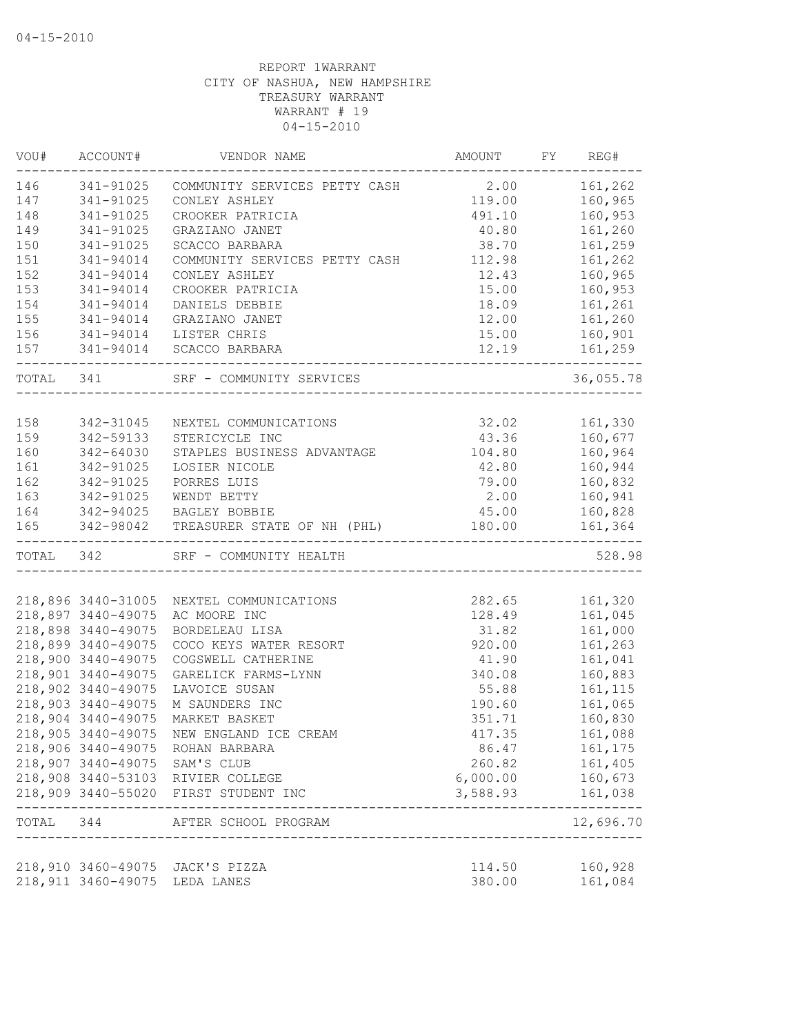04-15-2010

REPORT 1WARRANT
CITY OF NASHUA, NEW HAMPSHIRE
TREASURY WARRANT
WARRANT # 19
04-15-2010

| VOU# | ACCOUNT# | VENDOR NAME | AMOUNT | FY | REG# |
|---|---|---|---|---|---|
| 146 | 341-91025 | COMMUNITY SERVICES PETTY CASH | 2.00 | | 161,262 |
| 147 | 341-91025 | CONLEY ASHLEY | 119.00 | | 160,965 |
| 148 | 341-91025 | CROOKER PATRICIA | 491.10 | | 160,953 |
| 149 | 341-91025 | GRAZIANO JANET | 40.80 | | 161,260 |
| 150 | 341-91025 | SCACCO BARBARA | 38.70 | | 161,259 |
| 151 | 341-94014 | COMMUNITY SERVICES PETTY CASH | 112.98 | | 161,262 |
| 152 | 341-94014 | CONLEY ASHLEY | 12.43 | | 160,965 |
| 153 | 341-94014 | CROOKER PATRICIA | 15.00 | | 160,953 |
| 154 | 341-94014 | DANIELS DEBBIE | 18.09 | | 161,261 |
| 155 | 341-94014 | GRAZIANO JANET | 12.00 | | 161,260 |
| 156 | 341-94014 | LISTER CHRIS | 15.00 | | 160,901 |
| 157 | 341-94014 | SCACCO BARBARA | 12.19 | | 161,259 |
| TOTAL | 341 | SRF - COMMUNITY SERVICES | | | 36,055.78 |
| 158 | 342-31045 | NEXTEL COMMUNICATIONS | 32.02 | | 161,330 |
| 159 | 342-59133 | STERICYCLE INC | 43.36 | | 160,677 |
| 160 | 342-64030 | STAPLES BUSINESS ADVANTAGE | 104.80 | | 160,964 |
| 161 | 342-91025 | LOSIER NICOLE | 42.80 | | 160,944 |
| 162 | 342-91025 | PORRES LUIS | 79.00 | | 160,832 |
| 163 | 342-91025 | WENDT BETTY | 2.00 | | 160,941 |
| 164 | 342-94025 | BAGLEY BOBBIE | 45.00 | | 160,828 |
| 165 | 342-98042 | TREASURER STATE OF NH (PHL) | 180.00 | | 161,364 |
| TOTAL | 342 | SRF - COMMUNITY HEALTH | | | 528.98 |
| 218,896 | 3440-31005 | NEXTEL COMMUNICATIONS | 282.65 | | 161,320 |
| 218,897 | 3440-49075 | AC MOORE INC | 128.49 | | 161,045 |
| 218,898 | 3440-49075 | BORDELEAU LISA | 31.82 | | 161,000 |
| 218,899 | 3440-49075 | COCO KEYS WATER RESORT | 920.00 | | 161,263 |
| 218,900 | 3440-49075 | COGSWELL CATHERINE | 41.90 | | 161,041 |
| 218,901 | 3440-49075 | GARELICK FARMS-LYNN | 340.08 | | 160,883 |
| 218,902 | 3440-49075 | LAVOICE SUSAN | 55.88 | | 161,115 |
| 218,903 | 3440-49075 | M SAUNDERS INC | 190.60 | | 161,065 |
| 218,904 | 3440-49075 | MARKET BASKET | 351.71 | | 160,830 |
| 218,905 | 3440-49075 | NEW ENGLAND ICE CREAM | 417.35 | | 161,088 |
| 218,906 | 3440-49075 | ROHAN BARBARA | 86.47 | | 161,175 |
| 218,907 | 3440-49075 | SAM'S CLUB | 260.82 | | 161,405 |
| 218,908 | 3440-53103 | RIVIER COLLEGE | 6,000.00 | | 160,673 |
| 218,909 | 3440-55020 | FIRST STUDENT INC | 3,588.93 | | 161,038 |
| TOTAL | 344 | AFTER SCHOOL PROGRAM | | | 12,696.70 |
| 218,910 | 3460-49075 | JACK'S PIZZA | 114.50 | | 160,928 |
| 218,911 | 3460-49075 | LEDA LANES | 380.00 | | 161,084 |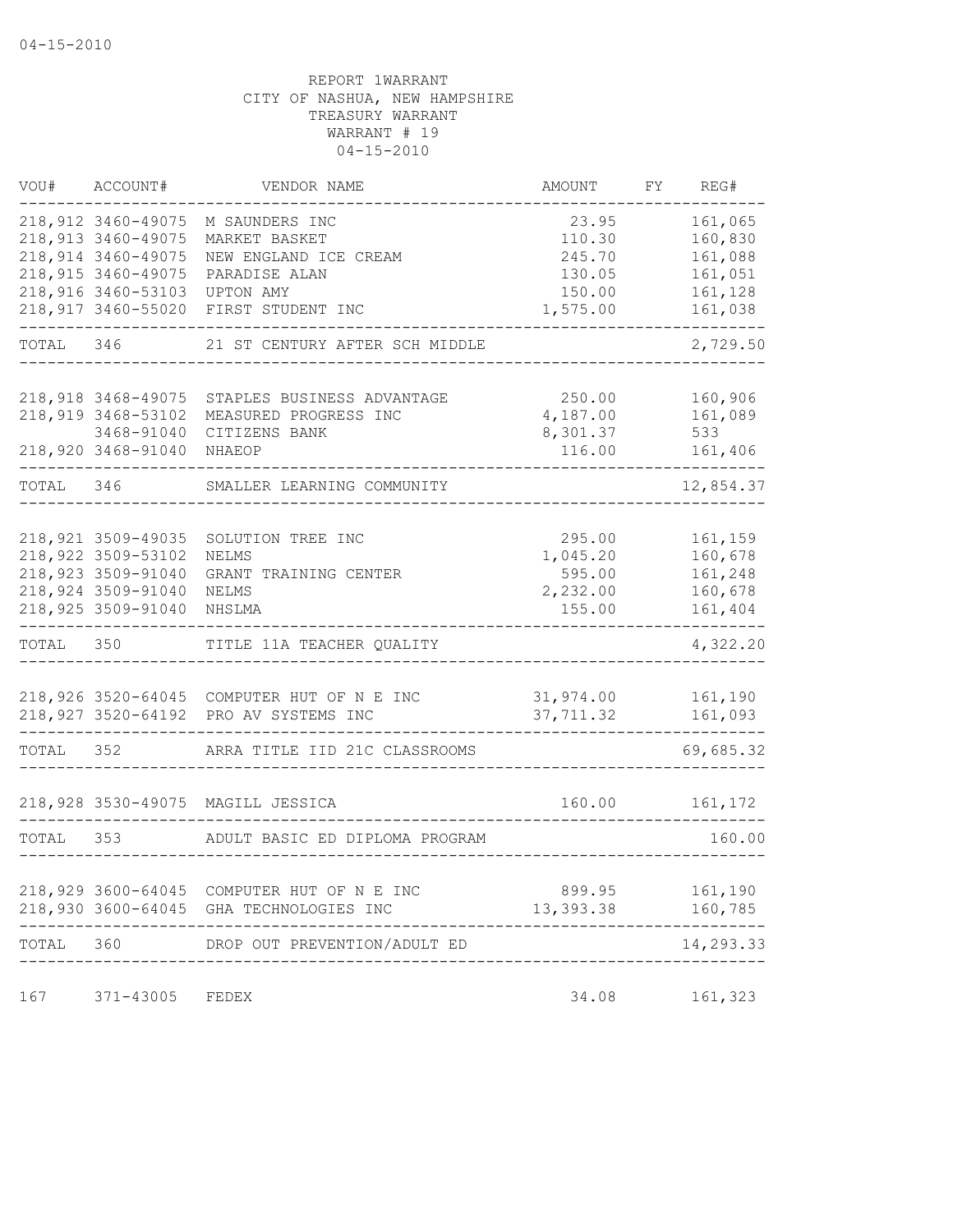04-15-2010

REPORT 1WARRANT
CITY OF NASHUA, NEW HAMPSHIRE
TREASURY WARRANT
WARRANT # 19
04-15-2010

| VOU# | ACCOUNT# | VENDOR NAME | AMOUNT | FY | REG# |
|---|---|---|---|---|---|
| 218,912 | 3460-49075 | M SAUNDERS INC | 23.95 | | 161,065 |
| 218,913 | 3460-49075 | MARKET BASKET | 110.30 | | 160,830 |
| 218,914 | 3460-49075 | NEW ENGLAND ICE CREAM | 245.70 | | 161,088 |
| 218,915 | 3460-49075 | PARADISE ALAN | 130.05 | | 161,051 |
| 218,916 | 3460-53103 | UPTON AMY | 150.00 | | 161,128 |
| 218,917 | 3460-55020 | FIRST STUDENT INC | 1,575.00 | | 161,038 |
| TOTAL | 346 | 21 ST CENTURY AFTER SCH MIDDLE | | | 2,729.50 |
| 218,918 | 3468-49075 | STAPLES BUSINESS ADVANTAGE | 250.00 | | 160,906 |
| 218,919 | 3468-53102 | MEASURED PROGRESS INC | 4,187.00 | | 161,089 |
| | 3468-91040 | CITIZENS BANK | 8,301.37 | | 533 |
| 218,920 | 3468-91040 | NHAEOP | 116.00 | | 161,406 |
| TOTAL | 346 | SMALLER LEARNING COMMUNITY | | | 12,854.37 |
| 218,921 | 3509-49035 | SOLUTION TREE INC | 295.00 | | 161,159 |
| 218,922 | 3509-53102 | NELMS | 1,045.20 | | 160,678 |
| 218,923 | 3509-91040 | GRANT TRAINING CENTER | 595.00 | | 161,248 |
| 218,924 | 3509-91040 | NELMS | 2,232.00 | | 160,678 |
| 218,925 | 3509-91040 | NHSLMA | 155.00 | | 161,404 |
| TOTAL | 350 | TITLE 11A TEACHER QUALITY | | | 4,322.20 |
| 218,926 | 3520-64045 | COMPUTER HUT OF N E INC | 31,974.00 | | 161,190 |
| 218,927 | 3520-64192 | PRO AV SYSTEMS INC | 37,711.32 | | 161,093 |
| TOTAL | 352 | ARRA TITLE IID 21C CLASSROOMS | | | 69,685.32 |
| 218,928 | 3530-49075 | MAGILL JESSICA | 160.00 | | 161,172 |
| TOTAL | 353 | ADULT BASIC ED DIPLOMA PROGRAM | | | 160.00 |
| 218,929 | 3600-64045 | COMPUTER HUT OF N E INC | 899.95 | | 161,190 |
| 218,930 | 3600-64045 | GHA TECHNOLOGIES INC | 13,393.38 | | 160,785 |
| TOTAL | 360 | DROP OUT PREVENTION/ADULT ED | | | 14,293.33 |
| 167 | 371-43005 | FEDEX | 34.08 | | 161,323 |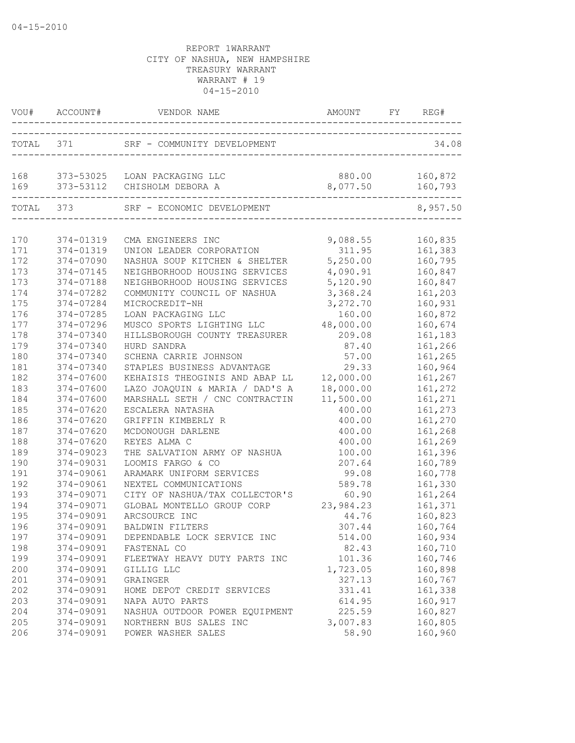04-15-2010

REPORT 1WARRANT
CITY OF NASHUA, NEW HAMPSHIRE
TREASURY WARRANT
WARRANT # 19
04-15-2010

| VOU# | ACCOUNT# | VENDOR NAME | AMOUNT | FY | REG# |
|---|---|---|---|---|---|
| TOTAL | 371 | SRF - COMMUNITY DEVELOPMENT | | | 34.08 |
| 168 | 373-53025 | LOAN PACKAGING LLC | 880.00 | | 160,872 |
| 169 | 373-53112 | CHISHOLM DEBORA A | 8,077.50 | | 160,793 |
| TOTAL | 373 | SRF - ECONOMIC DEVELOPMENT | | | 8,957.50 |
| 170 | 374-01319 | CMA ENGINEERS INC | 9,088.55 | | 160,835 |
| 171 | 374-01319 | UNION LEADER CORPORATION | 311.95 | | 161,383 |
| 172 | 374-07090 | NASHUA SOUP KITCHEN & SHELTER | 5,250.00 | | 160,795 |
| 173 | 374-07145 | NEIGHBORHOOD HOUSING SERVICES | 4,090.91 | | 160,847 |
| 173 | 374-07188 | NEIGHBORHOOD HOUSING SERVICES | 5,120.90 | | 160,847 |
| 174 | 374-07282 | COMMUNITY COUNCIL OF NASHUA | 3,368.24 | | 161,203 |
| 175 | 374-07284 | MICROCREDIT-NH | 3,272.70 | | 160,931 |
| 176 | 374-07285 | LOAN PACKAGING LLC | 160.00 | | 160,872 |
| 177 | 374-07296 | MUSCO SPORTS LIGHTING LLC | 48,000.00 | | 160,674 |
| 178 | 374-07340 | HILLSBOROUGH COUNTY TREASURER | 209.08 | | 161,183 |
| 179 | 374-07340 | HURD SANDRA | 87.40 | | 161,266 |
| 180 | 374-07340 | SCHENA CARRIE JOHNSON | 57.00 | | 161,265 |
| 181 | 374-07340 | STAPLES BUSINESS ADVANTAGE | 29.33 | | 160,964 |
| 182 | 374-07600 | KEHAISIS THEOGINIS AND ABAP LL | 12,000.00 | | 161,267 |
| 183 | 374-07600 | LAZO JOAQUIN & MARIA / DAD'S A | 18,000.00 | | 161,272 |
| 184 | 374-07600 | MARSHALL SETH / CNC CONTRACTIN | 11,500.00 | | 161,271 |
| 185 | 374-07620 | ESCALERA NATASHA | 400.00 | | 161,273 |
| 186 | 374-07620 | GRIFFIN KIMBERLY R | 400.00 | | 161,270 |
| 187 | 374-07620 | MCDONOUGH DARLENE | 400.00 | | 161,268 |
| 188 | 374-07620 | REYES ALMA C | 400.00 | | 161,269 |
| 189 | 374-09023 | THE SALVATION ARMY OF NASHUA | 100.00 | | 161,396 |
| 190 | 374-09031 | LOOMIS FARGO & CO | 207.64 | | 160,789 |
| 191 | 374-09061 | ARAMARK UNIFORM SERVICES | 99.08 | | 160,778 |
| 192 | 374-09061 | NEXTEL COMMUNICATIONS | 589.78 | | 161,330 |
| 193 | 374-09071 | CITY OF NASHUA/TAX COLLECTOR'S | 60.90 | | 161,264 |
| 194 | 374-09071 | GLOBAL MONTELLO GROUP CORP | 23,984.23 | | 161,371 |
| 195 | 374-09091 | ARCSOURCE INC | 44.76 | | 160,823 |
| 196 | 374-09091 | BALDWIN FILTERS | 307.44 | | 160,764 |
| 197 | 374-09091 | DEPENDABLE LOCK SERVICE INC | 514.00 | | 160,934 |
| 198 | 374-09091 | FASTENAL CO | 82.43 | | 160,710 |
| 199 | 374-09091 | FLEETWAY HEAVY DUTY PARTS INC | 101.36 | | 160,746 |
| 200 | 374-09091 | GILLIG LLC | 1,723.05 | | 160,898 |
| 201 | 374-09091 | GRAINGER | 327.13 | | 160,767 |
| 202 | 374-09091 | HOME DEPOT CREDIT SERVICES | 331.41 | | 161,338 |
| 203 | 374-09091 | NAPA AUTO PARTS | 614.95 | | 160,917 |
| 204 | 374-09091 | NASHUA OUTDOOR POWER EQUIPMENT | 225.59 | | 160,827 |
| 205 | 374-09091 | NORTHERN BUS SALES INC | 3,007.83 | | 160,805 |
| 206 | 374-09091 | POWER WASHER SALES | 58.90 | | 160,960 |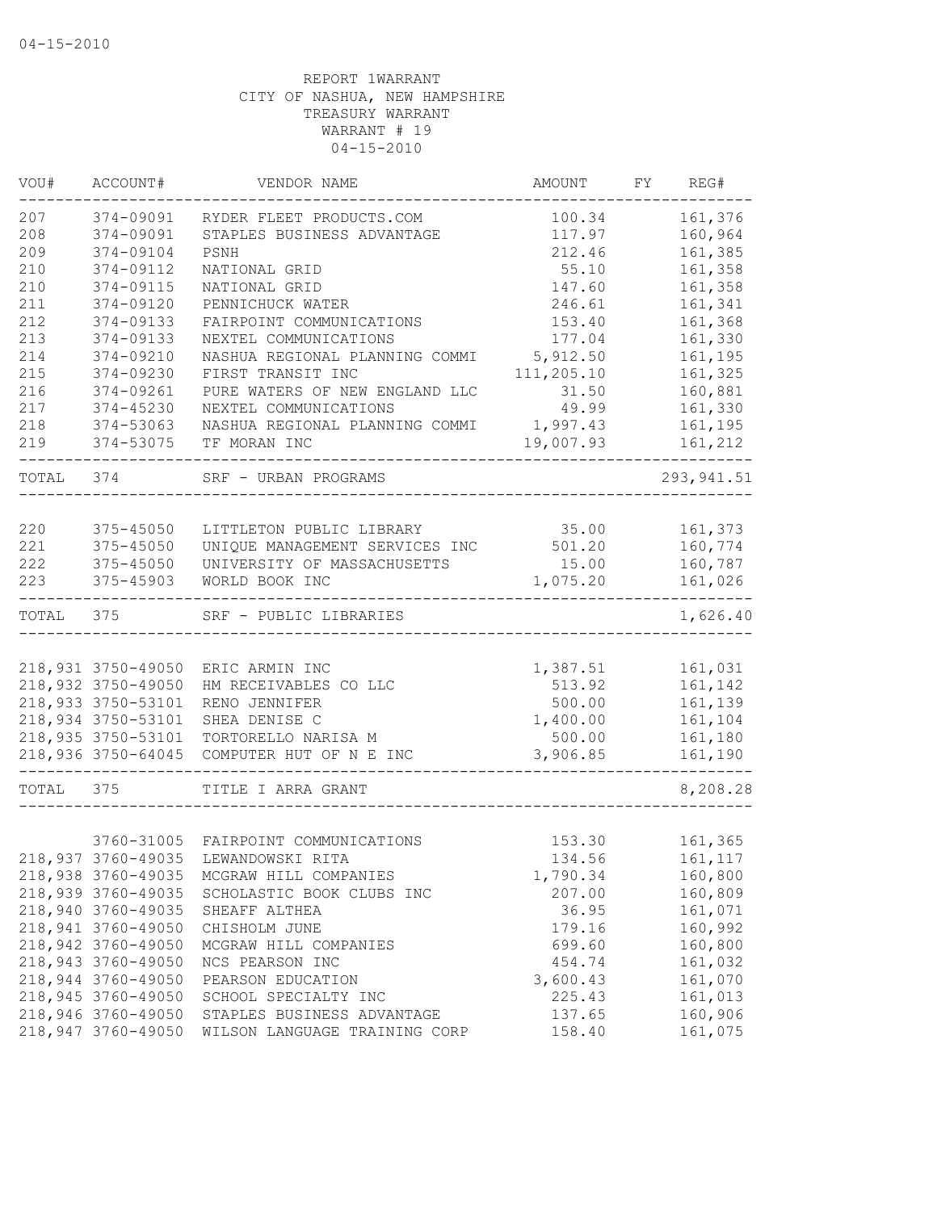04-15-2010

REPORT 1WARRANT
CITY OF NASHUA, NEW HAMPSHIRE
TREASURY WARRANT
WARRANT # 19
04-15-2010

| VOU# | ACCOUNT# | VENDOR NAME | AMOUNT | FY | REG# |
|---|---|---|---|---|---|
| 207 | 374-09091 | RYDER FLEET PRODUCTS.COM | 100.34 | | 161,376 |
| 208 | 374-09091 | STAPLES BUSINESS ADVANTAGE | 117.97 | | 160,964 |
| 209 | 374-09104 | PSNH | 212.46 | | 161,385 |
| 210 | 374-09112 | NATIONAL GRID | 55.10 | | 161,358 |
| 210 | 374-09115 | NATIONAL GRID | 147.60 | | 161,358 |
| 211 | 374-09120 | PENNICHUCK WATER | 246.61 | | 161,341 |
| 212 | 374-09133 | FAIRPOINT COMMUNICATIONS | 153.40 | | 161,368 |
| 213 | 374-09133 | NEXTEL COMMUNICATIONS | 177.04 | | 161,330 |
| 214 | 374-09210 | NASHUA REGIONAL PLANNING COMMI | 5,912.50 | | 161,195 |
| 215 | 374-09230 | FIRST TRANSIT INC | 111,205.10 | | 161,325 |
| 216 | 374-09261 | PURE WATERS OF NEW ENGLAND LLC | 31.50 | | 160,881 |
| 217 | 374-45230 | NEXTEL COMMUNICATIONS | 49.99 | | 161,330 |
| 218 | 374-53063 | NASHUA REGIONAL PLANNING COMMI | 1,997.43 | | 161,195 |
| 219 | 374-53075 | TF MORAN INC | 19,007.93 | | 161,212 |
| TOTAL | 374 | SRF - URBAN PROGRAMS | | | 293,941.51 |
| 220 | 375-45050 | LITTLETON PUBLIC LIBRARY | 35.00 | | 161,373 |
| 221 | 375-45050 | UNIQUE MANAGEMENT SERVICES INC | 501.20 | | 160,774 |
| 222 | 375-45050 | UNIVERSITY OF MASSACHUSETTS | 15.00 | | 160,787 |
| 223 | 375-45903 | WORLD BOOK INC | 1,075.20 | | 161,026 |
| TOTAL | 375 | SRF - PUBLIC LIBRARIES | | | 1,626.40 |
| 218,931 | 3750-49050 | ERIC ARMIN INC | 1,387.51 | | 161,031 |
| 218,932 | 3750-49050 | HM RECEIVABLES CO LLC | 513.92 | | 161,142 |
| 218,933 | 3750-53101 | RENO JENNIFER | 500.00 | | 161,139 |
| 218,934 | 3750-53101 | SHEA DENISE C | 1,400.00 | | 161,104 |
| 218,935 | 3750-53101 | TORTORELLO NARISA M | 500.00 | | 161,180 |
| 218,936 | 3750-64045 | COMPUTER HUT OF N E INC | 3,906.85 | | 161,190 |
| TOTAL | 375 | TITLE I ARRA GRANT | | | 8,208.28 |
| | 3760-31005 | FAIRPOINT COMMUNICATIONS | 153.30 | | 161,365 |
| 218,937 | 3760-49035 | LEWANDOWSKI RITA | 134.56 | | 161,117 |
| 218,938 | 3760-49035 | MCGRAW HILL COMPANIES | 1,790.34 | | 160,800 |
| 218,939 | 3760-49035 | SCHOLASTIC BOOK CLUBS INC | 207.00 | | 160,809 |
| 218,940 | 3760-49035 | SHEAFF ALTHEA | 36.95 | | 161,071 |
| 218,941 | 3760-49050 | CHISHOLM JUNE | 179.16 | | 160,992 |
| 218,942 | 3760-49050 | MCGRAW HILL COMPANIES | 699.60 | | 160,800 |
| 218,943 | 3760-49050 | NCS PEARSON INC | 454.74 | | 161,032 |
| 218,944 | 3760-49050 | PEARSON EDUCATION | 3,600.43 | | 161,070 |
| 218,945 | 3760-49050 | SCHOOL SPECIALTY INC | 225.43 | | 161,013 |
| 218,946 | 3760-49050 | STAPLES BUSINESS ADVANTAGE | 137.65 | | 160,906 |
| 218,947 | 3760-49050 | WILSON LANGUAGE TRAINING CORP | 158.40 | | 161,075 |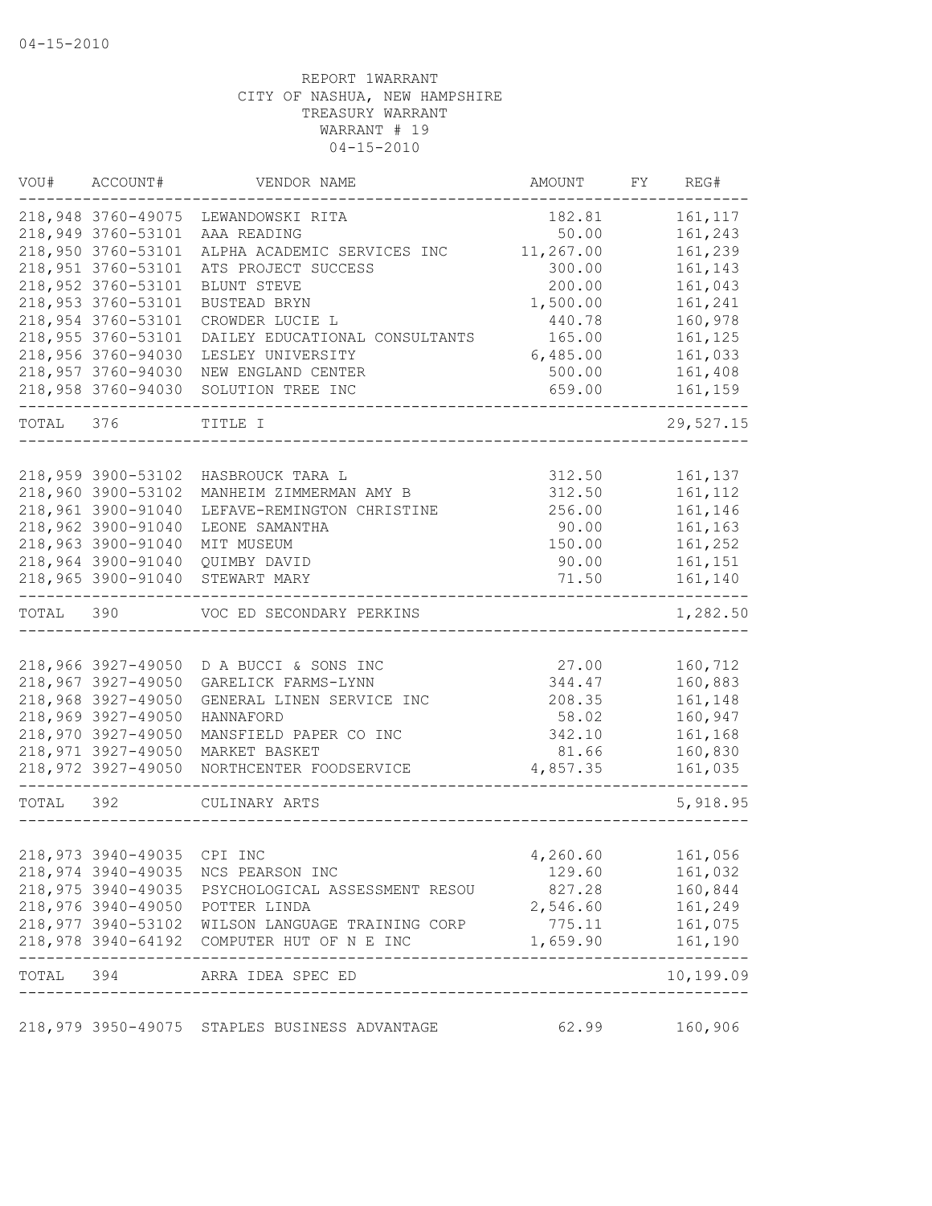04-15-2010

REPORT 1WARRANT
CITY OF NASHUA, NEW HAMPSHIRE
TREASURY WARRANT
WARRANT # 19
04-15-2010

| VOU# | ACCOUNT# | VENDOR NAME | AMOUNT | FY | REG# |
|---|---|---|---|---|---|
| 218,948 | 3760-49075 | LEWANDOWSKI RITA | 182.81 | | 161,117 |
| 218,949 | 3760-53101 | AAA READING | 50.00 | | 161,243 |
| 218,950 | 3760-53101 | ALPHA ACADEMIC SERVICES INC | 11,267.00 | | 161,239 |
| 218,951 | 3760-53101 | ATS PROJECT SUCCESS | 300.00 | | 161,143 |
| 218,952 | 3760-53101 | BLUNT STEVE | 200.00 | | 161,043 |
| 218,953 | 3760-53101 | BUSTEAD BRYN | 1,500.00 | | 161,241 |
| 218,954 | 3760-53101 | CROWDER LUCIE L | 440.78 | | 160,978 |
| 218,955 | 3760-53101 | DAILEY EDUCATIONAL CONSULTANTS | 165.00 | | 161,125 |
| 218,956 | 3760-94030 | LESLEY UNIVERSITY | 6,485.00 | | 161,033 |
| 218,957 | 3760-94030 | NEW ENGLAND CENTER | 500.00 | | 161,408 |
| 218,958 | 3760-94030 | SOLUTION TREE INC | 659.00 | | 161,159 |
| TOTAL | 376 | TITLE I | | | 29,527.15 |
| 218,959 | 3900-53102 | HASBROUCK TARA L | 312.50 | | 161,137 |
| 218,960 | 3900-53102 | MANHEIM ZIMMERMAN AMY B | 312.50 | | 161,112 |
| 218,961 | 3900-91040 | LEFAVE-REMINGTON CHRISTINE | 256.00 | | 161,146 |
| 218,962 | 3900-91040 | LEONE SAMANTHA | 90.00 | | 161,163 |
| 218,963 | 3900-91040 | MIT MUSEUM | 150.00 | | 161,252 |
| 218,964 | 3900-91040 | QUIMBY DAVID | 90.00 | | 161,151 |
| 218,965 | 3900-91040 | STEWART MARY | 71.50 | | 161,140 |
| TOTAL | 390 | VOC ED SECONDARY PERKINS | | | 1,282.50 |
| 218,966 | 3927-49050 | D A BUCCI & SONS INC | 27.00 | | 160,712 |
| 218,967 | 3927-49050 | GARELICK FARMS-LYNN | 344.47 | | 160,883 |
| 218,968 | 3927-49050 | GENERAL LINEN SERVICE INC | 208.35 | | 161,148 |
| 218,969 | 3927-49050 | HANNAFORD | 58.02 | | 160,947 |
| 218,970 | 3927-49050 | MANSFIELD PAPER CO INC | 342.10 | | 161,168 |
| 218,971 | 3927-49050 | MARKET BASKET | 81.66 | | 160,830 |
| 218,972 | 3927-49050 | NORTHCENTER FOODSERVICE | 4,857.35 | | 161,035 |
| TOTAL | 392 | CULINARY ARTS | | | 5,918.95 |
| 218,973 | 3940-49035 | CPI INC | 4,260.60 | | 161,056 |
| 218,974 | 3940-49035 | NCS PEARSON INC | 129.60 | | 161,032 |
| 218,975 | 3940-49035 | PSYCHOLOGICAL ASSESSMENT RESOU | 827.28 | | 160,844 |
| 218,976 | 3940-49050 | POTTER LINDA | 2,546.60 | | 161,249 |
| 218,977 | 3940-53102 | WILSON LANGUAGE TRAINING CORP | 775.11 | | 161,075 |
| 218,978 | 3940-64192 | COMPUTER HUT OF N E INC | 1,659.90 | | 161,190 |
| TOTAL | 394 | ARRA IDEA SPEC ED | | | 10,199.09 |
| 218,979 | 3950-49075 | STAPLES BUSINESS ADVANTAGE | 62.99 | | 160,906 |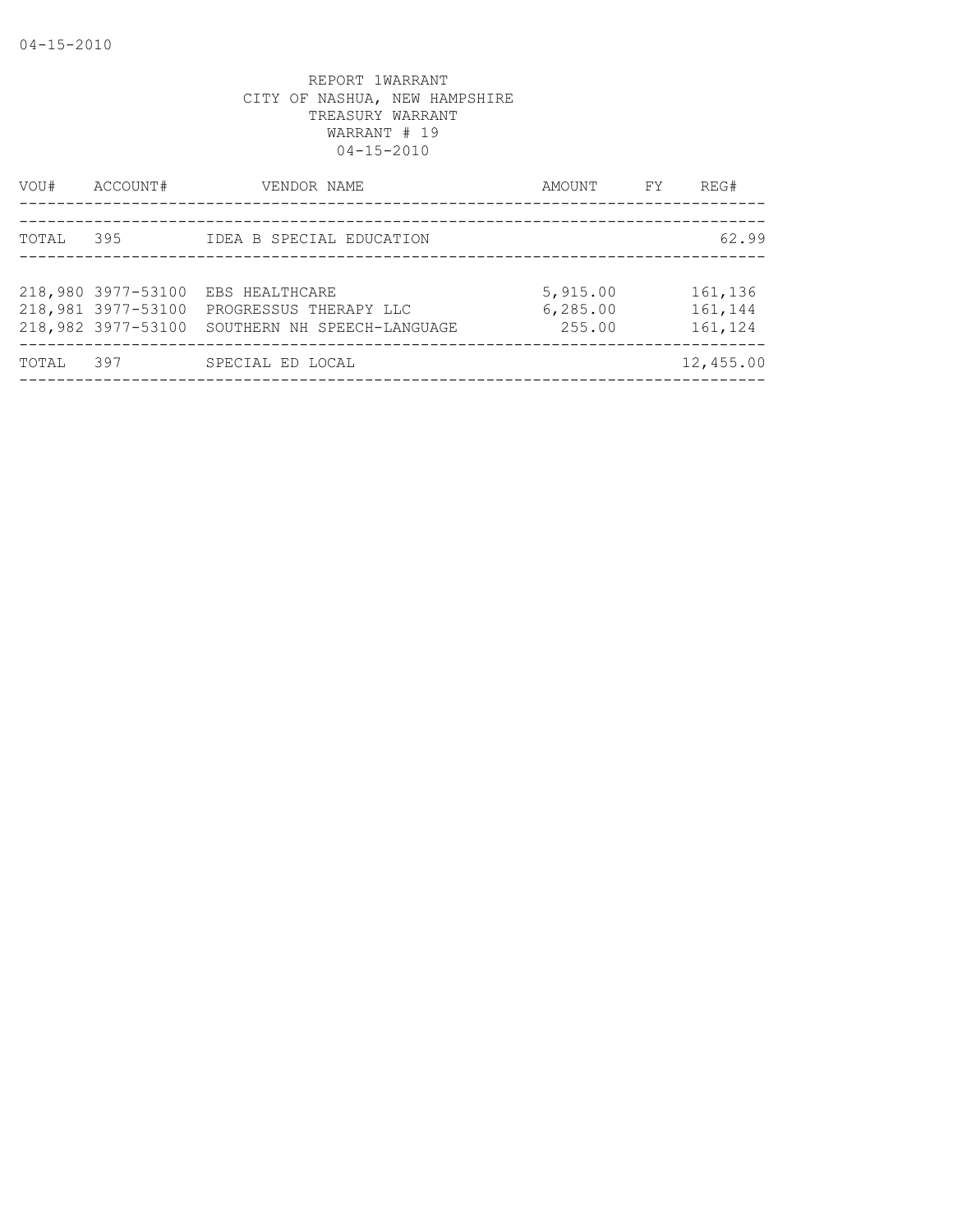REPORT 1WARRANT
CITY OF NASHUA, NEW HAMPSHIRE
TREASURY WARRANT
WARRANT # 19
04-15-2010

| VOU# | ACCOUNT# | VENDOR NAME | AMOUNT | FY | REG# |
|---|---|---|---|---|---|
| TOTAL | 395 | IDEA B SPECIAL EDUCATION | | | 62.99 |
| 218,980 | 3977-53100 | EBS HEALTHCARE | 5,915.00 | | 161,136 |
| 218,981 | 3977-53100 | PROGRESSUS THERAPY LLC | 6,285.00 | | 161,144 |
| 218,982 | 3977-53100 | SOUTHERN NH SPEECH-LANGUAGE | 255.00 | | 161,124 |
| TOTAL | 397 | SPECIAL ED LOCAL | | | 12,455.00 |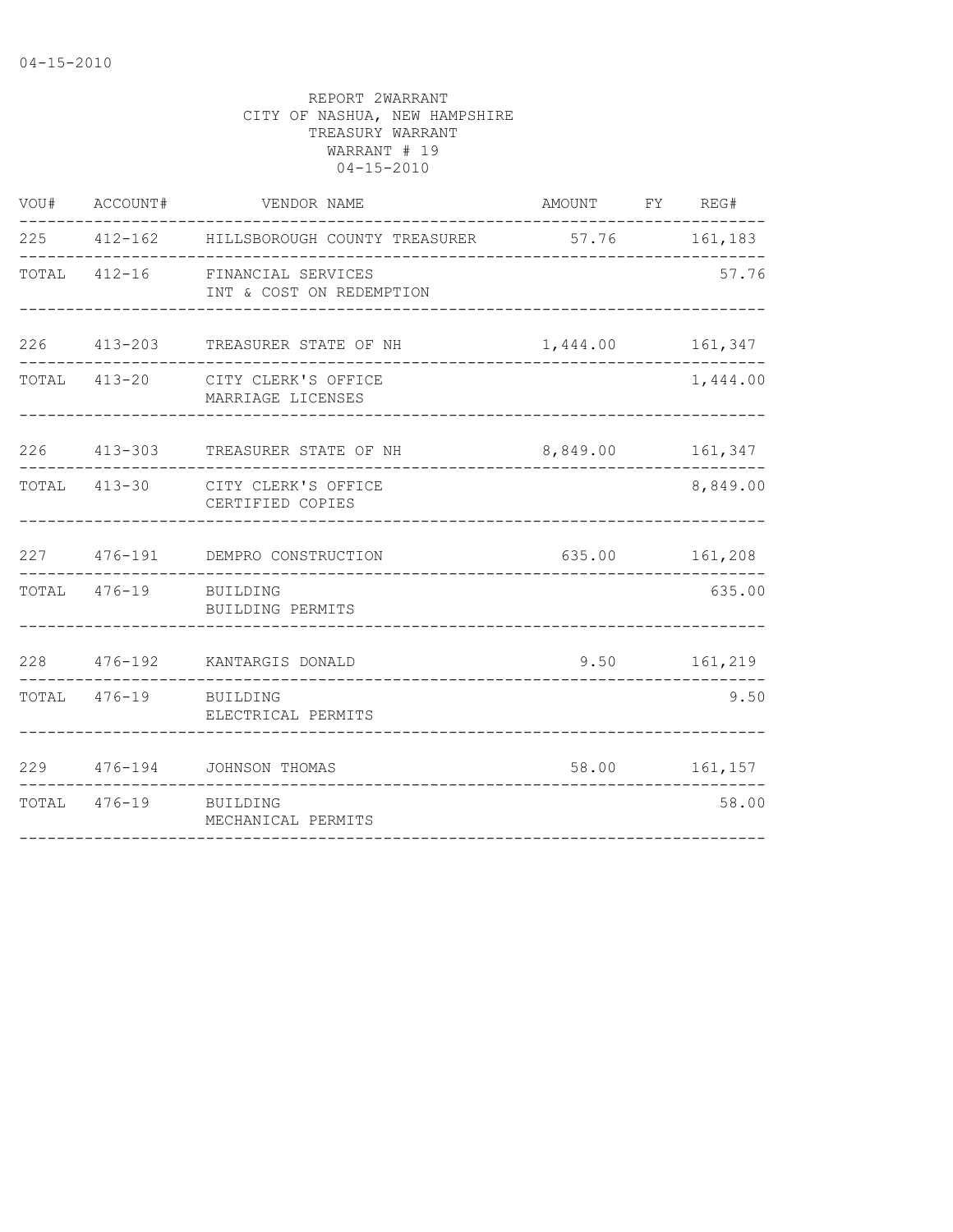REPORT 2WARRANT
CITY OF NASHUA, NEW HAMPSHIRE
TREASURY WARRANT
WARRANT # 19
04-15-2010

| VOU# | ACCOUNT# | VENDOR NAME | AMOUNT | FY | REG# |
|---|---|---|---|---|---|
| 225 | 412-162 | HILLSBOROUGH COUNTY TREASURER | 57.76 | | 161,183 |
| TOTAL | 412-16 | FINANCIAL SERVICES<br>INT & COST ON REDEMPTION | | | 57.76 |
| 226 | 413-203 | TREASURER STATE OF NH | 1,444.00 | | 161,347 |
| TOTAL | 413-20 | CITY CLERK'S OFFICE<br>MARRIAGE LICENSES | | | 1,444.00 |
| 226 | 413-303 | TREASURER STATE OF NH | 8,849.00 | | 161,347 |
| TOTAL | 413-30 | CITY CLERK'S OFFICE<br>CERTIFIED COPIES | | | 8,849.00 |
| 227 | 476-191 | DEMPRO CONSTRUCTION | 635.00 | | 161,208 |
| TOTAL | 476-19 | BUILDING<br>BUILDING PERMITS | | | 635.00 |
| 228 | 476-192 | KANTARGIS DONALD | 9.50 | | 161,219 |
| TOTAL | 476-19 | BUILDING<br>ELECTRICAL PERMITS | | | 9.50 |
| 229 | 476-194 | JOHNSON THOMAS | 58.00 | | 161,157 |
| TOTAL | 476-19 | BUILDING<br>MECHANICAL PERMITS | | | 58.00 |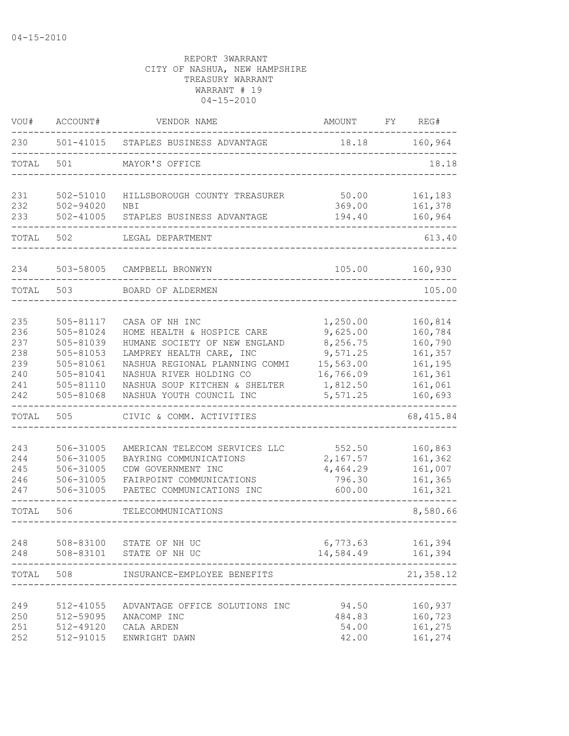04-15-2010

REPORT 3WARRANT
CITY OF NASHUA, NEW HAMPSHIRE
TREASURY WARRANT
WARRANT # 19
04-15-2010

| VOU# | ACCOUNT# | VENDOR NAME | AMOUNT | FY | REG# |
|---|---|---|---|---|---|
| 230 | 501-41015 | STAPLES BUSINESS ADVANTAGE | 18.18 | | 160,964 |
| TOTAL | 501 | MAYOR'S OFFICE | | | 18.18 |
| 231 | 502-51010 | HILLSBOROUGH COUNTY TREASURER | 50.00 | | 161,183 |
| 232 | 502-94020 | NBI | 369.00 | | 161,378 |
| 233 | 502-41005 | STAPLES BUSINESS ADVANTAGE | 194.40 | | 160,964 |
| TOTAL | 502 | LEGAL DEPARTMENT | | | 613.40 |
| 234 | 503-58005 | CAMPBELL BRONWYN | 105.00 | | 160,930 |
| TOTAL | 503 | BOARD OF ALDERMEN | | | 105.00 |
| 235 | 505-81117 | CASA OF NH INC | 1,250.00 | | 160,814 |
| 236 | 505-81024 | HOME HEALTH & HOSPICE CARE | 9,625.00 | | 160,784 |
| 237 | 505-81039 | HUMANE SOCIETY OF NEW ENGLAND | 8,256.75 | | 160,790 |
| 238 | 505-81053 | LAMPREY HEALTH CARE, INC | 9,571.25 | | 161,357 |
| 239 | 505-81061 | NASHUA REGIONAL PLANNING COMMI | 15,563.00 | | 161,195 |
| 240 | 505-81041 | NASHUA RIVER HOLDING CO | 16,766.09 | | 161,361 |
| 241 | 505-81110 | NASHUA SOUP KITCHEN & SHELTER | 1,812.50 | | 161,061 |
| 242 | 505-81068 | NASHUA YOUTH COUNCIL INC | 5,571.25 | | 160,693 |
| TOTAL | 505 | CIVIC & COMM. ACTIVITIES | | | 68,415.84 |
| 243 | 506-31005 | AMERICAN TELECOM SERVICES LLC | 552.50 | | 160,863 |
| 244 | 506-31005 | BAYRING COMMUNICATIONS | 2,167.57 | | 161,362 |
| 245 | 506-31005 | CDW GOVERNMENT INC | 4,464.29 | | 161,007 |
| 246 | 506-31005 | FAIRPOINT COMMUNICATIONS | 796.30 | | 161,365 |
| 247 | 506-31005 | PAETEC COMMUNICATIONS INC | 600.00 | | 161,321 |
| TOTAL | 506 | TELECOMMUNICATIONS | | | 8,580.66 |
| 248 | 508-83100 | STATE OF NH UC | 6,773.63 | | 161,394 |
| 248 | 508-83101 | STATE OF NH UC | 14,584.49 | | 161,394 |
| TOTAL | 508 | INSURANCE-EMPLOYEE BENEFITS | | | 21,358.12 |
| 249 | 512-41055 | ADVANTAGE OFFICE SOLUTIONS INC | 94.50 | | 160,937 |
| 250 | 512-59095 | ANACOMP INC | 484.83 | | 160,723 |
| 251 | 512-49120 | CALA ARDEN | 54.00 | | 161,275 |
| 252 | 512-91015 | ENWRIGHT DAWN | 42.00 | | 161,274 |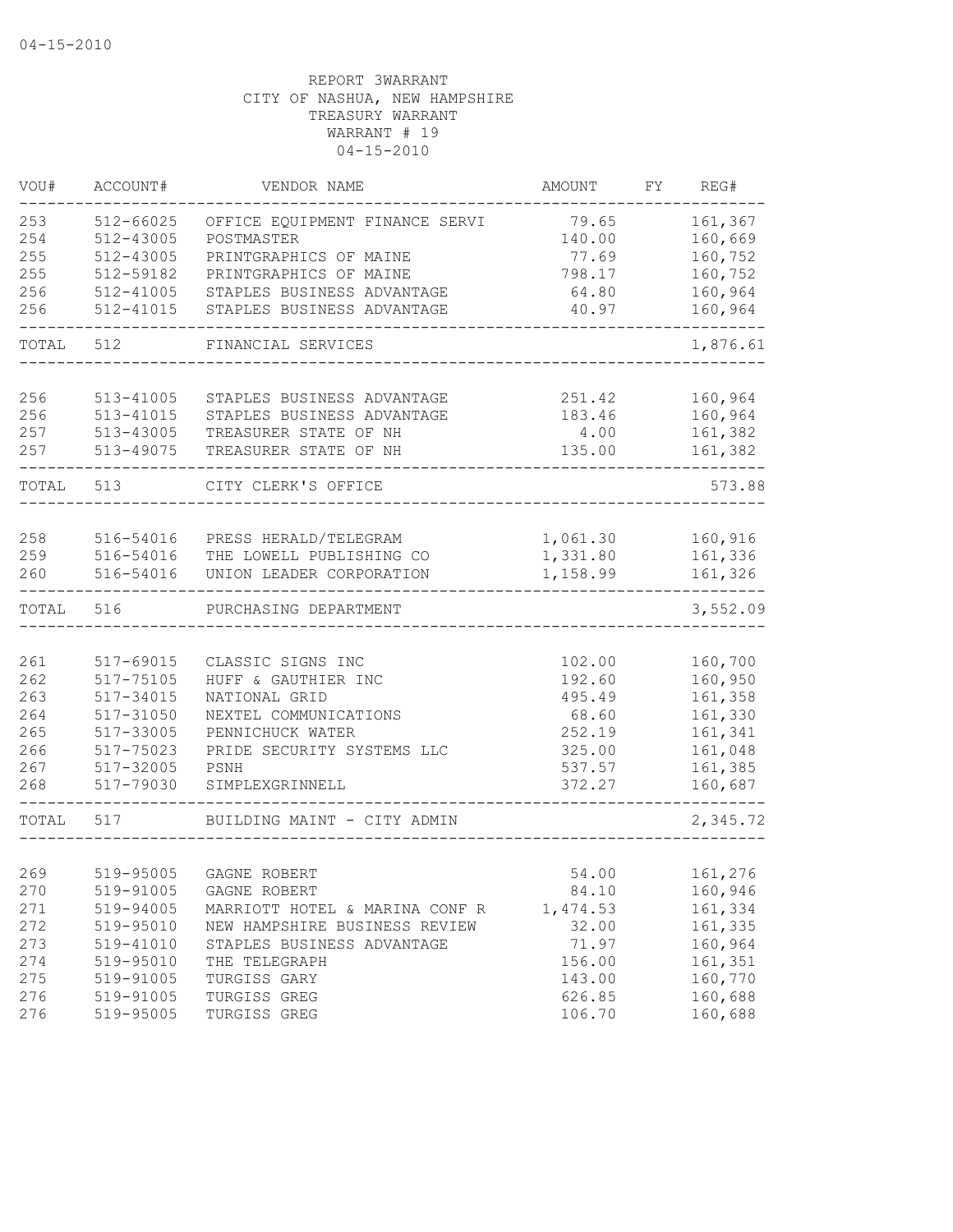04-15-2010

REPORT 3WARRANT
CITY OF NASHUA, NEW HAMPSHIRE
TREASURY WARRANT
WARRANT # 19
04-15-2010

| VOU# | ACCOUNT# | VENDOR NAME | AMOUNT | FY | REG# |
|---|---|---|---|---|---|
| 253 | 512-66025 | OFFICE EQUIPMENT FINANCE SERVI | 79.65 | | 161,367 |
| 254 | 512-43005 | POSTMASTER | 140.00 | | 160,669 |
| 255 | 512-43005 | PRINTGRAPHICS OF MAINE | 77.69 | | 160,752 |
| 255 | 512-59182 | PRINTGRAPHICS OF MAINE | 798.17 | | 160,752 |
| 256 | 512-41005 | STAPLES BUSINESS ADVANTAGE | 64.80 | | 160,964 |
| 256 | 512-41015 | STAPLES BUSINESS ADVANTAGE | 40.97 | | 160,964 |
| TOTAL | 512 | FINANCIAL SERVICES | | | 1,876.61 |
| 256 | 513-41005 | STAPLES BUSINESS ADVANTAGE | 251.42 | | 160,964 |
| 256 | 513-41015 | STAPLES BUSINESS ADVANTAGE | 183.46 | | 160,964 |
| 257 | 513-43005 | TREASURER STATE OF NH | 4.00 | | 161,382 |
| 257 | 513-49075 | TREASURER STATE OF NH | 135.00 | | 161,382 |
| TOTAL | 513 | CITY CLERK'S OFFICE | | | 573.88 |
| 258 | 516-54016 | PRESS HERALD/TELEGRAM | 1,061.30 | | 160,916 |
| 259 | 516-54016 | THE LOWELL PUBLISHING CO | 1,331.80 | | 161,336 |
| 260 | 516-54016 | UNION LEADER CORPORATION | 1,158.99 | | 161,326 |
| TOTAL | 516 | PURCHASING DEPARTMENT | | | 3,552.09 |
| 261 | 517-69015 | CLASSIC SIGNS INC | 102.00 | | 160,700 |
| 262 | 517-75105 | HUFF & GAUTHIER INC | 192.60 | | 160,950 |
| 263 | 517-34015 | NATIONAL GRID | 495.49 | | 161,358 |
| 264 | 517-31050 | NEXTEL COMMUNICATIONS | 68.60 | | 161,330 |
| 265 | 517-33005 | PENNICHUCK WATER | 252.19 | | 161,341 |
| 266 | 517-75023 | PRIDE SECURITY SYSTEMS LLC | 325.00 | | 161,048 |
| 267 | 517-32005 | PSNH | 537.57 | | 161,385 |
| 268 | 517-79030 | SIMPLEXGRINNELL | 372.27 | | 160,687 |
| TOTAL | 517 | BUILDING MAINT - CITY ADMIN | | | 2,345.72 |
| 269 | 519-95005 | GAGNE ROBERT | 54.00 | | 161,276 |
| 270 | 519-91005 | GAGNE ROBERT | 84.10 | | 160,946 |
| 271 | 519-94005 | MARRIOTT HOTEL & MARINA CONF R | 1,474.53 | | 161,334 |
| 272 | 519-95010 | NEW HAMPSHIRE BUSINESS REVIEW | 32.00 | | 161,335 |
| 273 | 519-41010 | STAPLES BUSINESS ADVANTAGE | 71.97 | | 160,964 |
| 274 | 519-95010 | THE TELEGRAPH | 156.00 | | 161,351 |
| 275 | 519-91005 | TURGISS GARY | 143.00 | | 160,770 |
| 276 | 519-91005 | TURGISS GREG | 626.85 | | 160,688 |
| 276 | 519-95005 | TURGISS GREG | 106.70 | | 160,688 |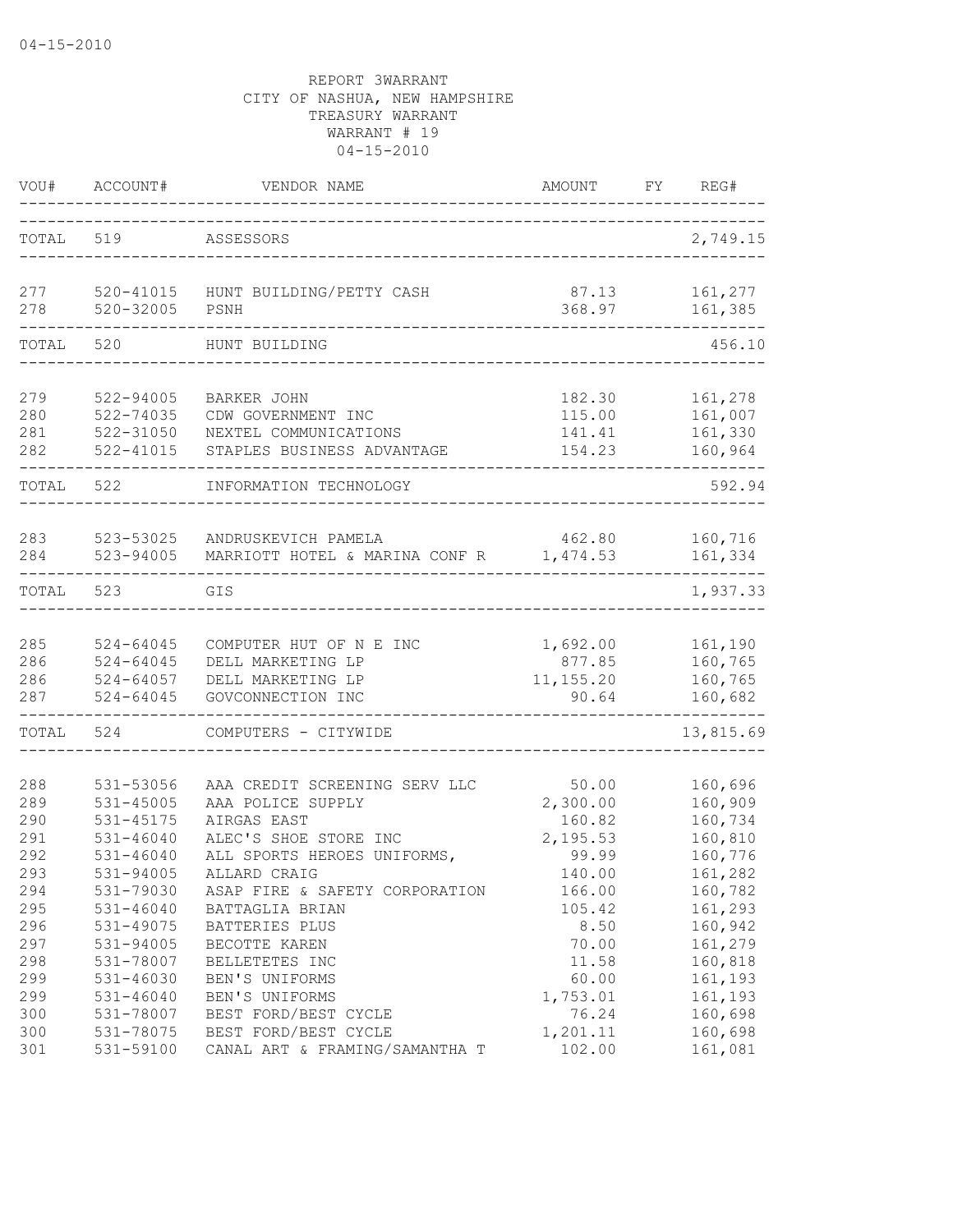04-15-2010

REPORT 3WARRANT
CITY OF NASHUA, NEW HAMPSHIRE
TREASURY WARRANT
WARRANT # 19
04-15-2010

| VOU# | ACCOUNT# | VENDOR NAME | AMOUNT | FY | REG# |
|---|---|---|---|---|---|
| TOTAL | 519 | ASSESSORS | | | 2,749.15 |
| 277 | 520-41015 | HUNT BUILDING/PETTY CASH | 87.13 | | 161,277 |
| 278 | 520-32005 | PSNH | 368.97 | | 161,385 |
| TOTAL | 520 | HUNT BUILDING | | | 456.10 |
| 279 | 522-94005 | BARKER JOHN | 182.30 | | 161,278 |
| 280 | 522-74035 | CDW GOVERNMENT INC | 115.00 | | 161,007 |
| 281 | 522-31050 | NEXTEL COMMUNICATIONS | 141.41 | | 161,330 |
| 282 | 522-41015 | STAPLES BUSINESS ADVANTAGE | 154.23 | | 160,964 |
| TOTAL | 522 | INFORMATION TECHNOLOGY | | | 592.94 |
| 283 | 523-53025 | ANDRUSKEVICH PAMELA | 462.80 | | 160,716 |
| 284 | 523-94005 | MARRIOTT HOTEL & MARINA CONF R | 1,474.53 | | 161,334 |
| TOTAL | 523 | GIS | | | 1,937.33 |
| 285 | 524-64045 | COMPUTER HUT OF N E INC | 1,692.00 | | 161,190 |
| 286 | 524-64045 | DELL MARKETING LP | 877.85 | | 160,765 |
| 286 | 524-64057 | DELL MARKETING LP | 11,155.20 | | 160,765 |
| 287 | 524-64045 | GOVCONNECTION INC | 90.64 | | 160,682 |
| TOTAL | 524 | COMPUTERS - CITYWIDE | | | 13,815.69 |
| 288 | 531-53056 | AAA CREDIT SCREENING SERV LLC | 50.00 | | 160,696 |
| 289 | 531-45005 | AAA POLICE SUPPLY | 2,300.00 | | 160,909 |
| 290 | 531-45175 | AIRGAS EAST | 160.82 | | 160,734 |
| 291 | 531-46040 | ALEC'S SHOE STORE INC | 2,195.53 | | 160,810 |
| 292 | 531-46040 | ALL SPORTS HEROES UNIFORMS, | 99.99 | | 160,776 |
| 293 | 531-94005 | ALLARD CRAIG | 140.00 | | 161,282 |
| 294 | 531-79030 | ASAP FIRE & SAFETY CORPORATION | 166.00 | | 160,782 |
| 295 | 531-46040 | BATTAGLIA BRIAN | 105.42 | | 161,293 |
| 296 | 531-49075 | BATTERIES PLUS | 8.50 | | 160,942 |
| 297 | 531-94005 | BECOTTE KAREN | 70.00 | | 161,279 |
| 298 | 531-78007 | BELLETETES INC | 11.58 | | 160,818 |
| 299 | 531-46030 | BEN'S UNIFORMS | 60.00 | | 161,193 |
| 299 | 531-46040 | BEN'S UNIFORMS | 1,753.01 | | 161,193 |
| 300 | 531-78007 | BEST FORD/BEST CYCLE | 76.24 | | 160,698 |
| 300 | 531-78075 | BEST FORD/BEST CYCLE | 1,201.11 | | 160,698 |
| 301 | 531-59100 | CANAL ART & FRAMING/SAMANTHA T | 102.00 | | 161,081 |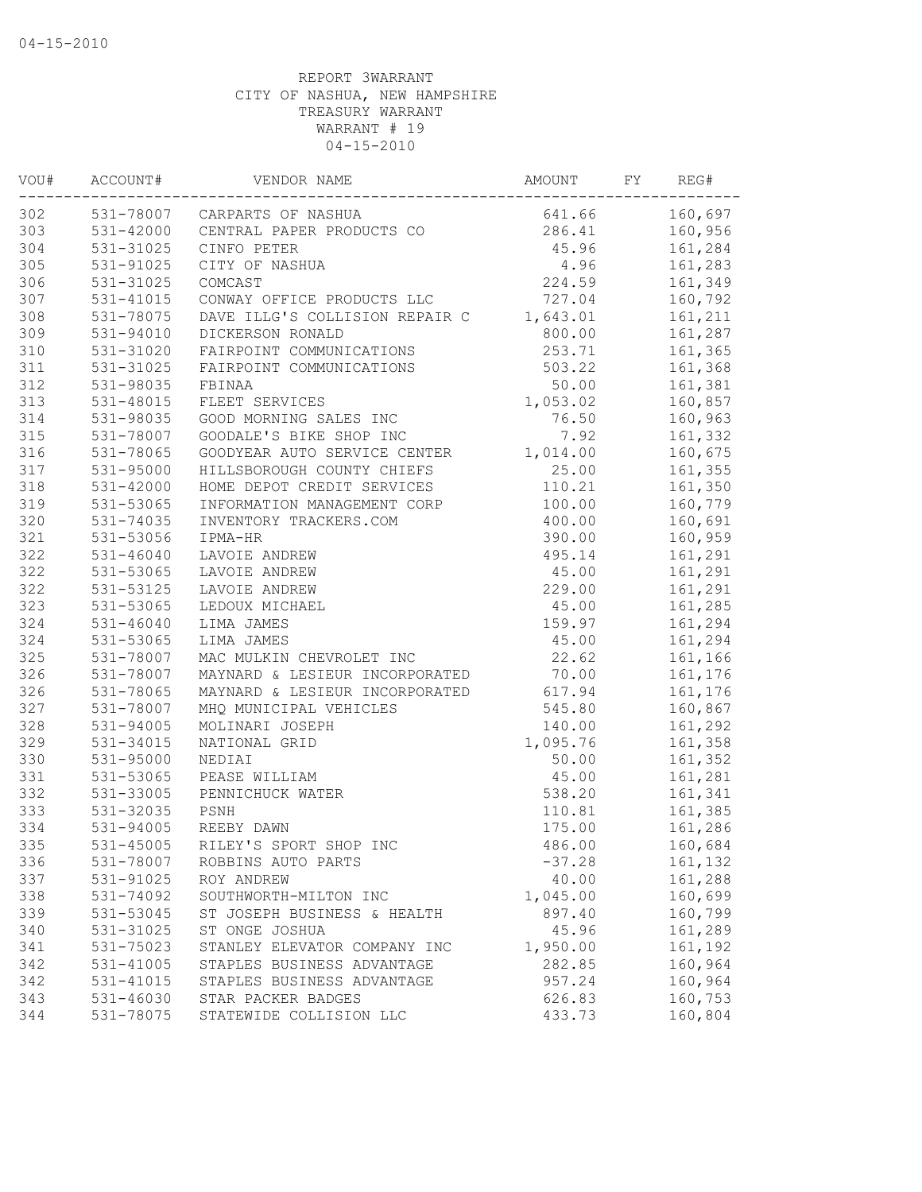REPORT 3WARRANT
CITY OF NASHUA, NEW HAMPSHIRE
TREASURY WARRANT
WARRANT # 19
04-15-2010

| VOU# | ACCOUNT# | VENDOR NAME | AMOUNT | FY | REG# |
|---|---|---|---|---|---|
| 302 | 531-78007 | CARPARTS OF NASHUA | 641.66 | | 160,697 |
| 303 | 531-42000 | CENTRAL PAPER PRODUCTS CO | 286.41 | | 160,956 |
| 304 | 531-31025 | CINFO PETER | 45.96 | | 161,284 |
| 305 | 531-91025 | CITY OF NASHUA | 4.96 | | 161,283 |
| 306 | 531-31025 | COMCAST | 224.59 | | 161,349 |
| 307 | 531-41015 | CONWAY OFFICE PRODUCTS LLC | 727.04 | | 160,792 |
| 308 | 531-78075 | DAVE ILLG'S COLLISION REPAIR C | 1,643.01 | | 161,211 |
| 309 | 531-94010 | DICKERSON RONALD | 800.00 | | 161,287 |
| 310 | 531-31020 | FAIRPOINT COMMUNICATIONS | 253.71 | | 161,365 |
| 311 | 531-31025 | FAIRPOINT COMMUNICATIONS | 503.22 | | 161,368 |
| 312 | 531-98035 | FBINAA | 50.00 | | 161,381 |
| 313 | 531-48015 | FLEET SERVICES | 1,053.02 | | 160,857 |
| 314 | 531-98035 | GOOD MORNING SALES INC | 76.50 | | 160,963 |
| 315 | 531-78007 | GOODALE'S BIKE SHOP INC | 7.92 | | 161,332 |
| 316 | 531-78065 | GOODYEAR AUTO SERVICE CENTER | 1,014.00 | | 160,675 |
| 317 | 531-95000 | HILLSBOROUGH COUNTY CHIEFS | 25.00 | | 161,355 |
| 318 | 531-42000 | HOME DEPOT CREDIT SERVICES | 110.21 | | 161,350 |
| 319 | 531-53065 | INFORMATION MANAGEMENT CORP | 100.00 | | 160,779 |
| 320 | 531-74035 | INVENTORY TRACKERS.COM | 400.00 | | 160,691 |
| 321 | 531-53056 | IPMA-HR | 390.00 | | 160,959 |
| 322 | 531-46040 | LAVOIE ANDREW | 495.14 | | 161,291 |
| 322 | 531-53065 | LAVOIE ANDREW | 45.00 | | 161,291 |
| 322 | 531-53125 | LAVOIE ANDREW | 229.00 | | 161,291 |
| 323 | 531-53065 | LEDOUX MICHAEL | 45.00 | | 161,285 |
| 324 | 531-46040 | LIMA JAMES | 159.97 | | 161,294 |
| 324 | 531-53065 | LIMA JAMES | 45.00 | | 161,294 |
| 325 | 531-78007 | MAC MULKIN CHEVROLET INC | 22.62 | | 161,166 |
| 326 | 531-78007 | MAYNARD & LESIEUR INCORPORATED | 70.00 | | 161,176 |
| 326 | 531-78065 | MAYNARD & LESIEUR INCORPORATED | 617.94 | | 161,176 |
| 327 | 531-78007 | MHQ MUNICIPAL VEHICLES | 545.80 | | 160,867 |
| 328 | 531-94005 | MOLINARI JOSEPH | 140.00 | | 161,292 |
| 329 | 531-34015 | NATIONAL GRID | 1,095.76 | | 161,358 |
| 330 | 531-95000 | NEDIAI | 50.00 | | 161,352 |
| 331 | 531-53065 | PEASE WILLIAM | 45.00 | | 161,281 |
| 332 | 531-33005 | PENNICHUCK WATER | 538.20 | | 161,341 |
| 333 | 531-32035 | PSNH | 110.81 | | 161,385 |
| 334 | 531-94005 | REEBY DAWN | 175.00 | | 161,286 |
| 335 | 531-45005 | RILEY'S SPORT SHOP INC | 486.00 | | 160,684 |
| 336 | 531-78007 | ROBBINS AUTO PARTS | -37.28 | | 161,132 |
| 337 | 531-91025 | ROY ANDREW | 40.00 | | 161,288 |
| 338 | 531-74092 | SOUTHWORTH-MILTON INC | 1,045.00 | | 160,699 |
| 339 | 531-53045 | ST JOSEPH BUSINESS & HEALTH | 897.40 | | 160,799 |
| 340 | 531-31025 | ST ONGE JOSHUA | 45.96 | | 161,289 |
| 341 | 531-75023 | STANLEY ELEVATOR COMPANY INC | 1,950.00 | | 161,192 |
| 342 | 531-41005 | STAPLES BUSINESS ADVANTAGE | 282.85 | | 160,964 |
| 342 | 531-41015 | STAPLES BUSINESS ADVANTAGE | 957.24 | | 160,964 |
| 343 | 531-46030 | STAR PACKER BADGES | 626.83 | | 160,753 |
| 344 | 531-78075 | STATEWIDE COLLISION LLC | 433.73 | | 160,804 |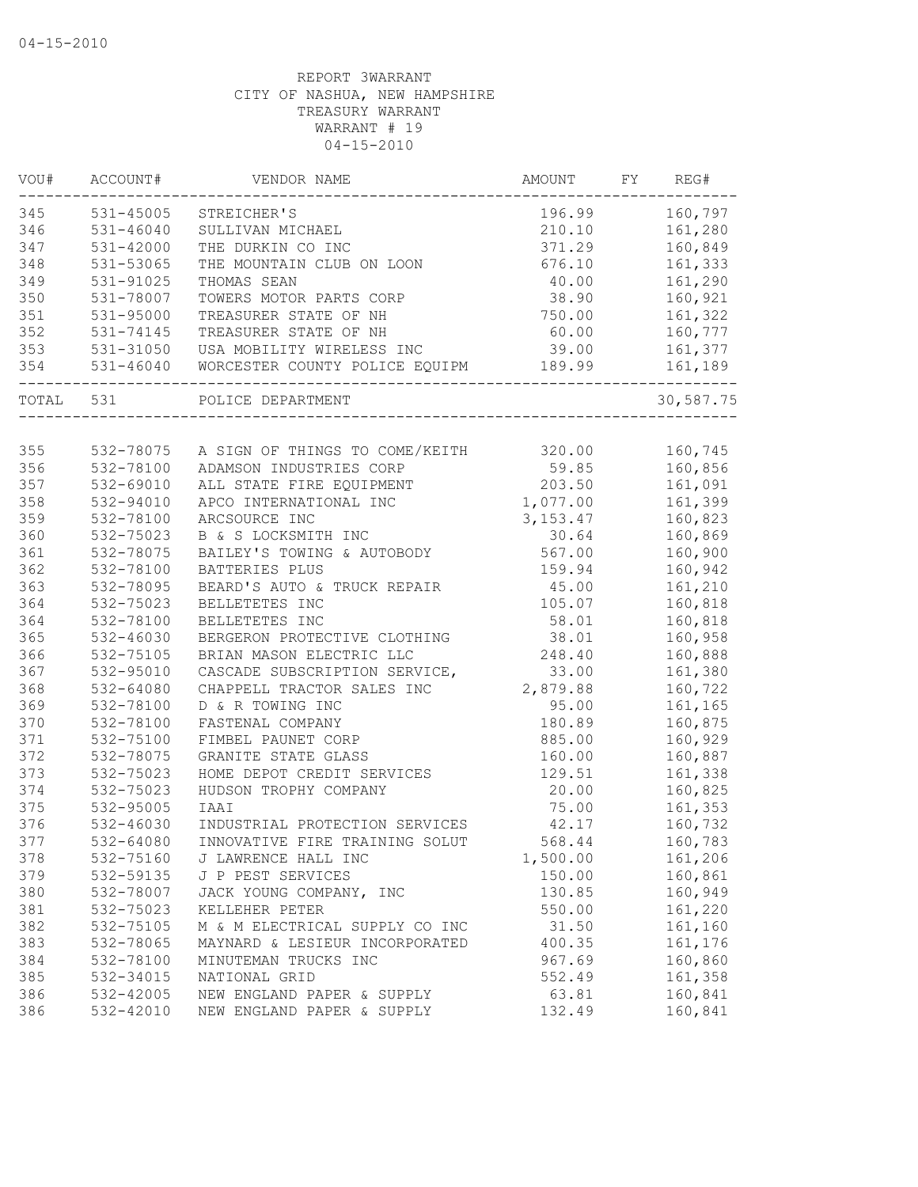REPORT 3WARRANT
CITY OF NASHUA, NEW HAMPSHIRE
TREASURY WARRANT
WARRANT # 19
04-15-2010

| VOU# | ACCOUNT# | VENDOR NAME | AMOUNT | FY | REG# |
|---|---|---|---|---|---|
| 345 | 531-45005 | STREICHER'S | 196.99 | | 160,797 |
| 346 | 531-46040 | SULLIVAN MICHAEL | 210.10 | | 161,280 |
| 347 | 531-42000 | THE DURKIN CO INC | 371.29 | | 160,849 |
| 348 | 531-53065 | THE MOUNTAIN CLUB ON LOON | 676.10 | | 161,333 |
| 349 | 531-91025 | THOMAS SEAN | 40.00 | | 161,290 |
| 350 | 531-78007 | TOWERS MOTOR PARTS CORP | 38.90 | | 160,921 |
| 351 | 531-95000 | TREASURER STATE OF NH | 750.00 | | 161,322 |
| 352 | 531-74145 | TREASURER STATE OF NH | 60.00 | | 160,777 |
| 353 | 531-31050 | USA MOBILITY WIRELESS INC | 39.00 | | 161,377 |
| 354 | 531-46040 | WORCESTER COUNTY POLICE EQUIPM | 189.99 | | 161,189 |
| TOTAL | 531 | POLICE DEPARTMENT | | | 30,587.75 |
| 355 | 532-78075 | A SIGN OF THINGS TO COME/KEITH | 320.00 | | 160,745 |
| 356 | 532-78100 | ADAMSON INDUSTRIES CORP | 59.85 | | 160,856 |
| 357 | 532-69010 | ALL STATE FIRE EQUIPMENT | 203.50 | | 161,091 |
| 358 | 532-94010 | APCO INTERNATIONAL INC | 1,077.00 | | 161,399 |
| 359 | 532-78100 | ARCSOURCE INC | 3,153.47 | | 160,823 |
| 360 | 532-75023 | B & S LOCKSMITH INC | 30.64 | | 160,869 |
| 361 | 532-78075 | BAILEY'S TOWING & AUTOBODY | 567.00 | | 160,900 |
| 362 | 532-78100 | BATTERIES PLUS | 159.94 | | 160,942 |
| 363 | 532-78095 | BEARD'S AUTO & TRUCK REPAIR | 45.00 | | 161,210 |
| 364 | 532-75023 | BELLETETES INC | 105.07 | | 160,818 |
| 364 | 532-78100 | BELLETETES INC | 58.01 | | 160,818 |
| 365 | 532-46030 | BERGERON PROTECTIVE CLOTHING | 38.01 | | 160,958 |
| 366 | 532-75105 | BRIAN MASON ELECTRIC LLC | 248.40 | | 160,888 |
| 367 | 532-95010 | CASCADE SUBSCRIPTION SERVICE, | 33.00 | | 161,380 |
| 368 | 532-64080 | CHAPPELL TRACTOR SALES INC | 2,879.88 | | 160,722 |
| 369 | 532-78100 | D & R TOWING INC | 95.00 | | 161,165 |
| 370 | 532-78100 | FASTENAL COMPANY | 180.89 | | 160,875 |
| 371 | 532-75100 | FIMBEL PAUNET CORP | 885.00 | | 160,929 |
| 372 | 532-78075 | GRANITE STATE GLASS | 160.00 | | 160,887 |
| 373 | 532-75023 | HOME DEPOT CREDIT SERVICES | 129.51 | | 161,338 |
| 374 | 532-75023 | HUDSON TROPHY COMPANY | 20.00 | | 160,825 |
| 375 | 532-95005 | IAAI | 75.00 | | 161,353 |
| 376 | 532-46030 | INDUSTRIAL PROTECTION SERVICES | 42.17 | | 160,732 |
| 377 | 532-64080 | INNOVATIVE FIRE TRAINING SOLUT | 568.44 | | 160,783 |
| 378 | 532-75160 | J LAWRENCE HALL INC | 1,500.00 | | 161,206 |
| 379 | 532-59135 | J P PEST SERVICES | 150.00 | | 160,861 |
| 380 | 532-78007 | JACK YOUNG COMPANY, INC | 130.85 | | 160,949 |
| 381 | 532-75023 | KELLEHER PETER | 550.00 | | 161,220 |
| 382 | 532-75105 | M & M ELECTRICAL SUPPLY CO INC | 31.50 | | 161,160 |
| 383 | 532-78065 | MAYNARD & LESIEUR INCORPORATED | 400.35 | | 161,176 |
| 384 | 532-78100 | MINUTEMAN TRUCKS INC | 967.69 | | 160,860 |
| 385 | 532-34015 | NATIONAL GRID | 552.49 | | 161,358 |
| 386 | 532-42005 | NEW ENGLAND PAPER & SUPPLY | 63.81 | | 160,841 |
| 386 | 532-42010 | NEW ENGLAND PAPER & SUPPLY | 132.49 | | 160,841 |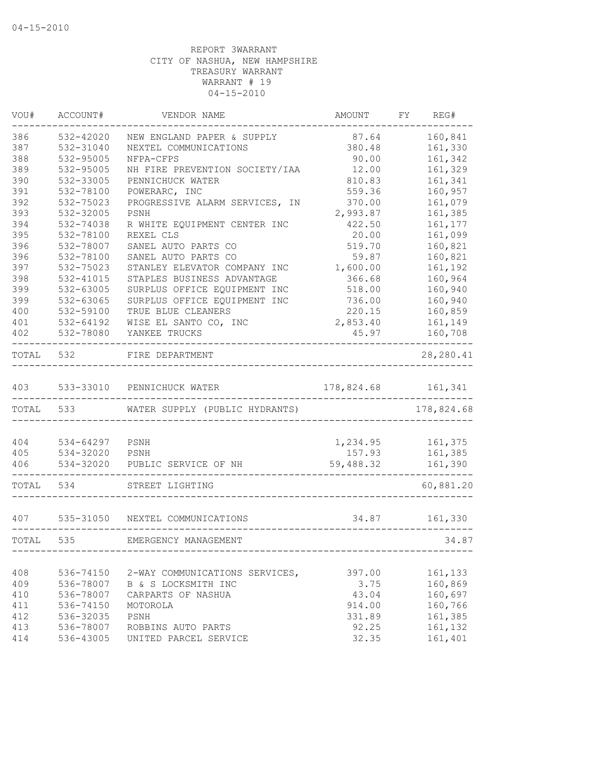REPORT 3WARRANT
CITY OF NASHUA, NEW HAMPSHIRE
TREASURY WARRANT
WARRANT # 19
04-15-2010

| VOU# | ACCOUNT# | VENDOR NAME | AMOUNT | FY | REG# |
|---|---|---|---|---|---|
| 386 | 532-42020 | NEW ENGLAND PAPER & SUPPLY | 87.64 | | 160,841 |
| 387 | 532-31040 | NEXTEL COMMUNICATIONS | 380.48 | | 161,330 |
| 388 | 532-95005 | NFPA-CFPS | 90.00 | | 161,342 |
| 389 | 532-95005 | NH FIRE PREVENTION SOCIETY/IAA | 12.00 | | 161,329 |
| 390 | 532-33005 | PENNICHUCK WATER | 810.83 | | 161,341 |
| 391 | 532-78100 | POWERARC, INC | 559.36 | | 160,957 |
| 392 | 532-75023 | PROGRESSIVE ALARM SERVICES, IN | 370.00 | | 161,079 |
| 393 | 532-32005 | PSNH | 2,993.87 | | 161,385 |
| 394 | 532-74038 | R WHITE EQUIPMENT CENTER INC | 422.50 | | 161,177 |
| 395 | 532-78100 | REXEL CLS | 20.00 | | 161,099 |
| 396 | 532-78007 | SANEL AUTO PARTS CO | 519.70 | | 160,821 |
| 396 | 532-78100 | SANEL AUTO PARTS CO | 59.87 | | 160,821 |
| 397 | 532-75023 | STANLEY ELEVATOR COMPANY INC | 1,600.00 | | 161,192 |
| 398 | 532-41015 | STAPLES BUSINESS ADVANTAGE | 366.68 | | 160,964 |
| 399 | 532-63005 | SURPLUS OFFICE EQUIPMENT INC | 518.00 | | 160,940 |
| 399 | 532-63065 | SURPLUS OFFICE EQUIPMENT INC | 736.00 | | 160,940 |
| 400 | 532-59100 | TRUE BLUE CLEANERS | 220.15 | | 160,859 |
| 401 | 532-64192 | WISE EL SANTO CO, INC | 2,853.40 | | 161,149 |
| 402 | 532-78080 | YANKEE TRUCKS | 45.97 | | 160,708 |
| TOTAL | 532 | FIRE DEPARTMENT | | | 28,280.41 |
| 403 | 533-33010 | PENNICHUCK WATER | 178,824.68 | | 161,341 |
| TOTAL | 533 | WATER SUPPLY (PUBLIC HYDRANTS) | | | 178,824.68 |
| 404 | 534-64297 | PSNH | 1,234.95 | | 161,375 |
| 405 | 534-32020 | PSNH | 157.93 | | 161,385 |
| 406 | 534-32020 | PUBLIC SERVICE OF NH | 59,488.32 | | 161,390 |
| TOTAL | 534 | STREET LIGHTING | | | 60,881.20 |
| 407 | 535-31050 | NEXTEL COMMUNICATIONS | 34.87 | | 161,330 |
| TOTAL | 535 | EMERGENCY MANAGEMENT | | | 34.87 |
| 408 | 536-74150 | 2-WAY COMMUNICATIONS SERVICES, | 397.00 | | 161,133 |
| 409 | 536-78007 | B & S LOCKSMITH INC | 3.75 | | 160,869 |
| 410 | 536-78007 | CARPARTS OF NASHUA | 43.04 | | 160,697 |
| 411 | 536-74150 | MOTOROLA | 914.00 | | 160,766 |
| 412 | 536-32035 | PSNH | 331.89 | | 161,385 |
| 413 | 536-78007 | ROBBINS AUTO PARTS | 92.25 | | 161,132 |
| 414 | 536-43005 | UNITED PARCEL SERVICE | 32.35 | | 161,401 |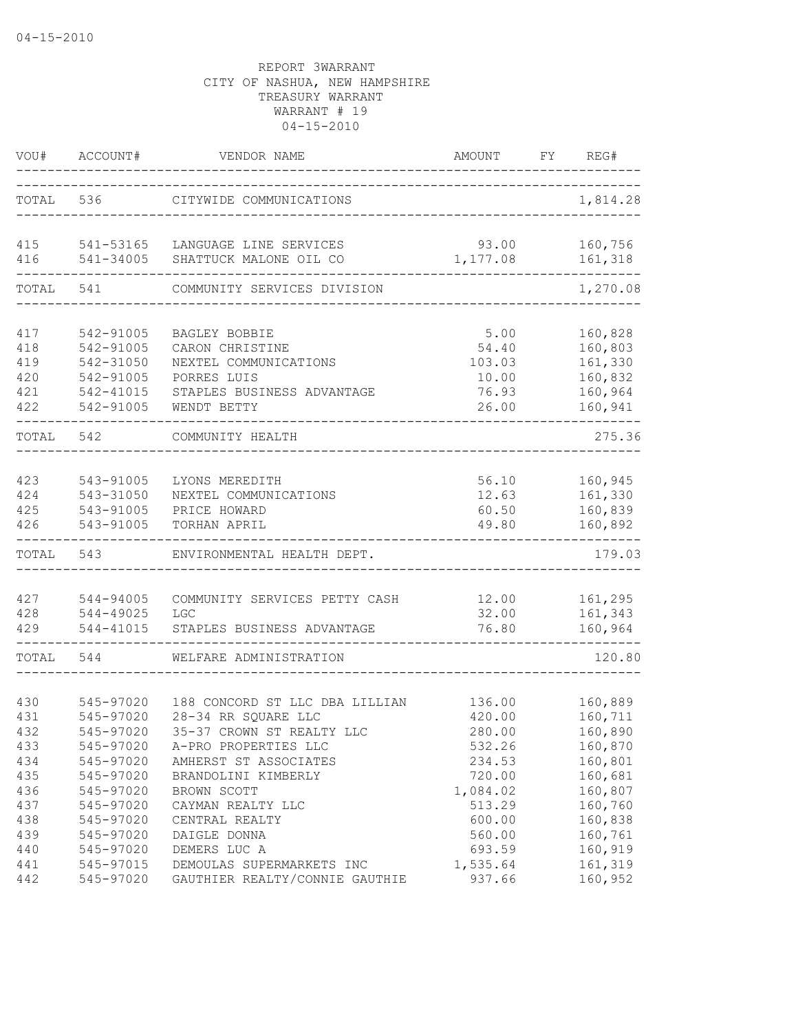04-15-2010

REPORT 3WARRANT
CITY OF NASHUA, NEW HAMPSHIRE
TREASURY WARRANT
WARRANT # 19
04-15-2010

| VOU# | ACCOUNT# | VENDOR NAME | AMOUNT | FY | REG# |
|---|---|---|---|---|---|
| TOTAL | 536 | CITYWIDE COMMUNICATIONS | | | 1,814.28 |
| 415 | 541-53165 | LANGUAGE LINE SERVICES | 93.00 | | 160,756 |
| 416 | 541-34005 | SHATTUCK MALONE OIL CO | 1,177.08 | | 161,318 |
| TOTAL | 541 | COMMUNITY SERVICES DIVISION | | | 1,270.08 |
| 417 | 542-91005 | BAGLEY BOBBIE | 5.00 | | 160,828 |
| 418 | 542-91005 | CARON CHRISTINE | 54.40 | | 160,803 |
| 419 | 542-31050 | NEXTEL COMMUNICATIONS | 103.03 | | 161,330 |
| 420 | 542-91005 | PORRES LUIS | 10.00 | | 160,832 |
| 421 | 542-41015 | STAPLES BUSINESS ADVANTAGE | 76.93 | | 160,964 |
| 422 | 542-91005 | WENDT BETTY | 26.00 | | 160,941 |
| TOTAL | 542 | COMMUNITY HEALTH | | | 275.36 |
| 423 | 543-91005 | LYONS MEREDITH | 56.10 | | 160,945 |
| 424 | 543-31050 | NEXTEL COMMUNICATIONS | 12.63 | | 161,330 |
| 425 | 543-91005 | PRICE HOWARD | 60.50 | | 160,839 |
| 426 | 543-91005 | TORHAN APRIL | 49.80 | | 160,892 |
| TOTAL | 543 | ENVIRONMENTAL HEALTH DEPT. | | | 179.03 |
| 427 | 544-94005 | COMMUNITY SERVICES PETTY CASH | 12.00 | | 161,295 |
| 428 | 544-49025 | LGC | 32.00 | | 161,343 |
| 429 | 544-41015 | STAPLES BUSINESS ADVANTAGE | 76.80 | | 160,964 |
| TOTAL | 544 | WELFARE ADMINISTRATION | | | 120.80 |
| 430 | 545-97020 | 188 CONCORD ST LLC DBA LILLIAN | 136.00 | | 160,889 |
| 431 | 545-97020 | 28-34 RR SQUARE LLC | 420.00 | | 160,711 |
| 432 | 545-97020 | 35-37 CROWN ST REALTY LLC | 280.00 | | 160,890 |
| 433 | 545-97020 | A-PRO PROPERTIES LLC | 532.26 | | 160,870 |
| 434 | 545-97020 | AMHERST ST ASSOCIATES | 234.53 | | 160,801 |
| 435 | 545-97020 | BRANDOLINI KIMBERLY | 720.00 | | 160,681 |
| 436 | 545-97020 | BROWN SCOTT | 1,084.02 | | 160,807 |
| 437 | 545-97020 | CAYMAN REALTY LLC | 513.29 | | 160,760 |
| 438 | 545-97020 | CENTRAL REALTY | 600.00 | | 160,838 |
| 439 | 545-97020 | DAIGLE DONNA | 560.00 | | 160,761 |
| 440 | 545-97020 | DEMERS LUC A | 693.59 | | 160,919 |
| 441 | 545-97015 | DEMOULAS SUPERMARKETS INC | 1,535.64 | | 161,319 |
| 442 | 545-97020 | GAUTHIER REALTY/CONNIE GAUTHIE | 937.66 | | 160,952 |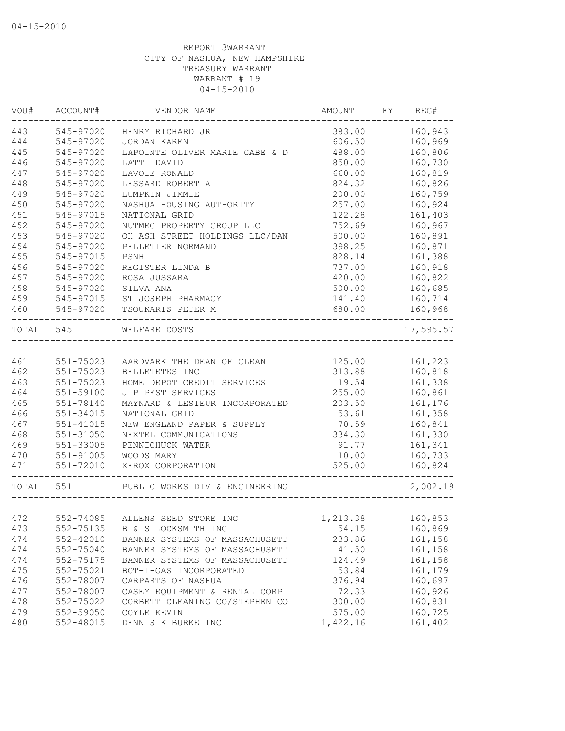04-15-2010

REPORT 3WARRANT
CITY OF NASHUA, NEW HAMPSHIRE
TREASURY WARRANT
WARRANT # 19
04-15-2010

| VOU# | ACCOUNT# | VENDOR NAME | AMOUNT | FY | REG# |
|---|---|---|---|---|---|
| 443 | 545-97020 | HENRY RICHARD JR | 383.00 | | 160,943 |
| 444 | 545-97020 | JORDAN KAREN | 606.50 | | 160,969 |
| 445 | 545-97020 | LAPOINTE OLIVER MARIE GABE & D | 488.00 | | 160,806 |
| 446 | 545-97020 | LATTI DAVID | 850.00 | | 160,730 |
| 447 | 545-97020 | LAVOIE RONALD | 660.00 | | 160,819 |
| 448 | 545-97020 | LESSARD ROBERT A | 824.32 | | 160,826 |
| 449 | 545-97020 | LUMPKIN JIMMIE | 200.00 | | 160,759 |
| 450 | 545-97020 | NASHUA HOUSING AUTHORITY | 257.00 | | 160,924 |
| 451 | 545-97015 | NATIONAL GRID | 122.28 | | 161,403 |
| 452 | 545-97020 | NUTMEG PROPERTY GROUP LLC | 752.69 | | 160,967 |
| 453 | 545-97020 | OH ASH STREET HOLDINGS LLC/DAN | 500.00 | | 160,891 |
| 454 | 545-97020 | PELLETIER NORMAND | 398.25 | | 160,871 |
| 455 | 545-97015 | PSNH | 828.14 | | 161,388 |
| 456 | 545-97020 | REGISTER LINDA B | 737.00 | | 160,918 |
| 457 | 545-97020 | ROSA JUSSARA | 420.00 | | 160,822 |
| 458 | 545-97020 | SILVA ANA | 500.00 | | 160,685 |
| 459 | 545-97015 | ST JOSEPH PHARMACY | 141.40 | | 160,714 |
| 460 | 545-97020 | TSOUKARIS PETER M | 680.00 | | 160,968 |
| TOTAL | 545 | WELFARE COSTS | | | 17,595.57 |
| 461 | 551-75023 | AARDVARK THE DEAN OF CLEAN | 125.00 | | 161,223 |
| 462 | 551-75023 | BELLETETES INC | 313.88 | | 160,818 |
| 463 | 551-75023 | HOME DEPOT CREDIT SERVICES | 19.54 | | 161,338 |
| 464 | 551-59100 | J P PEST SERVICES | 255.00 | | 160,861 |
| 465 | 551-78140 | MAYNARD & LESIEUR INCORPORATED | 203.50 | | 161,176 |
| 466 | 551-34015 | NATIONAL GRID | 53.61 | | 161,358 |
| 467 | 551-41015 | NEW ENGLAND PAPER & SUPPLY | 70.59 | | 160,841 |
| 468 | 551-31050 | NEXTEL COMMUNICATIONS | 334.30 | | 161,330 |
| 469 | 551-33005 | PENNICHUCK WATER | 91.77 | | 161,341 |
| 470 | 551-91005 | WOODS MARY | 10.00 | | 160,733 |
| 471 | 551-72010 | XEROX CORPORATION | 525.00 | | 160,824 |
| TOTAL | 551 | PUBLIC WORKS DIV & ENGINEERING | | | 2,002.19 |
| 472 | 552-74085 | ALLENS SEED STORE INC | 1,213.38 | | 160,853 |
| 473 | 552-75135 | B & S LOCKSMITH INC | 54.15 | | 160,869 |
| 474 | 552-42010 | BANNER SYSTEMS OF MASSACHUSETT | 233.86 | | 161,158 |
| 474 | 552-75040 | BANNER SYSTEMS OF MASSACHUSETT | 41.50 | | 161,158 |
| 474 | 552-75175 | BANNER SYSTEMS OF MASSACHUSETT | 124.49 | | 161,158 |
| 475 | 552-75021 | BOT-L-GAS INCORPORATED | 53.84 | | 161,179 |
| 476 | 552-78007 | CARPARTS OF NASHUA | 376.94 | | 160,697 |
| 477 | 552-78007 | CASEY EQUIPMENT & RENTAL CORP | 72.33 | | 160,926 |
| 478 | 552-75022 | CORBETT CLEANING CO/STEPHEN CO | 300.00 | | 160,831 |
| 479 | 552-59050 | COYLE KEVIN | 575.00 | | 160,725 |
| 480 | 552-48015 | DENNIS K BURKE INC | 1,422.16 | | 161,402 |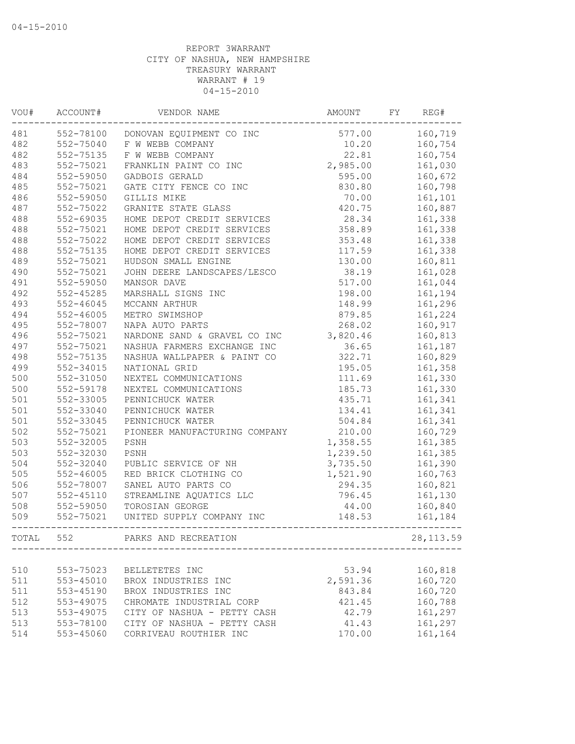REPORT 3WARRANT
CITY OF NASHUA, NEW HAMPSHIRE
TREASURY WARRANT
WARRANT # 19
04-15-2010

| VOU# | ACCOUNT# | VENDOR NAME | AMOUNT | FY | REG# |
|---|---|---|---|---|---|
| 481 | 552-78100 | DONOVAN EQUIPMENT CO INC | 577.00 | | 160,719 |
| 482 | 552-75040 | F W WEBB COMPANY | 10.20 | | 160,754 |
| 482 | 552-75135 | F W WEBB COMPANY | 22.81 | | 160,754 |
| 483 | 552-75021 | FRANKLIN PAINT CO INC | 2,985.00 | | 161,030 |
| 484 | 552-59050 | GADBOIS GERALD | 595.00 | | 160,672 |
| 485 | 552-75021 | GATE CITY FENCE CO INC | 830.80 | | 160,798 |
| 486 | 552-59050 | GILLIS MIKE | 70.00 | | 161,101 |
| 487 | 552-75022 | GRANITE STATE GLASS | 420.75 | | 160,887 |
| 488 | 552-69035 | HOME DEPOT CREDIT SERVICES | 28.34 | | 161,338 |
| 488 | 552-75021 | HOME DEPOT CREDIT SERVICES | 358.89 | | 161,338 |
| 488 | 552-75022 | HOME DEPOT CREDIT SERVICES | 353.48 | | 161,338 |
| 488 | 552-75135 | HOME DEPOT CREDIT SERVICES | 117.59 | | 161,338 |
| 489 | 552-75021 | HUDSON SMALL ENGINE | 130.00 | | 160,811 |
| 490 | 552-75021 | JOHN DEERE LANDSCAPES/LESCO | 38.19 | | 161,028 |
| 491 | 552-59050 | MANSOR DAVE | 517.00 | | 161,044 |
| 492 | 552-45285 | MARSHALL SIGNS INC | 198.00 | | 161,194 |
| 493 | 552-46045 | MCCANN ARTHUR | 148.99 | | 161,296 |
| 494 | 552-46005 | METRO SWIMSHOP | 879.85 | | 161,224 |
| 495 | 552-78007 | NAPA AUTO PARTS | 268.02 | | 160,917 |
| 496 | 552-75021 | NARDONE SAND & GRAVEL CO INC | 3,820.46 | | 160,813 |
| 497 | 552-75021 | NASHUA FARMERS EXCHANGE INC | 36.65 | | 161,187 |
| 498 | 552-75135 | NASHUA WALLPAPER & PAINT CO | 322.71 | | 160,829 |
| 499 | 552-34015 | NATIONAL GRID | 195.05 | | 161,358 |
| 500 | 552-31050 | NEXTEL COMMUNICATIONS | 111.69 | | 161,330 |
| 500 | 552-59178 | NEXTEL COMMUNICATIONS | 185.73 | | 161,330 |
| 501 | 552-33005 | PENNICHUCK WATER | 435.71 | | 161,341 |
| 501 | 552-33040 | PENNICHUCK WATER | 134.41 | | 161,341 |
| 501 | 552-33045 | PENNICHUCK WATER | 504.84 | | 161,341 |
| 502 | 552-75021 | PIONEER MANUFACTURING COMPANY | 210.00 | | 160,729 |
| 503 | 552-32005 | PSNH | 1,358.55 | | 161,385 |
| 503 | 552-32030 | PSNH | 1,239.50 | | 161,385 |
| 504 | 552-32040 | PUBLIC SERVICE OF NH | 3,735.50 | | 161,390 |
| 505 | 552-46005 | RED BRICK CLOTHING CO | 1,521.90 | | 160,763 |
| 506 | 552-78007 | SANEL AUTO PARTS CO | 294.35 | | 160,821 |
| 507 | 552-45110 | STREAMLINE AQUATICS LLC | 796.45 | | 161,130 |
| 508 | 552-59050 | TOROSIAN GEORGE | 44.00 | | 160,840 |
| 509 | 552-75021 | UNITED SUPPLY COMPANY INC | 148.53 | | 161,184 |
| TOTAL | 552 | PARKS AND RECREATION | | | 28,113.59 |
| 510 | 553-75023 | BELLETETES INC | 53.94 | | 160,818 |
| 511 | 553-45010 | BROX INDUSTRIES INC | 2,591.36 | | 160,720 |
| 511 | 553-45190 | BROX INDUSTRIES INC | 843.84 | | 160,720 |
| 512 | 553-49075 | CHROMATE INDUSTRIAL CORP | 421.45 | | 160,788 |
| 513 | 553-49075 | CITY OF NASHUA - PETTY CASH | 42.79 | | 161,297 |
| 513 | 553-78100 | CITY OF NASHUA - PETTY CASH | 41.43 | | 161,297 |
| 514 | 553-45060 | CORRIVEAU ROUTHIER INC | 170.00 | | 161,164 |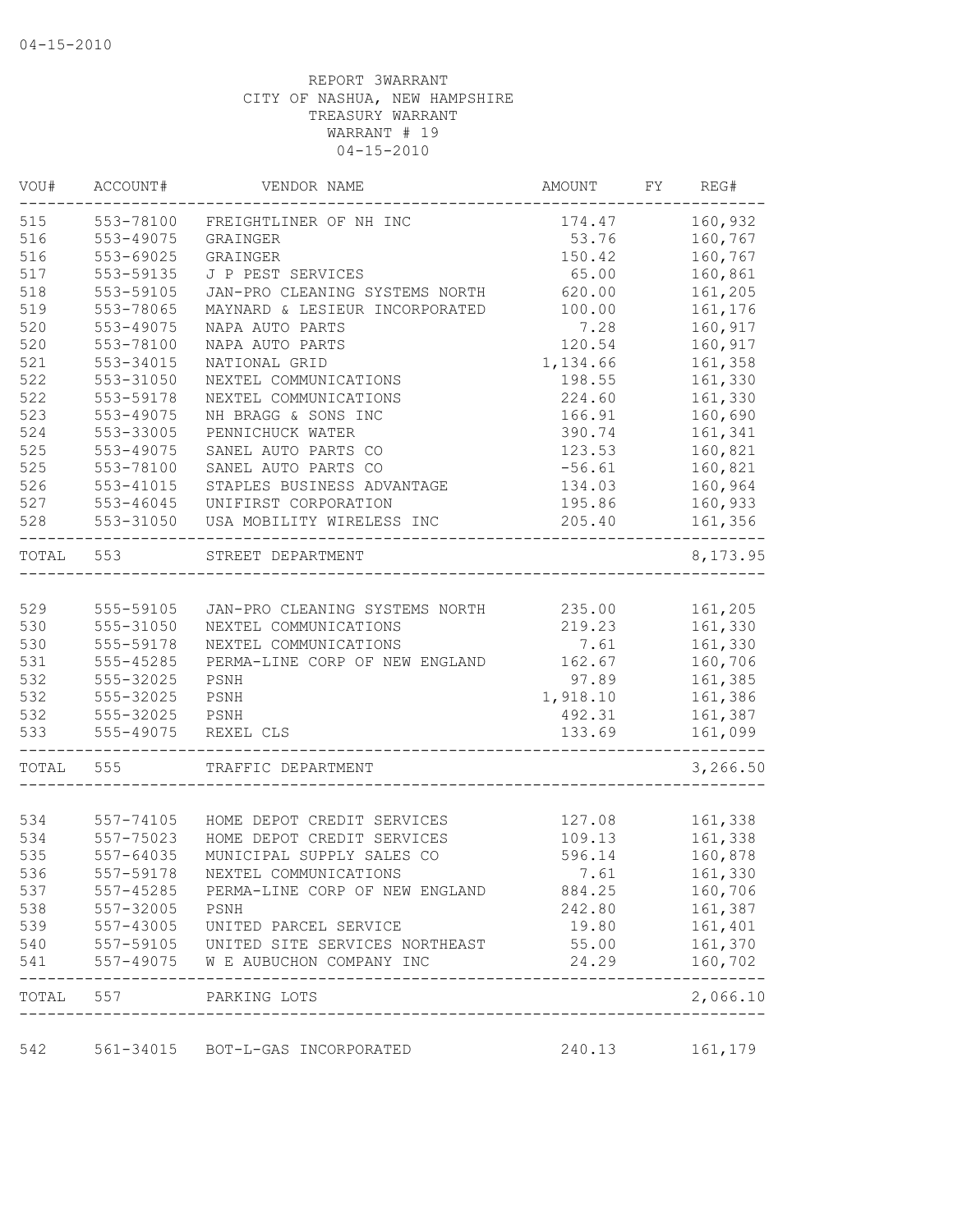04-15-2010

REPORT 3WARRANT
CITY OF NASHUA, NEW HAMPSHIRE
TREASURY WARRANT
WARRANT # 19
04-15-2010

| VOU# | ACCOUNT# | VENDOR NAME | AMOUNT | FY | REG# |
|---|---|---|---|---|---|
| 515 | 553-78100 | FREIGHTLINER OF NH INC | 174.47 | | 160,932 |
| 516 | 553-49075 | GRAINGER | 53.76 | | 160,767 |
| 516 | 553-69025 | GRAINGER | 150.42 | | 160,767 |
| 517 | 553-59135 | J P PEST SERVICES | 65.00 | | 160,861 |
| 518 | 553-59105 | JAN-PRO CLEANING SYSTEMS NORTH | 620.00 | | 161,205 |
| 519 | 553-78065 | MAYNARD & LESIEUR INCORPORATED | 100.00 | | 161,176 |
| 520 | 553-49075 | NAPA AUTO PARTS | 7.28 | | 160,917 |
| 520 | 553-78100 | NAPA AUTO PARTS | 120.54 | | 160,917 |
| 521 | 553-34015 | NATIONAL GRID | 1,134.66 | | 161,358 |
| 522 | 553-31050 | NEXTEL COMMUNICATIONS | 198.55 | | 161,330 |
| 522 | 553-59178 | NEXTEL COMMUNICATIONS | 224.60 | | 161,330 |
| 523 | 553-49075 | NH BRAGG & SONS INC | 166.91 | | 160,690 |
| 524 | 553-33005 | PENNICHUCK WATER | 390.74 | | 161,341 |
| 525 | 553-49075 | SANEL AUTO PARTS CO | 123.53 | | 160,821 |
| 525 | 553-78100 | SANEL AUTO PARTS CO | -56.61 | | 160,821 |
| 526 | 553-41015 | STAPLES BUSINESS ADVANTAGE | 134.03 | | 160,964 |
| 527 | 553-46045 | UNIFIRST CORPORATION | 195.86 | | 160,933 |
| 528 | 553-31050 | USA MOBILITY WIRELESS INC | 205.40 | | 161,356 |
| TOTAL | 553 | STREET DEPARTMENT | | | 8,173.95 |
| 529 | 555-59105 | JAN-PRO CLEANING SYSTEMS NORTH | 235.00 | | 161,205 |
| 530 | 555-31050 | NEXTEL COMMUNICATIONS | 219.23 | | 161,330 |
| 530 | 555-59178 | NEXTEL COMMUNICATIONS | 7.61 | | 161,330 |
| 531 | 555-45285 | PERMA-LINE CORP OF NEW ENGLAND | 162.67 | | 160,706 |
| 532 | 555-32025 | PSNH | 97.89 | | 161,385 |
| 532 | 555-32025 | PSNH | 1,918.10 | | 161,386 |
| 532 | 555-32025 | PSNH | 492.31 | | 161,387 |
| 533 | 555-49075 | REXEL CLS | 133.69 | | 161,099 |
| TOTAL | 555 | TRAFFIC DEPARTMENT | | | 3,266.50 |
| 534 | 557-74105 | HOME DEPOT CREDIT SERVICES | 127.08 | | 161,338 |
| 534 | 557-75023 | HOME DEPOT CREDIT SERVICES | 109.13 | | 161,338 |
| 535 | 557-64035 | MUNICIPAL SUPPLY SALES CO | 596.14 | | 160,878 |
| 536 | 557-59178 | NEXTEL COMMUNICATIONS | 7.61 | | 161,330 |
| 537 | 557-45285 | PERMA-LINE CORP OF NEW ENGLAND | 884.25 | | 160,706 |
| 538 | 557-32005 | PSNH | 242.80 | | 161,387 |
| 539 | 557-43005 | UNITED PARCEL SERVICE | 19.80 | | 161,401 |
| 540 | 557-59105 | UNITED SITE SERVICES NORTHEAST | 55.00 | | 161,370 |
| 541 | 557-49075 | W E AUBUCHON COMPANY INC | 24.29 | | 160,702 |
| TOTAL | 557 | PARKING LOTS | | | 2,066.10 |
| 542 | 561-34015 | BOT-L-GAS INCORPORATED | 240.13 | | 161,179 |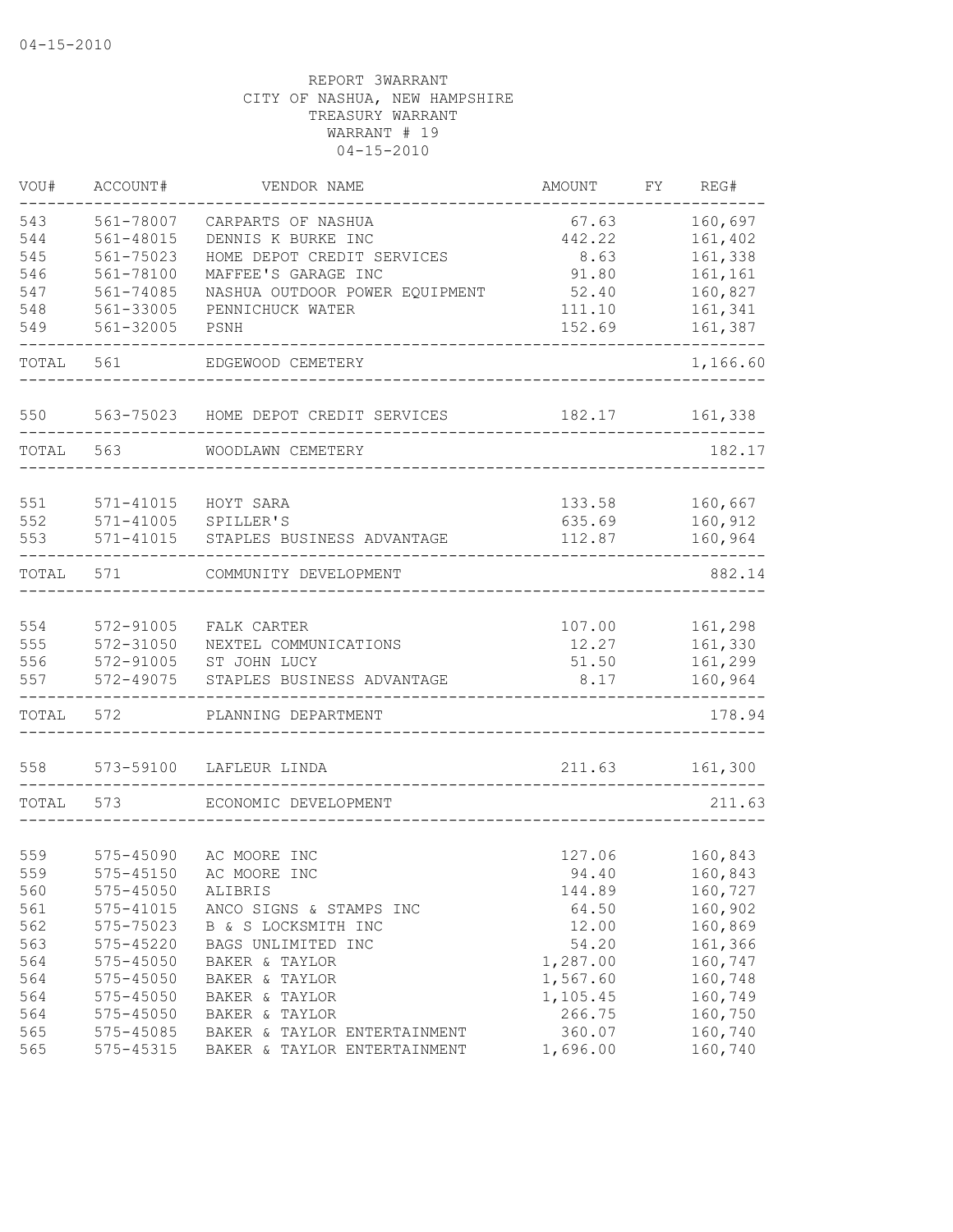04-15-2010

REPORT 3WARRANT
CITY OF NASHUA, NEW HAMPSHIRE
TREASURY WARRANT
WARRANT # 19
04-15-2010

| VOU# | ACCOUNT# | VENDOR NAME | AMOUNT | FY | REG# |
|---|---|---|---|---|---|
| 543 | 561-78007 | CARPARTS OF NASHUA | 67.63 | | 160,697 |
| 544 | 561-48015 | DENNIS K BURKE INC | 442.22 | | 161,402 |
| 545 | 561-75023 | HOME DEPOT CREDIT SERVICES | 8.63 | | 161,338 |
| 546 | 561-78100 | MAFFEE'S GARAGE INC | 91.80 | | 161,161 |
| 547 | 561-74085 | NASHUA OUTDOOR POWER EQUIPMENT | 52.40 | | 160,827 |
| 548 | 561-33005 | PENNICHUCK WATER | 111.10 | | 161,341 |
| 549 | 561-32005 | PSNH | 152.69 | | 161,387 |
| TOTAL | 561 | EDGEWOOD CEMETERY | | | 1,166.60 |
| 550 | 563-75023 | HOME DEPOT CREDIT SERVICES | 182.17 | | 161,338 |
| TOTAL | 563 | WOODLAWN CEMETERY | | | 182.17 |
| 551 | 571-41015 | HOYT SARA | 133.58 | | 160,667 |
| 552 | 571-41005 | SPILLER'S | 635.69 | | 160,912 |
| 553 | 571-41015 | STAPLES BUSINESS ADVANTAGE | 112.87 | | 160,964 |
| TOTAL | 571 | COMMUNITY DEVELOPMENT | | | 882.14 |
| 554 | 572-91005 | FALK CARTER | 107.00 | | 161,298 |
| 555 | 572-31050 | NEXTEL COMMUNICATIONS | 12.27 | | 161,330 |
| 556 | 572-91005 | ST JOHN LUCY | 51.50 | | 161,299 |
| 557 | 572-49075 | STAPLES BUSINESS ADVANTAGE | 8.17 | | 160,964 |
| TOTAL | 572 | PLANNING DEPARTMENT | | | 178.94 |
| 558 | 573-59100 | LAFLEUR LINDA | 211.63 | | 161,300 |
| TOTAL | 573 | ECONOMIC DEVELOPMENT | | | 211.63 |
| 559 | 575-45090 | AC MOORE INC | 127.06 | | 160,843 |
| 559 | 575-45150 | AC MOORE INC | 94.40 | | 160,843 |
| 560 | 575-45050 | ALIBRIS | 144.89 | | 160,727 |
| 561 | 575-41015 | ANCO SIGNS & STAMPS INC | 64.50 | | 160,902 |
| 562 | 575-75023 | B & S LOCKSMITH INC | 12.00 | | 160,869 |
| 563 | 575-45220 | BAGS UNLIMITED INC | 54.20 | | 161,366 |
| 564 | 575-45050 | BAKER & TAYLOR | 1,287.00 | | 160,747 |
| 564 | 575-45050 | BAKER & TAYLOR | 1,567.60 | | 160,748 |
| 564 | 575-45050 | BAKER & TAYLOR | 1,105.45 | | 160,749 |
| 564 | 575-45050 | BAKER & TAYLOR | 266.75 | | 160,750 |
| 565 | 575-45085 | BAKER & TAYLOR ENTERTAINMENT | 360.07 | | 160,740 |
| 565 | 575-45315 | BAKER & TAYLOR ENTERTAINMENT | 1,696.00 | | 160,740 |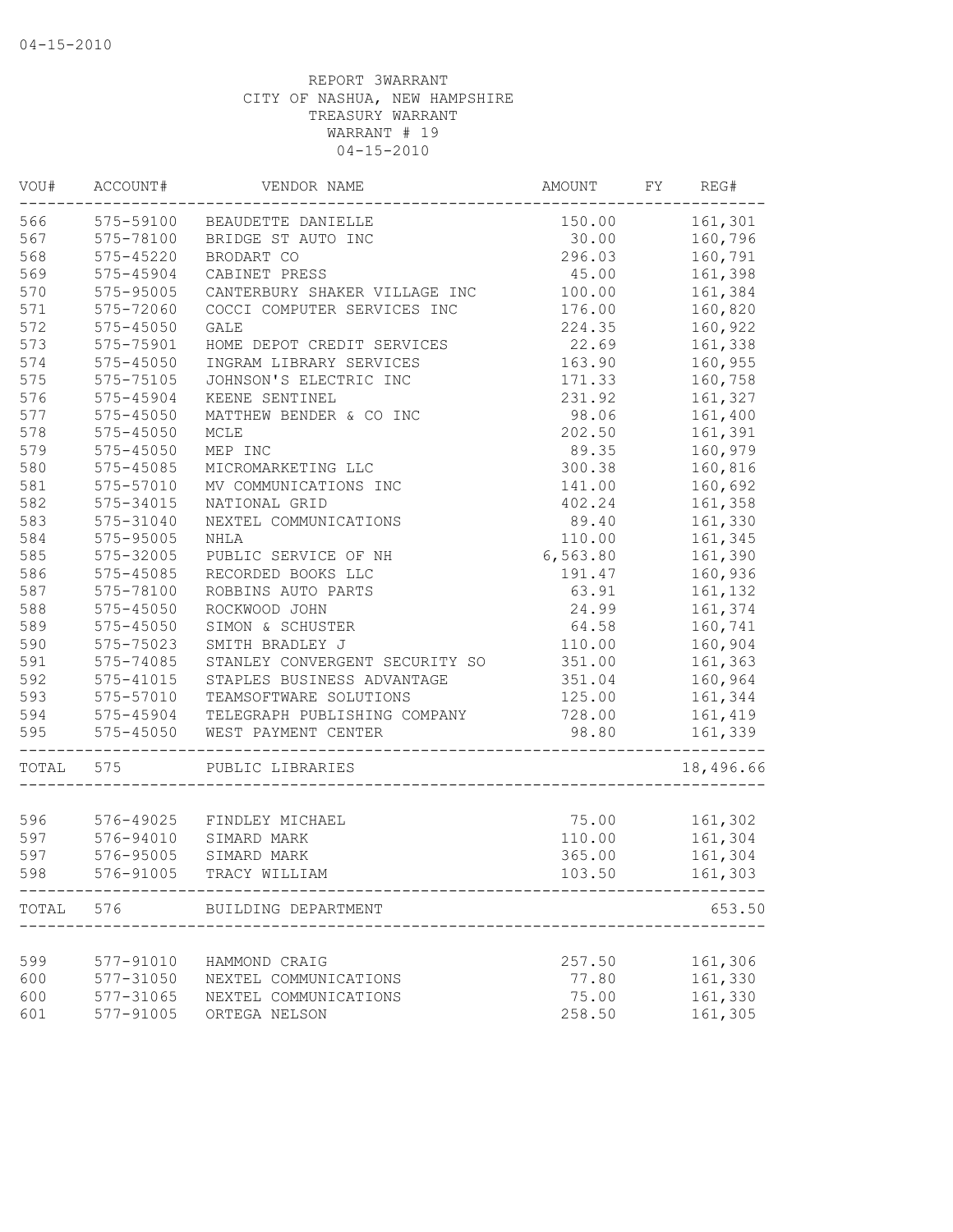04-15-2010

REPORT 3WARRANT
CITY OF NASHUA, NEW HAMPSHIRE
TREASURY WARRANT
WARRANT # 19
04-15-2010

| VOU# | ACCOUNT# | VENDOR NAME | AMOUNT | FY | REG# |
|---|---|---|---|---|---|
| 566 | 575-59100 | BEAUDETTE DANIELLE | 150.00 | | 161,301 |
| 567 | 575-78100 | BRIDGE ST AUTO INC | 30.00 | | 160,796 |
| 568 | 575-45220 | BRODART CO | 296.03 | | 160,791 |
| 569 | 575-45904 | CABINET PRESS | 45.00 | | 161,398 |
| 570 | 575-95005 | CANTERBURY SHAKER VILLAGE INC | 100.00 | | 161,384 |
| 571 | 575-72060 | COCCI COMPUTER SERVICES INC | 176.00 | | 160,820 |
| 572 | 575-45050 | GALE | 224.35 | | 160,922 |
| 573 | 575-75901 | HOME DEPOT CREDIT SERVICES | 22.69 | | 161,338 |
| 574 | 575-45050 | INGRAM LIBRARY SERVICES | 163.90 | | 160,955 |
| 575 | 575-75105 | JOHNSON'S ELECTRIC INC | 171.33 | | 160,758 |
| 576 | 575-45904 | KEENE SENTINEL | 231.92 | | 161,327 |
| 577 | 575-45050 | MATTHEW BENDER & CO INC | 98.06 | | 161,400 |
| 578 | 575-45050 | MCLE | 202.50 | | 161,391 |
| 579 | 575-45050 | MEP INC | 89.35 | | 160,979 |
| 580 | 575-45085 | MICROMARKETING LLC | 300.38 | | 160,816 |
| 581 | 575-57010 | MV COMMUNICATIONS INC | 141.00 | | 160,692 |
| 582 | 575-34015 | NATIONAL GRID | 402.24 | | 161,358 |
| 583 | 575-31040 | NEXTEL COMMUNICATIONS | 89.40 | | 161,330 |
| 584 | 575-95005 | NHLA | 110.00 | | 161,345 |
| 585 | 575-32005 | PUBLIC SERVICE OF NH | 6,563.80 | | 161,390 |
| 586 | 575-45085 | RECORDED BOOKS LLC | 191.47 | | 160,936 |
| 587 | 575-78100 | ROBBINS AUTO PARTS | 63.91 | | 161,132 |
| 588 | 575-45050 | ROCKWOOD JOHN | 24.99 | | 161,374 |
| 589 | 575-45050 | SIMON & SCHUSTER | 64.58 | | 160,741 |
| 590 | 575-75023 | SMITH BRADLEY J | 110.00 | | 160,904 |
| 591 | 575-74085 | STANLEY CONVERGENT SECURITY SO | 351.00 | | 161,363 |
| 592 | 575-41015 | STAPLES BUSINESS ADVANTAGE | 351.04 | | 160,964 |
| 593 | 575-57010 | TEAMSOFTWARE SOLUTIONS | 125.00 | | 161,344 |
| 594 | 575-45904 | TELEGRAPH PUBLISHING COMPANY | 728.00 | | 161,419 |
| 595 | 575-45050 | WEST PAYMENT CENTER | 98.80 | | 161,339 |
| TOTAL | 575 | PUBLIC LIBRARIES | | | 18,496.66 |
| 596 | 576-49025 | FINDLEY MICHAEL | 75.00 | | 161,302 |
| 597 | 576-94010 | SIMARD MARK | 110.00 | | 161,304 |
| 597 | 576-95005 | SIMARD MARK | 365.00 | | 161,304 |
| 598 | 576-91005 | TRACY WILLIAM | 103.50 | | 161,303 |
| TOTAL | 576 | BUILDING DEPARTMENT | | | 653.50 |
| 599 | 577-91010 | HAMMOND CRAIG | 257.50 | | 161,306 |
| 600 | 577-31050 | NEXTEL COMMUNICATIONS | 77.80 | | 161,330 |
| 600 | 577-31065 | NEXTEL COMMUNICATIONS | 75.00 | | 161,330 |
| 601 | 577-91005 | ORTEGA NELSON | 258.50 | | 161,305 |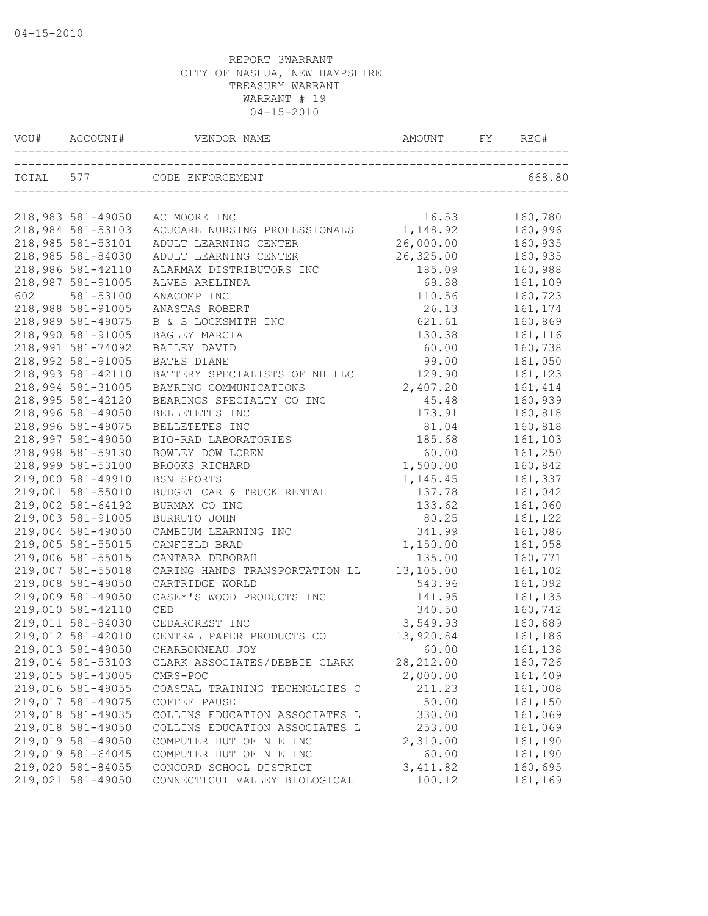04-15-2010

REPORT 3WARRANT
CITY OF NASHUA, NEW HAMPSHIRE
TREASURY WARRANT
WARRANT # 19
04-15-2010

| VOU# | ACCOUNT# | VENDOR NAME | AMOUNT | FY | REG# |
|---|---|---|---|---|---|
| TOTAL | 577 | CODE ENFORCEMENT | | | 668.80 |
| 218,983 | 581-49050 | AC MOORE INC | 16.53 | | 160,780 |
| 218,984 | 581-53103 | ACUCARE NURSING PROFESSIONALS | 1,148.92 | | 160,996 |
| 218,985 | 581-53101 | ADULT LEARNING CENTER | 26,000.00 | | 160,935 |
| 218,985 | 581-84030 | ADULT LEARNING CENTER | 26,325.00 | | 160,935 |
| 218,986 | 581-42110 | ALARMAX DISTRIBUTORS INC | 185.09 | | 160,988 |
| 218,987 | 581-91005 | ALVES ARELINDA | 69.88 | | 161,109 |
| 602 | 581-53100 | ANACOMP INC | 110.56 | | 160,723 |
| 218,988 | 581-91005 | ANASTAS ROBERT | 26.13 | | 161,174 |
| 218,989 | 581-49075 | B & S LOCKSMITH INC | 621.61 | | 160,869 |
| 218,990 | 581-91005 | BAGLEY MARCIA | 130.38 | | 161,116 |
| 218,991 | 581-74092 | BAILEY DAVID | 60.00 | | 160,738 |
| 218,992 | 581-91005 | BATES DIANE | 99.00 | | 161,050 |
| 218,993 | 581-42110 | BATTERY SPECIALISTS OF NH LLC | 129.90 | | 161,123 |
| 218,994 | 581-31005 | BAYRING COMMUNICATIONS | 2,407.20 | | 161,414 |
| 218,995 | 581-42120 | BEARINGS SPECIALTY CO INC | 45.48 | | 160,939 |
| 218,996 | 581-49050 | BELLETETES INC | 173.91 | | 160,818 |
| 218,996 | 581-49075 | BELLETETES INC | 81.04 | | 160,818 |
| 218,997 | 581-49050 | BIO-RAD LABORATORIES | 185.68 | | 161,103 |
| 218,998 | 581-59130 | BOWLEY DOW LOREN | 60.00 | | 161,250 |
| 218,999 | 581-53100 | BROOKS RICHARD | 1,500.00 | | 160,842 |
| 219,000 | 581-49910 | BSN SPORTS | 1,145.45 | | 161,337 |
| 219,001 | 581-55010 | BUDGET CAR & TRUCK RENTAL | 137.78 | | 161,042 |
| 219,002 | 581-64192 | BURMAX CO INC | 133.62 | | 161,060 |
| 219,003 | 581-91005 | BURRUTO JOHN | 80.25 | | 161,122 |
| 219,004 | 581-49050 | CAMBIUM LEARNING INC | 341.99 | | 161,086 |
| 219,005 | 581-55015 | CANFIELD BRAD | 1,150.00 | | 161,058 |
| 219,006 | 581-55015 | CANTARA DEBORAH | 135.00 | | 160,771 |
| 219,007 | 581-55018 | CARING HANDS TRANSPORTATION LL | 13,105.00 | | 161,102 |
| 219,008 | 581-49050 | CARTRIDGE WORLD | 543.96 | | 161,092 |
| 219,009 | 581-49050 | CASEY'S WOOD PRODUCTS INC | 141.95 | | 161,135 |
| 219,010 | 581-42110 | CED | 340.50 | | 160,742 |
| 219,011 | 581-84030 | CEDARCREST INC | 3,549.93 | | 160,689 |
| 219,012 | 581-42010 | CENTRAL PAPER PRODUCTS CO | 13,920.84 | | 161,186 |
| 219,013 | 581-49050 | CHARBONNEAU JOY | 60.00 | | 161,138 |
| 219,014 | 581-53103 | CLARK ASSOCIATES/DEBBIE CLARK | 28,212.00 | | 160,726 |
| 219,015 | 581-43005 | CMRS-POC | 2,000.00 | | 161,409 |
| 219,016 | 581-49055 | COASTAL TRAINING TECHNOLGIES C | 211.23 | | 161,008 |
| 219,017 | 581-49075 | COFFEE PAUSE | 50.00 | | 161,150 |
| 219,018 | 581-49035 | COLLINS EDUCATION ASSOCIATES L | 330.00 | | 161,069 |
| 219,018 | 581-49050 | COLLINS EDUCATION ASSOCIATES L | 253.00 | | 161,069 |
| 219,019 | 581-49050 | COMPUTER HUT OF N E INC | 2,310.00 | | 161,190 |
| 219,019 | 581-64045 | COMPUTER HUT OF N E INC | 60.00 | | 161,190 |
| 219,020 | 581-84055 | CONCORD SCHOOL DISTRICT | 3,411.82 | | 160,695 |
| 219,021 | 581-49050 | CONNECTICUT VALLEY BIOLOGICAL | 100.12 | | 161,169 |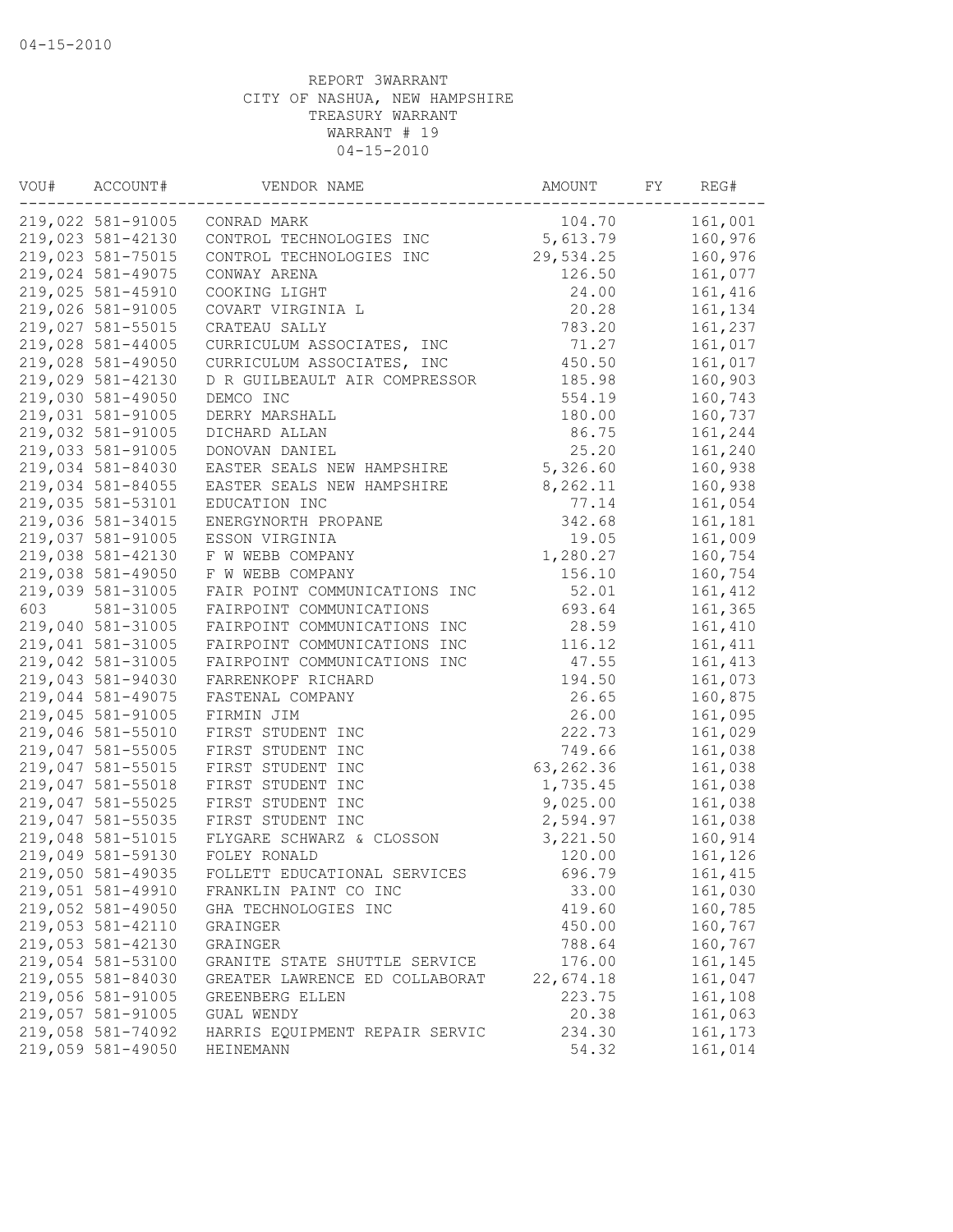04-15-2010

REPORT 3WARRANT
CITY OF NASHUA, NEW HAMPSHIRE
TREASURY WARRANT
WARRANT # 19
04-15-2010

| VOU# | ACCOUNT# | VENDOR NAME | AMOUNT | FY | REG# |
|---|---|---|---|---|---|
| 219,022 | 581-91005 | CONRAD MARK | 104.70 | | 161,001 |
| 219,023 | 581-42130 | CONTROL TECHNOLOGIES INC | 5,613.79 | | 160,976 |
| 219,023 | 581-75015 | CONTROL TECHNOLOGIES INC | 29,534.25 | | 160,976 |
| 219,024 | 581-49075 | CONWAY ARENA | 126.50 | | 161,077 |
| 219,025 | 581-45910 | COOKING LIGHT | 24.00 | | 161,416 |
| 219,026 | 581-91005 | COVART VIRGINIA L | 20.28 | | 161,134 |
| 219,027 | 581-55015 | CRATEAU SALLY | 783.20 | | 161,237 |
| 219,028 | 581-44005 | CURRICULUM ASSOCIATES, INC | 71.27 | | 161,017 |
| 219,028 | 581-49050 | CURRICULUM ASSOCIATES, INC | 450.50 | | 161,017 |
| 219,029 | 581-42130 | D R GUILBEAULT AIR COMPRESSOR | 185.98 | | 160,903 |
| 219,030 | 581-49050 | DEMCO INC | 554.19 | | 160,743 |
| 219,031 | 581-91005 | DERRY MARSHALL | 180.00 | | 160,737 |
| 219,032 | 581-91005 | DICHARD ALLAN | 86.75 | | 161,244 |
| 219,033 | 581-91005 | DONOVAN DANIEL | 25.20 | | 161,240 |
| 219,034 | 581-84030 | EASTER SEALS NEW HAMPSHIRE | 5,326.60 | | 160,938 |
| 219,034 | 581-84055 | EASTER SEALS NEW HAMPSHIRE | 8,262.11 | | 160,938 |
| 219,035 | 581-53101 | EDUCATION INC | 77.14 | | 161,054 |
| 219,036 | 581-34015 | ENERGYNORTH PROPANE | 342.68 | | 161,181 |
| 219,037 | 581-91005 | ESSON VIRGINIA | 19.05 | | 161,009 |
| 219,038 | 581-42130 | F W WEBB COMPANY | 1,280.27 | | 160,754 |
| 219,038 | 581-49050 | F W WEBB COMPANY | 156.10 | | 160,754 |
| 219,039 | 581-31005 | FAIR POINT COMMUNICATIONS INC | 52.01 | | 161,412 |
| 603 | 581-31005 | FAIRPOINT COMMUNICATIONS | 693.64 | | 161,365 |
| 219,040 | 581-31005 | FAIRPOINT COMMUNICATIONS INC | 28.59 | | 161,410 |
| 219,041 | 581-31005 | FAIRPOINT COMMUNICATIONS INC | 116.12 | | 161,411 |
| 219,042 | 581-31005 | FAIRPOINT COMMUNICATIONS INC | 47.55 | | 161,413 |
| 219,043 | 581-94030 | FARRENKOPF RICHARD | 194.50 | | 161,073 |
| 219,044 | 581-49075 | FASTENAL COMPANY | 26.65 | | 160,875 |
| 219,045 | 581-91005 | FIRMIN JIM | 26.00 | | 161,095 |
| 219,046 | 581-55010 | FIRST STUDENT INC | 222.73 | | 161,029 |
| 219,047 | 581-55005 | FIRST STUDENT INC | 749.66 | | 161,038 |
| 219,047 | 581-55015 | FIRST STUDENT INC | 63,262.36 | | 161,038 |
| 219,047 | 581-55018 | FIRST STUDENT INC | 1,735.45 | | 161,038 |
| 219,047 | 581-55025 | FIRST STUDENT INC | 9,025.00 | | 161,038 |
| 219,047 | 581-55035 | FIRST STUDENT INC | 2,594.97 | | 161,038 |
| 219,048 | 581-51015 | FLYGARE SCHWARZ & CLOSSON | 3,221.50 | | 160,914 |
| 219,049 | 581-59130 | FOLEY RONALD | 120.00 | | 161,126 |
| 219,050 | 581-49035 | FOLLETT EDUCATIONAL SERVICES | 696.79 | | 161,415 |
| 219,051 | 581-49910 | FRANKLIN PAINT CO INC | 33.00 | | 161,030 |
| 219,052 | 581-49050 | GHA TECHNOLOGIES INC | 419.60 | | 160,785 |
| 219,053 | 581-42110 | GRAINGER | 450.00 | | 160,767 |
| 219,053 | 581-42130 | GRAINGER | 788.64 | | 160,767 |
| 219,054 | 581-53100 | GRANITE STATE SHUTTLE SERVICE | 176.00 | | 161,145 |
| 219,055 | 581-84030 | GREATER LAWRENCE ED COLLABORAT | 22,674.18 | | 161,047 |
| 219,056 | 581-91005 | GREENBERG ELLEN | 223.75 | | 161,108 |
| 219,057 | 581-91005 | GUAL WENDY | 20.38 | | 161,063 |
| 219,058 | 581-74092 | HARRIS EQUIPMENT REPAIR SERVIC | 234.30 | | 161,173 |
| 219,059 | 581-49050 | HEINEMANN | 54.32 | | 161,014 |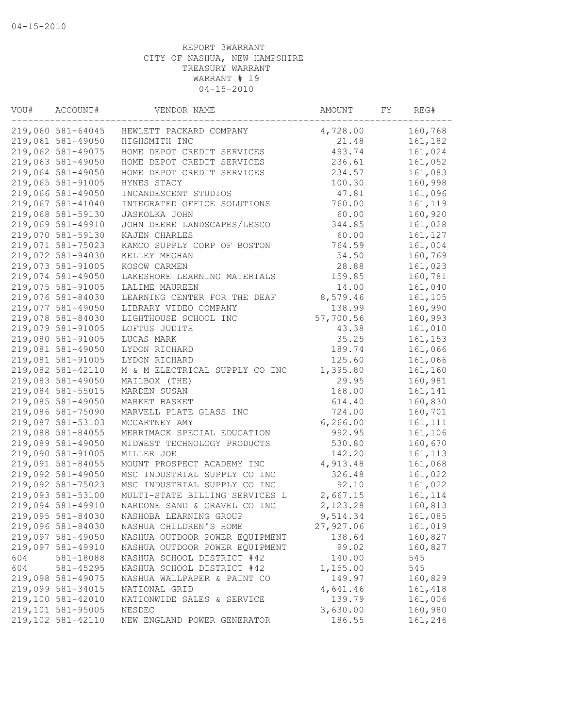REPORT 3WARRANT
CITY OF NASHUA, NEW HAMPSHIRE
TREASURY WARRANT
WARRANT # 19
04-15-2010

| VOU# | ACCOUNT# | VENDOR NAME | AMOUNT | FY | REG# |
|---|---|---|---|---|---|
| 219,060 | 581-64045 | HEWLETT PACKARD COMPANY | 4,728.00 | | 160,768 |
| 219,061 | 581-49050 | HIGHSMITH INC | 21.48 | | 161,182 |
| 219,062 | 581-49075 | HOME DEPOT CREDIT SERVICES | 493.74 | | 161,024 |
| 219,063 | 581-49050 | HOME DEPOT CREDIT SERVICES | 236.61 | | 161,052 |
| 219,064 | 581-49050 | HOME DEPOT CREDIT SERVICES | 234.57 | | 161,083 |
| 219,065 | 581-91005 | HYNES STACY | 100.30 | | 160,998 |
| 219,066 | 581-49050 | INCANDESCENT STUDIOS | 47.81 | | 161,096 |
| 219,067 | 581-41040 | INTEGRATED OFFICE SOLUTIONS | 760.00 | | 161,119 |
| 219,068 | 581-59130 | JASKOLKA JOHN | 60.00 | | 160,920 |
| 219,069 | 581-49910 | JOHN DEERE LANDSCAPES/LESCO | 344.85 | | 161,028 |
| 219,070 | 581-59130 | KAJEN CHARLES | 60.00 | | 161,127 |
| 219,071 | 581-75023 | KAMCO SUPPLY CORP OF BOSTON | 764.59 | | 161,004 |
| 219,072 | 581-94030 | KELLEY MEGHAN | 54.50 | | 160,769 |
| 219,073 | 581-91005 | KOSOW CARMEN | 28.88 | | 161,023 |
| 219,074 | 581-49050 | LAKESHORE LEARNING MATERIALS | 159.85 | | 160,781 |
| 219,075 | 581-91005 | LALIME MAUREEN | 14.00 | | 161,040 |
| 219,076 | 581-84030 | LEARNING CENTER FOR THE DEAF | 8,579.46 | | 161,105 |
| 219,077 | 581-49050 | LIBRARY VIDEO COMPANY | 138.99 | | 160,990 |
| 219,078 | 581-84030 | LIGHTHOUSE SCHOOL INC | 57,700.56 | | 160,993 |
| 219,079 | 581-91005 | LOFTUS JUDITH | 43.38 | | 161,010 |
| 219,080 | 581-91005 | LUCAS MARK | 35.25 | | 161,153 |
| 219,081 | 581-49050 | LYDON RICHARD | 189.74 | | 161,066 |
| 219,081 | 581-91005 | LYDON RICHARD | 125.60 | | 161,066 |
| 219,082 | 581-42110 | M & M ELECTRICAL SUPPLY CO INC | 1,395.80 | | 161,160 |
| 219,083 | 581-49050 | MAILBOX (THE) | 29.95 | | 160,981 |
| 219,084 | 581-55015 | MARDEN SUSAN | 168.00 | | 161,141 |
| 219,085 | 581-49050 | MARKET BASKET | 614.40 | | 160,830 |
| 219,086 | 581-75090 | MARVELL PLATE GLASS INC | 724.00 | | 160,701 |
| 219,087 | 581-53103 | MCCARTNEY AMY | 6,266.00 | | 161,111 |
| 219,088 | 581-84055 | MERRIMACK SPECIAL EDUCATION | 992.95 | | 161,106 |
| 219,089 | 581-49050 | MIDWEST TECHNOLOGY PRODUCTS | 530.80 | | 160,670 |
| 219,090 | 581-91005 | MILLER JOE | 142.20 | | 161,113 |
| 219,091 | 581-84055 | MOUNT PROSPECT ACADEMY INC | 4,913.48 | | 161,068 |
| 219,092 | 581-49050 | MSC INDUSTRIAL SUPPLY CO INC | 326.48 | | 161,022 |
| 219,092 | 581-75023 | MSC INDUSTRIAL SUPPLY CO INC | 92.10 | | 161,022 |
| 219,093 | 581-53100 | MULTI-STATE BILLING SERVICES L | 2,667.15 | | 161,114 |
| 219,094 | 581-49910 | NARDONE SAND & GRAVEL CO INC | 2,123.28 | | 160,813 |
| 219,095 | 581-84030 | NASHOBA LEARNING GROUP | 9,514.34 | | 161,085 |
| 219,096 | 581-84030 | NASHUA CHILDREN'S HOME | 27,927.06 | | 161,019 |
| 219,097 | 581-49050 | NASHUA OUTDOOR POWER EQUIPMENT | 138.64 | | 160,827 |
| 219,097 | 581-49910 | NASHUA OUTDOOR POWER EQUIPMENT | 99.02 | | 160,827 |
| 604 | 581-18088 | NASHUA SCHOOL DISTRICT #42 | 140.00 | | 545 |
| 604 | 581-45295 | NASHUA SCHOOL DISTRICT #42 | 1,155.00 | | 545 |
| 219,098 | 581-49075 | NASHUA WALLPAPER & PAINT CO | 149.97 | | 160,829 |
| 219,099 | 581-34015 | NATIONAL GRID | 4,641.46 | | 161,418 |
| 219,100 | 581-42010 | NATIONWIDE SALES & SERVICE | 139.79 | | 161,006 |
| 219,101 | 581-95005 | NESDEC | 3,630.00 | | 160,980 |
| 219,102 | 581-42110 | NEW ENGLAND POWER GENERATOR | 186.55 | | 161,246 |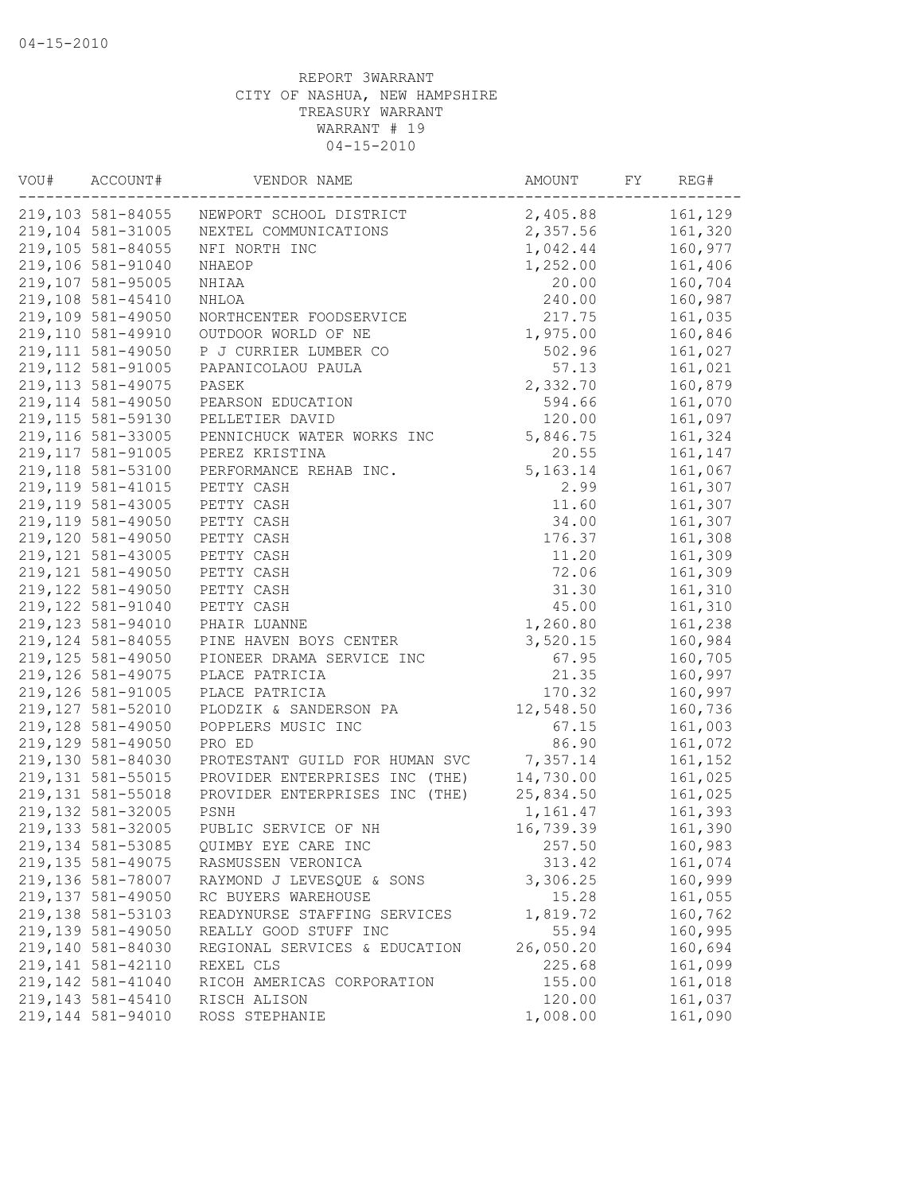04-15-2010

REPORT 3WARRANT
CITY OF NASHUA, NEW HAMPSHIRE
TREASURY WARRANT
WARRANT # 19
04-15-2010

| VOU# | ACCOUNT# | VENDOR NAME | AMOUNT | FY | REG# |
|---|---|---|---|---|---|
| 219,103 | 581-84055 | NEWPORT SCHOOL DISTRICT | 2,405.88 | | 161,129 |
| 219,104 | 581-31005 | NEXTEL COMMUNICATIONS | 2,357.56 | | 161,320 |
| 219,105 | 581-84055 | NFI NORTH INC | 1,042.44 | | 160,977 |
| 219,106 | 581-91040 | NHAEOP | 1,252.00 | | 161,406 |
| 219,107 | 581-95005 | NHIAA | 20.00 | | 160,704 |
| 219,108 | 581-45410 | NHLOA | 240.00 | | 160,987 |
| 219,109 | 581-49050 | NORTHCENTER FOODSERVICE | 217.75 | | 161,035 |
| 219,110 | 581-49910 | OUTDOOR WORLD OF NE | 1,975.00 | | 160,846 |
| 219,111 | 581-49050 | P J CURRIER LUMBER CO | 502.96 | | 161,027 |
| 219,112 | 581-91005 | PAPANICOLAOU PAULA | 57.13 | | 161,021 |
| 219,113 | 581-49075 | PASEK | 2,332.70 | | 160,879 |
| 219,114 | 581-49050 | PEARSON EDUCATION | 594.66 | | 161,070 |
| 219,115 | 581-59130 | PELLETIER DAVID | 120.00 | | 161,097 |
| 219,116 | 581-33005 | PENNICHUCK WATER WORKS INC | 5,846.75 | | 161,324 |
| 219,117 | 581-91005 | PEREZ KRISTINA | 20.55 | | 161,147 |
| 219,118 | 581-53100 | PERFORMANCE REHAB INC. | 5,163.14 | | 161,067 |
| 219,119 | 581-41015 | PETTY CASH | 2.99 | | 161,307 |
| 219,119 | 581-43005 | PETTY CASH | 11.60 | | 161,307 |
| 219,119 | 581-49050 | PETTY CASH | 34.00 | | 161,307 |
| 219,120 | 581-49050 | PETTY CASH | 176.37 | | 161,308 |
| 219,121 | 581-43005 | PETTY CASH | 11.20 | | 161,309 |
| 219,121 | 581-49050 | PETTY CASH | 72.06 | | 161,309 |
| 219,122 | 581-49050 | PETTY CASH | 31.30 | | 161,310 |
| 219,122 | 581-91040 | PETTY CASH | 45.00 | | 161,310 |
| 219,123 | 581-94010 | PHAIR LUANNE | 1,260.80 | | 161,238 |
| 219,124 | 581-84055 | PINE HAVEN BOYS CENTER | 3,520.15 | | 160,984 |
| 219,125 | 581-49050 | PIONEER DRAMA SERVICE INC | 67.95 | | 160,705 |
| 219,126 | 581-49075 | PLACE PATRICIA | 21.35 | | 160,997 |
| 219,126 | 581-91005 | PLACE PATRICIA | 170.32 | | 160,997 |
| 219,127 | 581-52010 | PLODZIK & SANDERSON PA | 12,548.50 | | 160,736 |
| 219,128 | 581-49050 | POPPLERS MUSIC INC | 67.15 | | 161,003 |
| 219,129 | 581-49050 | PRO ED | 86.90 | | 161,072 |
| 219,130 | 581-84030 | PROTESTANT GUILD FOR HUMAN SVC | 7,357.14 | | 161,152 |
| 219,131 | 581-55015 | PROVIDER ENTERPRISES INC (THE) | 14,730.00 | | 161,025 |
| 219,131 | 581-55018 | PROVIDER ENTERPRISES INC (THE) | 25,834.50 | | 161,025 |
| 219,132 | 581-32005 | PSNH | 1,161.47 | | 161,393 |
| 219,133 | 581-32005 | PUBLIC SERVICE OF NH | 16,739.39 | | 161,390 |
| 219,134 | 581-53085 | QUIMBY EYE CARE INC | 257.50 | | 160,983 |
| 219,135 | 581-49075 | RASMUSSEN VERONICA | 313.42 | | 161,074 |
| 219,136 | 581-78007 | RAYMOND J LEVESQUE & SONS | 3,306.25 | | 160,999 |
| 219,137 | 581-49050 | RC BUYERS WAREHOUSE | 15.28 | | 161,055 |
| 219,138 | 581-53103 | READYNURSE STAFFING SERVICES | 1,819.72 | | 160,762 |
| 219,139 | 581-49050 | REALLY GOOD STUFF INC | 55.94 | | 160,995 |
| 219,140 | 581-84030 | REGIONAL SERVICES & EDUCATION | 26,050.20 | | 160,694 |
| 219,141 | 581-42110 | REXEL CLS | 225.68 | | 161,099 |
| 219,142 | 581-41040 | RICOH AMERICAS CORPORATION | 155.00 | | 161,018 |
| 219,143 | 581-45410 | RISCH ALISON | 120.00 | | 161,037 |
| 219,144 | 581-94010 | ROSS STEPHANIE | 1,008.00 | | 161,090 |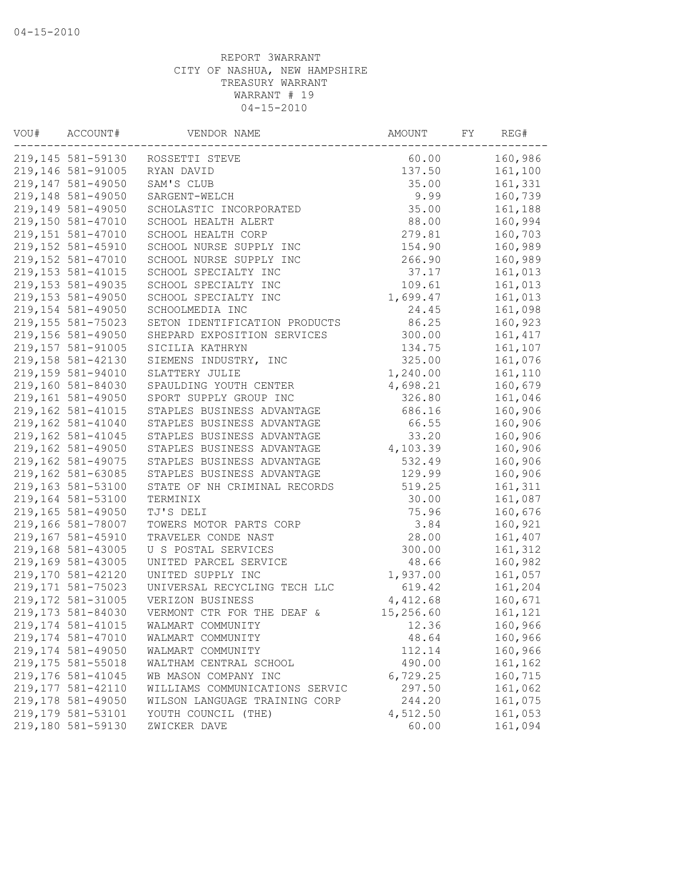REPORT 3WARRANT
CITY OF NASHUA, NEW HAMPSHIRE
TREASURY WARRANT
WARRANT # 19
04-15-2010

| VOU# | ACCOUNT# | VENDOR NAME | AMOUNT | FY | REG# |
|---|---|---|---|---|---|
| 219,145 | 581-59130 | ROSSETTI STEVE | 60.00 | | 160,986 |
| 219,146 | 581-91005 | RYAN DAVID | 137.50 | | 161,100 |
| 219,147 | 581-49050 | SAM'S CLUB | 35.00 | | 161,331 |
| 219,148 | 581-49050 | SARGENT-WELCH | 9.99 | | 160,739 |
| 219,149 | 581-49050 | SCHOLASTIC INCORPORATED | 35.00 | | 161,188 |
| 219,150 | 581-47010 | SCHOOL HEALTH ALERT | 88.00 | | 160,994 |
| 219,151 | 581-47010 | SCHOOL HEALTH CORP | 279.81 | | 160,703 |
| 219,152 | 581-45910 | SCHOOL NURSE SUPPLY INC | 154.90 | | 160,989 |
| 219,152 | 581-47010 | SCHOOL NURSE SUPPLY INC | 266.90 | | 160,989 |
| 219,153 | 581-41015 | SCHOOL SPECIALTY INC | 37.17 | | 161,013 |
| 219,153 | 581-49035 | SCHOOL SPECIALTY INC | 109.61 | | 161,013 |
| 219,153 | 581-49050 | SCHOOL SPECIALTY INC | 1,699.47 | | 161,013 |
| 219,154 | 581-49050 | SCHOOLMEDIA INC | 24.45 | | 161,098 |
| 219,155 | 581-75023 | SETON IDENTIFICATION PRODUCTS | 86.25 | | 160,923 |
| 219,156 | 581-49050 | SHEPARD EXPOSITION SERVICES | 300.00 | | 161,417 |
| 219,157 | 581-91005 | SICILIA KATHRYN | 134.75 | | 161,107 |
| 219,158 | 581-42130 | SIEMENS INDUSTRY, INC | 325.00 | | 161,076 |
| 219,159 | 581-94010 | SLATTERY JULIE | 1,240.00 | | 161,110 |
| 219,160 | 581-84030 | SPAULDING YOUTH CENTER | 4,698.21 | | 160,679 |
| 219,161 | 581-49050 | SPORT SUPPLY GROUP INC | 326.80 | | 161,046 |
| 219,162 | 581-41015 | STAPLES BUSINESS ADVANTAGE | 686.16 | | 160,906 |
| 219,162 | 581-41040 | STAPLES BUSINESS ADVANTAGE | 66.55 | | 160,906 |
| 219,162 | 581-41045 | STAPLES BUSINESS ADVANTAGE | 33.20 | | 160,906 |
| 219,162 | 581-49050 | STAPLES BUSINESS ADVANTAGE | 4,103.39 | | 160,906 |
| 219,162 | 581-49075 | STAPLES BUSINESS ADVANTAGE | 532.49 | | 160,906 |
| 219,162 | 581-63085 | STAPLES BUSINESS ADVANTAGE | 129.99 | | 160,906 |
| 219,163 | 581-53100 | STATE OF NH CRIMINAL RECORDS | 519.25 | | 161,311 |
| 219,164 | 581-53100 | TERMINIX | 30.00 | | 161,087 |
| 219,165 | 581-49050 | TJ'S DELI | 75.96 | | 160,676 |
| 219,166 | 581-78007 | TOWERS MOTOR PARTS CORP | 3.84 | | 160,921 |
| 219,167 | 581-45910 | TRAVELER CONDE NAST | 28.00 | | 161,407 |
| 219,168 | 581-43005 | U S POSTAL SERVICES | 300.00 | | 161,312 |
| 219,169 | 581-43005 | UNITED PARCEL SERVICE | 48.66 | | 160,982 |
| 219,170 | 581-42120 | UNITED SUPPLY INC | 1,937.00 | | 161,057 |
| 219,171 | 581-75023 | UNIVERSAL RECYCLING TECH LLC | 619.42 | | 161,204 |
| 219,172 | 581-31005 | VERIZON BUSINESS | 4,412.68 | | 160,671 |
| 219,173 | 581-84030 | VERMONT CTR FOR THE DEAF & | 15,256.60 | | 161,121 |
| 219,174 | 581-41015 | WALMART COMMUNITY | 12.36 | | 160,966 |
| 219,174 | 581-47010 | WALMART COMMUNITY | 48.64 | | 160,966 |
| 219,174 | 581-49050 | WALMART COMMUNITY | 112.14 | | 160,966 |
| 219,175 | 581-55018 | WALTHAM CENTRAL SCHOOL | 490.00 | | 161,162 |
| 219,176 | 581-41045 | WB MASON COMPANY INC | 6,729.25 | | 160,715 |
| 219,177 | 581-42110 | WILLIAMS COMMUNICATIONS SERVIC | 297.50 | | 161,062 |
| 219,178 | 581-49050 | WILSON LANGUAGE TRAINING CORP | 244.20 | | 161,075 |
| 219,179 | 581-53101 | YOUTH COUNCIL (THE) | 4,512.50 | | 161,053 |
| 219,180 | 581-59130 | ZWICKER DAVE | 60.00 | | 161,094 |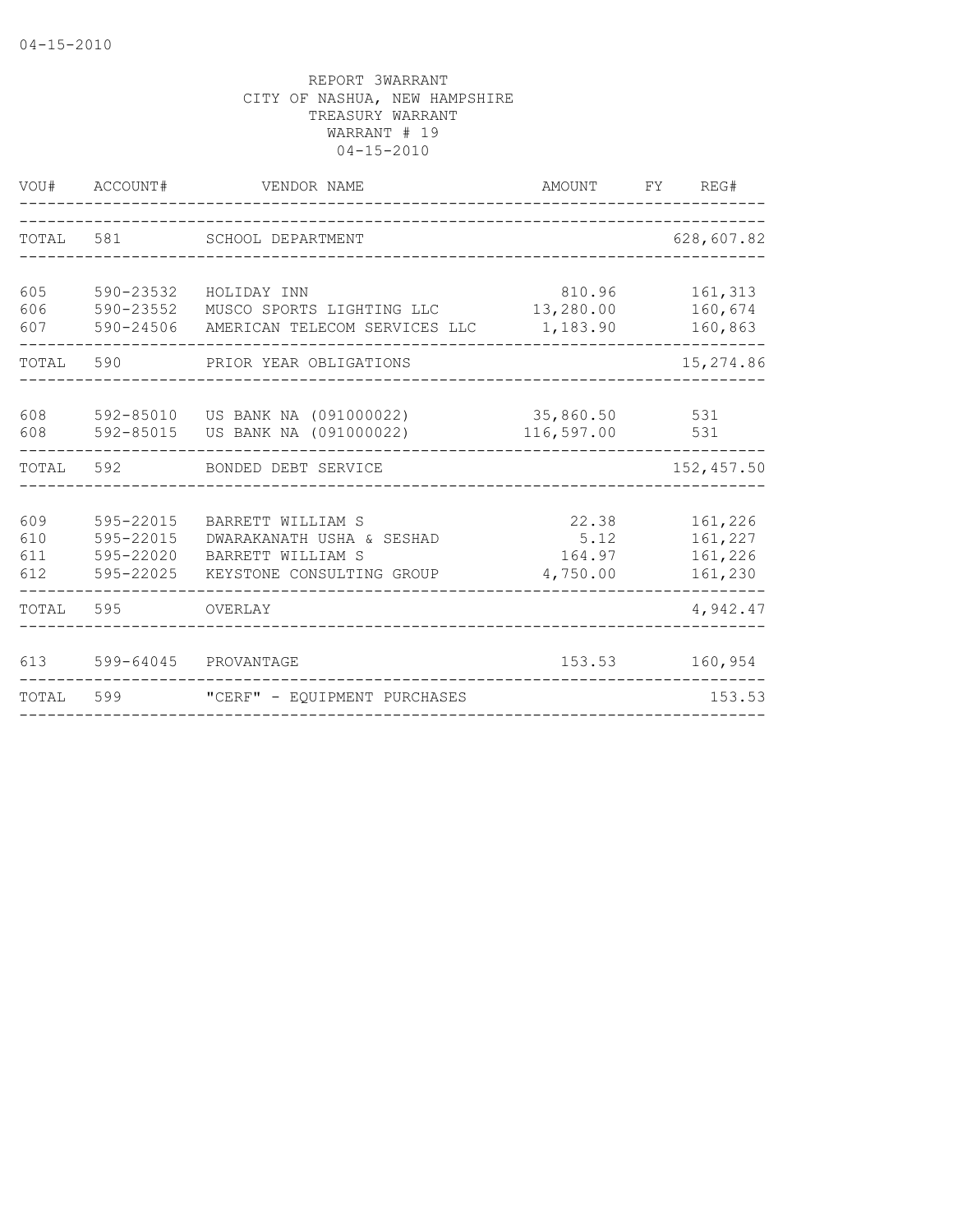04-15-2010

REPORT 3WARRANT
CITY OF NASHUA, NEW HAMPSHIRE
TREASURY WARRANT
WARRANT # 19
04-15-2010

| VOU# | ACCOUNT# | VENDOR NAME | AMOUNT | FY | REG# |
|---|---|---|---|---|---|
| TOTAL | 581 | SCHOOL DEPARTMENT | | | 628,607.82 |
| 605 | 590-23532 | HOLIDAY INN | 810.96 | | 161,313 |
| 606 | 590-23552 | MUSCO SPORTS LIGHTING LLC | 13,280.00 | | 160,674 |
| 607 | 590-24506 | AMERICAN TELECOM SERVICES LLC | 1,183.90 | | 160,863 |
| TOTAL | 590 | PRIOR YEAR OBLIGATIONS | | | 15,274.86 |
| 608 | 592-85010 | US BANK NA (091000022) | 35,860.50 | | 531 |
| 608 | 592-85015 | US BANK NA (091000022) | 116,597.00 | | 531 |
| TOTAL | 592 | BONDED DEBT SERVICE | | | 152,457.50 |
| 609 | 595-22015 | BARRETT WILLIAM S | 22.38 | | 161,226 |
| 610 | 595-22015 | DWARAKANATH USHA & SESHAD | 5.12 | | 161,227 |
| 611 | 595-22020 | BARRETT WILLIAM S | 164.97 | | 161,226 |
| 612 | 595-22025 | KEYSTONE CONSULTING GROUP | 4,750.00 | | 161,230 |
| TOTAL | 595 | OVERLAY | | | 4,942.47 |
| 613 | 599-64045 | PROVANTAGE | 153.53 | | 160,954 |
| TOTAL | 599 | "CERF" - EQUIPMENT PURCHASES | | | 153.53 |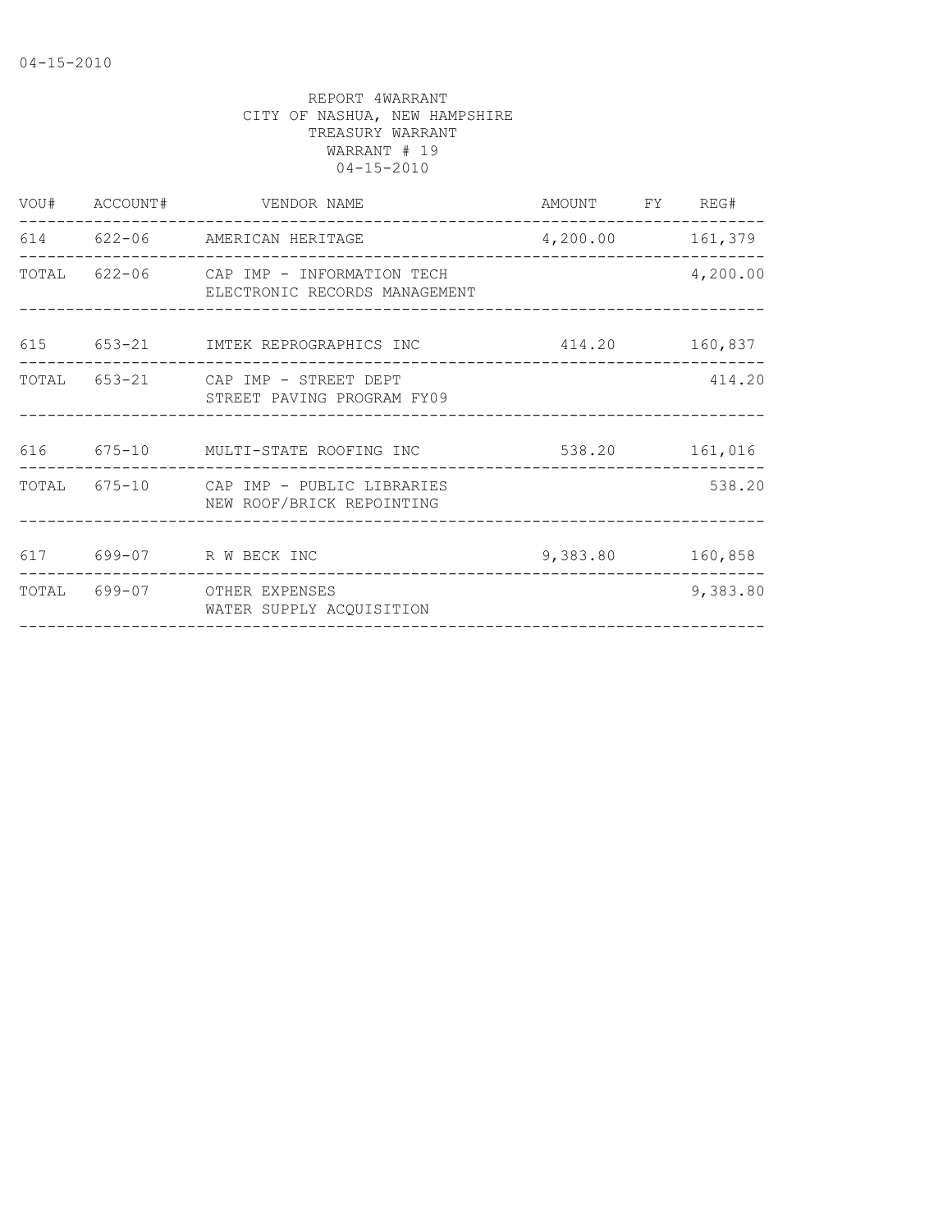REPORT 4WARRANT
CITY OF NASHUA, NEW HAMPSHIRE
TREASURY WARRANT
WARRANT # 19
04-15-2010

| VOU# | ACCOUNT# | VENDOR NAME | AMOUNT | FY | REG# |
|---|---|---|---|---|---|
| 614 | 622-06 | AMERICAN HERITAGE | 4,200.00 | | 161,379 |
| TOTAL | 622-06 | CAP IMP - INFORMATION TECH ELECTRONIC RECORDS MANAGEMENT | | | 4,200.00 |
| 615 | 653-21 | IMTEK REPROGRAPHICS INC | 414.20 | | 160,837 |
| TOTAL | 653-21 | CAP IMP - STREET DEPT STREET PAVING PROGRAM FY09 | | | 414.20 |
| 616 | 675-10 | MULTI-STATE ROOFING INC | 538.20 | | 161,016 |
| TOTAL | 675-10 | CAP IMP - PUBLIC LIBRARIES NEW ROOF/BRICK REPOINTING | | | 538.20 |
| 617 | 699-07 | R W BECK INC | 9,383.80 | | 160,858 |
| TOTAL | 699-07 | OTHER EXPENSES WATER SUPPLY ACQUISITION | | | 9,383.80 |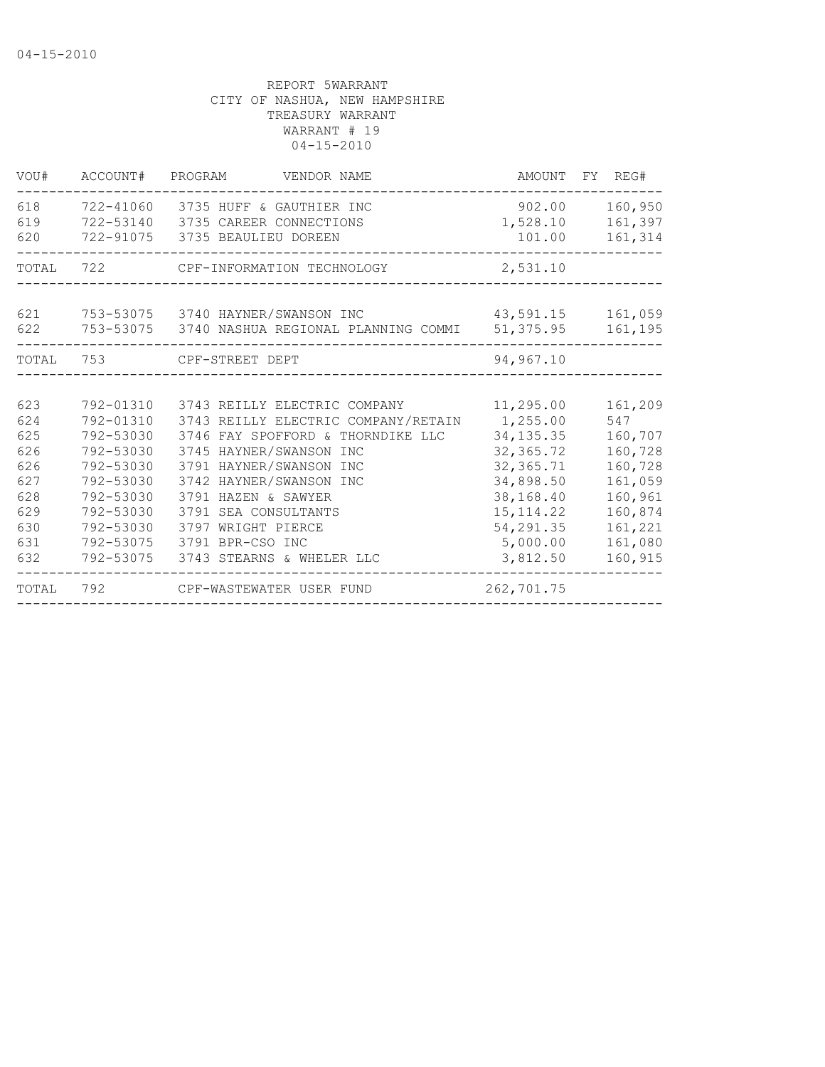04-15-2010

REPORT 5WARRANT
CITY OF NASHUA, NEW HAMPSHIRE
TREASURY WARRANT
WARRANT # 19
04-15-2010

| VOU# | ACCOUNT# | PROGRAM | VENDOR NAME | AMOUNT | FY | REG# |
|---|---|---|---|---|---|---|
| 618 | 722-41060 | 3735 | HUFF & GAUTHIER INC | 902.00 | | 160,950 |
| 619 | 722-53140 | 3735 | CAREER CONNECTIONS | 1,528.10 | | 161,397 |
| 620 | 722-91075 | 3735 | BEAULIEU DOREEN | 101.00 | | 161,314 |
| TOTAL | 722 | | CPF-INFORMATION TECHNOLOGY | 2,531.10 | | |
| 621 | 753-53075 | 3740 | HAYNER/SWANSON INC | 43,591.15 | | 161,059 |
| 622 | 753-53075 | 3740 | NASHUA REGIONAL PLANNING COMMI | 51,375.95 | | 161,195 |
| TOTAL | 753 | | CPF-STREET DEPT | 94,967.10 | | |
| 623 | 792-01310 | 3743 | REILLY ELECTRIC COMPANY | 11,295.00 | | 161,209 |
| 624 | 792-01310 | 3743 | REILLY ELECTRIC COMPANY/RETAIN | 1,255.00 | | 547 |
| 625 | 792-53030 | 3746 | FAY SPOFFORD & THORNDIKE LLC | 34,135.35 | | 160,707 |
| 626 | 792-53030 | 3745 | HAYNER/SWANSON INC | 32,365.72 | | 160,728 |
| 626 | 792-53030 | 3791 | HAYNER/SWANSON INC | 32,365.71 | | 160,728 |
| 627 | 792-53030 | 3742 | HAYNER/SWANSON INC | 34,898.50 | | 161,059 |
| 628 | 792-53030 | 3791 | HAZEN & SAWYER | 38,168.40 | | 160,961 |
| 629 | 792-53030 | 3791 | SEA CONSULTANTS | 15,114.22 | | 160,874 |
| 630 | 792-53030 | 3797 | WRIGHT PIERCE | 54,291.35 | | 161,221 |
| 631 | 792-53075 | 3791 | BPR-CSO INC | 5,000.00 | | 161,080 |
| 632 | 792-53075 | 3743 | STEARNS & WHELER LLC | 3,812.50 | | 160,915 |
| TOTAL | 792 | | CPF-WASTEWATER USER FUND | 262,701.75 | | |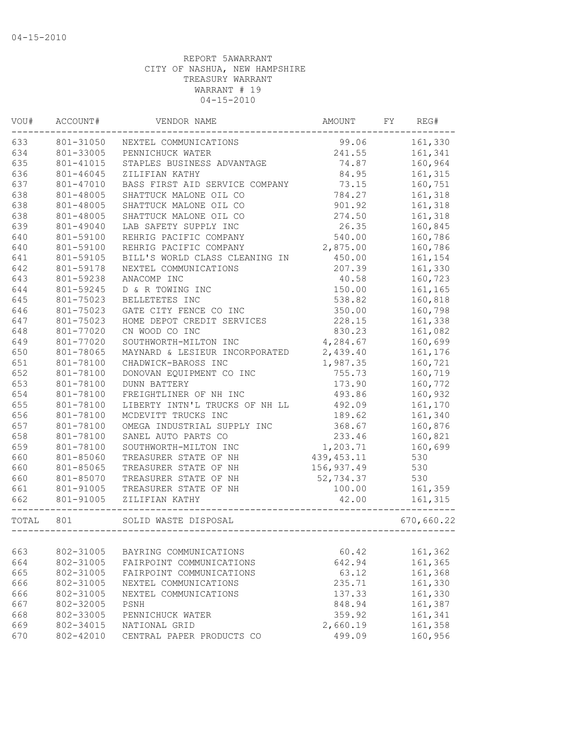REPORT 5AWARRANT
CITY OF NASHUA, NEW HAMPSHIRE
TREASURY WARRANT
WARRANT # 19
04-15-2010

| VOU# | ACCOUNT# | VENDOR NAME | AMOUNT | FY | REG# |
|---|---|---|---|---|---|
| 633 | 801-31050 | NEXTEL COMMUNICATIONS | 99.06 | | 161,330 |
| 634 | 801-33005 | PENNICHUCK WATER | 241.55 | | 161,341 |
| 635 | 801-41015 | STAPLES BUSINESS ADVANTAGE | 74.87 | | 160,964 |
| 636 | 801-46045 | ZILIFIAN KATHY | 84.95 | | 161,315 |
| 637 | 801-47010 | BASS FIRST AID SERVICE COMPANY | 73.15 | | 160,751 |
| 638 | 801-48005 | SHATTUCK MALONE OIL CO | 784.27 | | 161,318 |
| 638 | 801-48005 | SHATTUCK MALONE OIL CO | 901.92 | | 161,318 |
| 638 | 801-48005 | SHATTUCK MALONE OIL CO | 274.50 | | 161,318 |
| 639 | 801-49040 | LAB SAFETY SUPPLY INC | 26.35 | | 160,845 |
| 640 | 801-59100 | REHRIG PACIFIC COMPANY | 540.00 | | 160,786 |
| 640 | 801-59100 | REHRIG PACIFIC COMPANY | 2,875.00 | | 160,786 |
| 641 | 801-59105 | BILL'S WORLD CLASS CLEANING IN | 450.00 | | 161,154 |
| 642 | 801-59178 | NEXTEL COMMUNICATIONS | 207.39 | | 161,330 |
| 643 | 801-59238 | ANACOMP INC | 40.58 | | 160,723 |
| 644 | 801-59245 | D & R TOWING INC | 150.00 | | 161,165 |
| 645 | 801-75023 | BELLETETES INC | 538.82 | | 160,818 |
| 646 | 801-75023 | GATE CITY FENCE CO INC | 350.00 | | 160,798 |
| 647 | 801-75023 | HOME DEPOT CREDIT SERVICES | 228.15 | | 161,338 |
| 648 | 801-77020 | CN WOOD CO INC | 830.23 | | 161,082 |
| 649 | 801-77020 | SOUTHWORTH-MILTON INC | 4,284.67 | | 160,699 |
| 650 | 801-78065 | MAYNARD & LESIEUR INCORPORATED | 2,439.40 | | 161,176 |
| 651 | 801-78100 | CHADWICK-BAROSS INC | 1,987.35 | | 160,721 |
| 652 | 801-78100 | DONOVAN EQUIPMENT CO INC | 755.73 | | 160,719 |
| 653 | 801-78100 | DUNN BATTERY | 173.90 | | 160,772 |
| 654 | 801-78100 | FREIGHTLINER OF NH INC | 493.86 | | 160,932 |
| 655 | 801-78100 | LIBERTY INTN'L TRUCKS OF NH LL | 492.09 | | 161,170 |
| 656 | 801-78100 | MCDEVITT TRUCKS INC | 189.62 | | 161,340 |
| 657 | 801-78100 | OMEGA INDUSTRIAL SUPPLY INC | 368.67 | | 160,876 |
| 658 | 801-78100 | SANEL AUTO PARTS CO | 233.46 | | 160,821 |
| 659 | 801-78100 | SOUTHWORTH-MILTON INC | 1,203.71 | | 160,699 |
| 660 | 801-85060 | TREASURER STATE OF NH | 439,453.11 | | 530 |
| 660 | 801-85065 | TREASURER STATE OF NH | 156,937.49 | | 530 |
| 660 | 801-85070 | TREASURER STATE OF NH | 52,734.37 | | 530 |
| 661 | 801-91005 | TREASURER STATE OF NH | 100.00 | | 161,359 |
| 662 | 801-91005 | ZILIFIAN KATHY | 42.00 | | 161,315 |
| TOTAL | 801 | SOLID WASTE DISPOSAL | | | 670,660.22 |
| 663 | 802-31005 | BAYRING COMMUNICATIONS | 60.42 | | 161,362 |
| 664 | 802-31005 | FAIRPOINT COMMUNICATIONS | 642.94 | | 161,365 |
| 665 | 802-31005 | FAIRPOINT COMMUNICATIONS | 63.12 | | 161,368 |
| 666 | 802-31005 | NEXTEL COMMUNICATIONS | 235.71 | | 161,330 |
| 666 | 802-31005 | NEXTEL COMMUNICATIONS | 137.33 | | 161,330 |
| 667 | 802-32005 | PSNH | 848.94 | | 161,387 |
| 668 | 802-33005 | PENNICHUCK WATER | 359.92 | | 161,341 |
| 669 | 802-34015 | NATIONAL GRID | 2,660.19 | | 161,358 |
| 670 | 802-42010 | CENTRAL PAPER PRODUCTS CO | 499.09 | | 160,956 |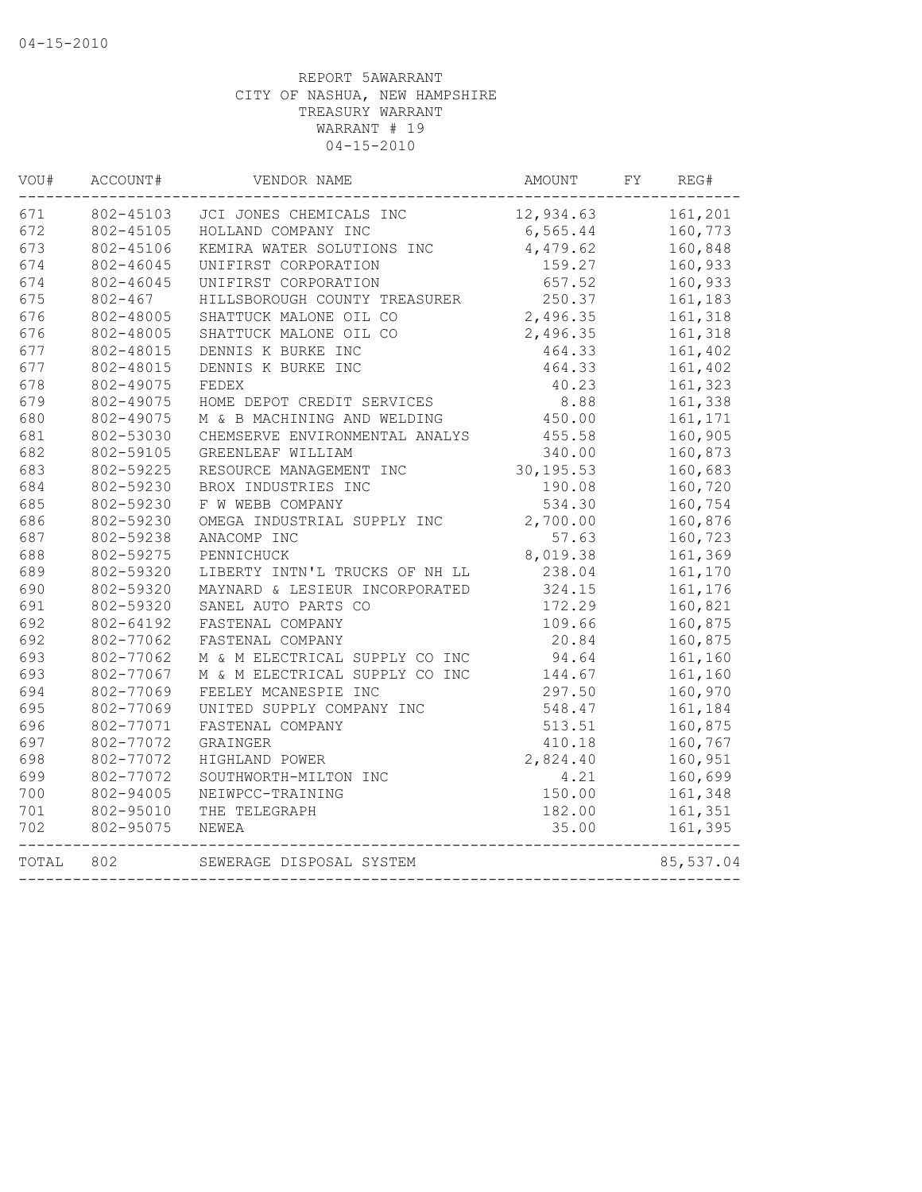04-15-2010

REPORT 5AWARRANT
CITY OF NASHUA, NEW HAMPSHIRE
TREASURY WARRANT
WARRANT # 19
04-15-2010

| VOU# | ACCOUNT# | VENDOR NAME | AMOUNT | FY | REG# |
|---|---|---|---|---|---|
| 671 | 802-45103 | JCI JONES CHEMICALS INC | 12,934.63 | | 161,201 |
| 672 | 802-45105 | HOLLAND COMPANY INC | 6,565.44 | | 160,773 |
| 673 | 802-45106 | KEMIRA WATER SOLUTIONS INC | 4,479.62 | | 160,848 |
| 674 | 802-46045 | UNIFIRST CORPORATION | 159.27 | | 160,933 |
| 674 | 802-46045 | UNIFIRST CORPORATION | 657.52 | | 160,933 |
| 675 | 802-467 | HILLSBOROUGH COUNTY TREASURER | 250.37 | | 161,183 |
| 676 | 802-48005 | SHATTUCK MALONE OIL CO | 2,496.35 | | 161,318 |
| 676 | 802-48005 | SHATTUCK MALONE OIL CO | 2,496.35 | | 161,318 |
| 677 | 802-48015 | DENNIS K BURKE INC | 464.33 | | 161,402 |
| 677 | 802-48015 | DENNIS K BURKE INC | 464.33 | | 161,402 |
| 678 | 802-49075 | FEDEX | 40.23 | | 161,323 |
| 679 | 802-49075 | HOME DEPOT CREDIT SERVICES | 8.88 | | 161,338 |
| 680 | 802-49075 | M & B MACHINING AND WELDING | 450.00 | | 161,171 |
| 681 | 802-53030 | CHEMSERVE ENVIRONMENTAL ANALYS | 455.58 | | 160,905 |
| 682 | 802-59105 | GREENLEAF WILLIAM | 340.00 | | 160,873 |
| 683 | 802-59225 | RESOURCE MANAGEMENT INC | 30,195.53 | | 160,683 |
| 684 | 802-59230 | BROX INDUSTRIES INC | 190.08 | | 160,720 |
| 685 | 802-59230 | F W WEBB COMPANY | 534.30 | | 160,754 |
| 686 | 802-59230 | OMEGA INDUSTRIAL SUPPLY INC | 2,700.00 | | 160,876 |
| 687 | 802-59238 | ANACOMP INC | 57.63 | | 160,723 |
| 688 | 802-59275 | PENNICHUCK | 8,019.38 | | 161,369 |
| 689 | 802-59320 | LIBERTY INTN'L TRUCKS OF NH LL | 238.04 | | 161,170 |
| 690 | 802-59320 | MAYNARD & LESIEUR INCORPORATED | 324.15 | | 161,176 |
| 691 | 802-59320 | SANEL AUTO PARTS CO | 172.29 | | 160,821 |
| 692 | 802-64192 | FASTENAL COMPANY | 109.66 | | 160,875 |
| 692 | 802-77062 | FASTENAL COMPANY | 20.84 | | 160,875 |
| 693 | 802-77062 | M & M ELECTRICAL SUPPLY CO INC | 94.64 | | 161,160 |
| 693 | 802-77067 | M & M ELECTRICAL SUPPLY CO INC | 144.67 | | 161,160 |
| 694 | 802-77069 | FEELEY MCANESPIE INC | 297.50 | | 160,970 |
| 695 | 802-77069 | UNITED SUPPLY COMPANY INC | 548.47 | | 161,184 |
| 696 | 802-77071 | FASTENAL COMPANY | 513.51 | | 160,875 |
| 697 | 802-77072 | GRAINGER | 410.18 | | 160,767 |
| 698 | 802-77072 | HIGHLAND POWER | 2,824.40 | | 160,951 |
| 699 | 802-77072 | SOUTHWORTH-MILTON INC | 4.21 | | 160,699 |
| 700 | 802-94005 | NEIWPCC-TRAINING | 150.00 | | 161,348 |
| 701 | 802-95010 | THE TELEGRAPH | 182.00 | | 161,351 |
| 702 | 802-95075 | NEWEA | 35.00 | | 161,395 |
| TOTAL | 802 | SEWERAGE DISPOSAL SYSTEM | | | 85,537.04 |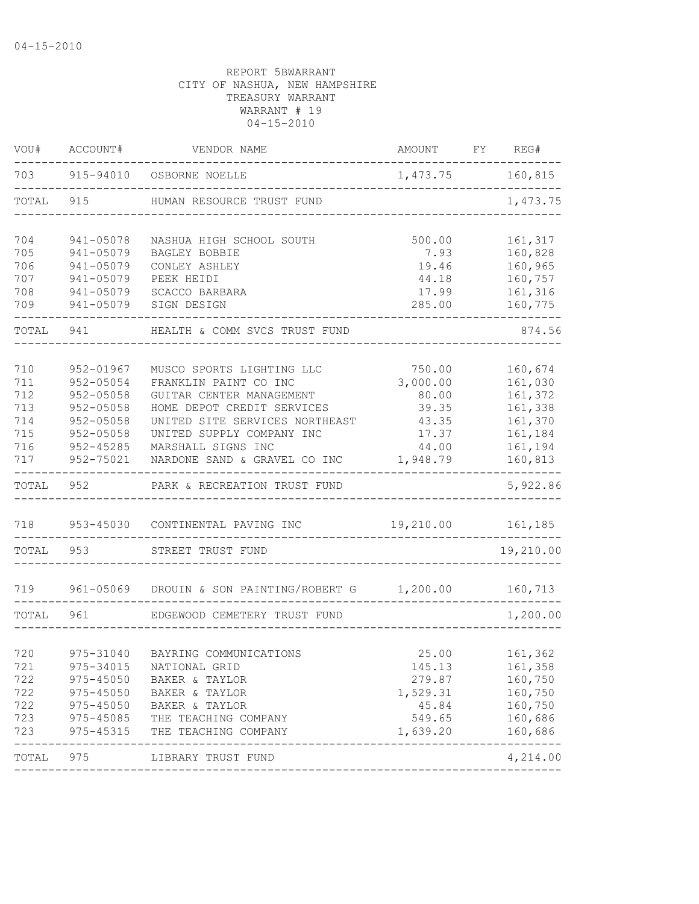04-15-2010

REPORT 5BWARRANT
CITY OF NASHUA, NEW HAMPSHIRE
TREASURY WARRANT
WARRANT # 19
04-15-2010

| VOU# | ACCOUNT# | VENDOR NAME | AMOUNT | FY | REG# |
|---|---|---|---|---|---|
| 703 | 915-94010 | OSBORNE NOELLE | 1,473.75 | | 160,815 |
| TOTAL | 915 | HUMAN RESOURCE TRUST FUND | | | 1,473.75 |
| 704 | 941-05078 | NASHUA HIGH SCHOOL SOUTH | 500.00 | | 161,317 |
| 705 | 941-05079 | BAGLEY BOBBIE | 7.93 | | 160,828 |
| 706 | 941-05079 | CONLEY ASHLEY | 19.46 | | 160,965 |
| 707 | 941-05079 | PEEK HEIDI | 44.18 | | 160,757 |
| 708 | 941-05079 | SCACCO BARBARA | 17.99 | | 161,316 |
| 709 | 941-05079 | SIGN DESIGN | 285.00 | | 160,775 |
| TOTAL | 941 | HEALTH & COMM SVCS TRUST FUND | | | 874.56 |
| 710 | 952-01967 | MUSCO SPORTS LIGHTING LLC | 750.00 | | 160,674 |
| 711 | 952-05054 | FRANKLIN PAINT CO INC | 3,000.00 | | 161,030 |
| 712 | 952-05058 | GUITAR CENTER MANAGEMENT | 80.00 | | 161,372 |
| 713 | 952-05058 | HOME DEPOT CREDIT SERVICES | 39.35 | | 161,338 |
| 714 | 952-05058 | UNITED SITE SERVICES NORTHEAST | 43.35 | | 161,370 |
| 715 | 952-05058 | UNITED SUPPLY COMPANY INC | 17.37 | | 161,184 |
| 716 | 952-45285 | MARSHALL SIGNS INC | 44.00 | | 161,194 |
| 717 | 952-75021 | NARDONE SAND & GRAVEL CO INC | 1,948.79 | | 160,813 |
| TOTAL | 952 | PARK & RECREATION TRUST FUND | | | 5,922.86 |
| 718 | 953-45030 | CONTINENTAL PAVING INC | 19,210.00 | | 161,185 |
| TOTAL | 953 | STREET TRUST FUND | | | 19,210.00 |
| 719 | 961-05069 | DROUIN & SON PAINTING/ROBERT G | 1,200.00 | | 160,713 |
| TOTAL | 961 | EDGEWOOD CEMETERY TRUST FUND | | | 1,200.00 |
| 720 | 975-31040 | BAYRING COMMUNICATIONS | 25.00 | | 161,362 |
| 721 | 975-34015 | NATIONAL GRID | 145.13 | | 161,358 |
| 722 | 975-45050 | BAKER & TAYLOR | 279.87 | | 160,750 |
| 722 | 975-45050 | BAKER & TAYLOR | 1,529.31 | | 160,750 |
| 722 | 975-45050 | BAKER & TAYLOR | 45.84 | | 160,750 |
| 723 | 975-45085 | THE TEACHING COMPANY | 549.65 | | 160,686 |
| 723 | 975-45315 | THE TEACHING COMPANY | 1,639.20 | | 160,686 |
| TOTAL | 975 | LIBRARY TRUST FUND | | | 4,214.00 |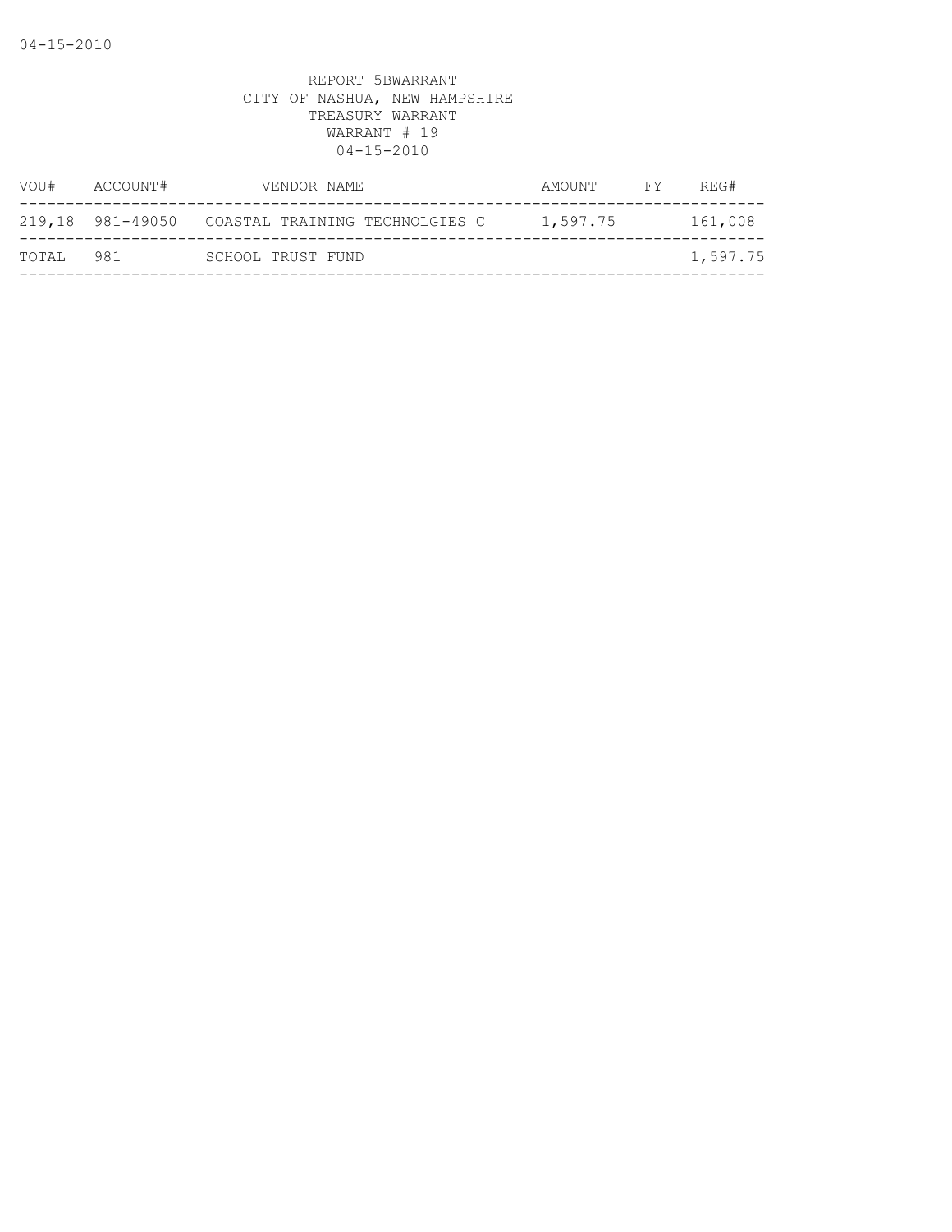04-15-2010

REPORT 5BWARRANT
CITY OF NASHUA, NEW HAMPSHIRE
TREASURY WARRANT
WARRANT # 19
04-15-2010

| VOU# | ACCOUNT# | VENDOR NAME | AMOUNT | FY | REG# |
|---|---|---|---|---|---|
| 219,18 | 981-49050 | COASTAL TRAINING TECHNOLGIES C | 1,597.75 | | 161,008 |
| TOTAL | 981 | SCHOOL TRUST FUND | | | 1,597.75 |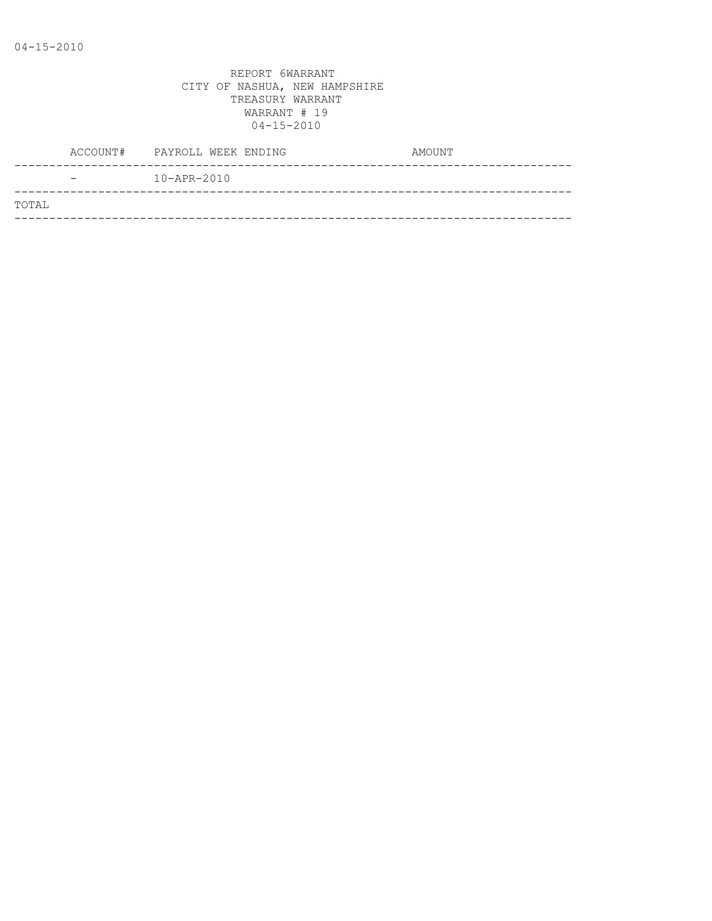04-15-2010

REPORT 6WARRANT
CITY OF NASHUA, NEW HAMPSHIRE
TREASURY WARRANT
WARRANT # 19
04-15-2010

| ACCOUNT# | PAYROLL WEEK ENDING | AMOUNT |
|---|---|---|
| - | 10-APR-2010 | |
| TOTAL | | |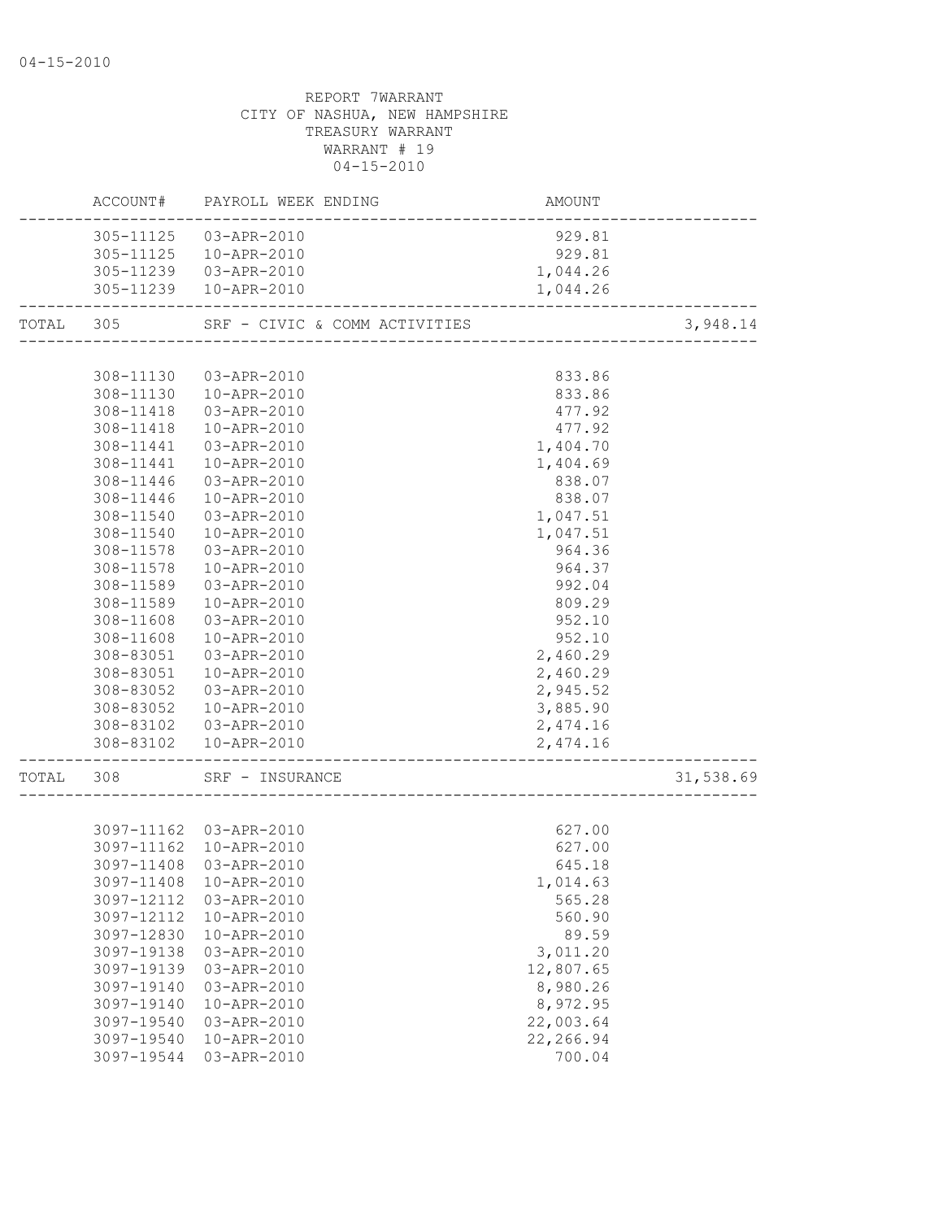REPORT 7WARRANT
CITY OF NASHUA, NEW HAMPSHIRE
TREASURY WARRANT
WARRANT # 19
04-15-2010

| | ACCOUNT# | PAYROLL WEEK ENDING | AMOUNT | |
|---|---|---|---|---|
| | 305-11125 | 03-APR-2010 | 929.81 | |
| | 305-11125 | 10-APR-2010 | 929.81 | |
| | 305-11239 | 03-APR-2010 | 1,044.26 | |
| | 305-11239 | 10-APR-2010 | 1,044.26 | |
| TOTAL | 305 | SRF - CIVIC & COMM ACTIVITIES | | 3,948.14 |
| | 308-11130 | 03-APR-2010 | 833.86 | |
| | 308-11130 | 10-APR-2010 | 833.86 | |
| | 308-11418 | 03-APR-2010 | 477.92 | |
| | 308-11418 | 10-APR-2010 | 477.92 | |
| | 308-11441 | 03-APR-2010 | 1,404.70 | |
| | 308-11441 | 10-APR-2010 | 1,404.69 | |
| | 308-11446 | 03-APR-2010 | 838.07 | |
| | 308-11446 | 10-APR-2010 | 838.07 | |
| | 308-11540 | 03-APR-2010 | 1,047.51 | |
| | 308-11540 | 10-APR-2010 | 1,047.51 | |
| | 308-11578 | 03-APR-2010 | 964.36 | |
| | 308-11578 | 10-APR-2010 | 964.37 | |
| | 308-11589 | 03-APR-2010 | 992.04 | |
| | 308-11589 | 10-APR-2010 | 809.29 | |
| | 308-11608 | 03-APR-2010 | 952.10 | |
| | 308-11608 | 10-APR-2010 | 952.10 | |
| | 308-83051 | 03-APR-2010 | 2,460.29 | |
| | 308-83051 | 10-APR-2010 | 2,460.29 | |
| | 308-83052 | 03-APR-2010 | 2,945.52 | |
| | 308-83052 | 10-APR-2010 | 3,885.90 | |
| | 308-83102 | 03-APR-2010 | 2,474.16 | |
| | 308-83102 | 10-APR-2010 | 2,474.16 | |
| TOTAL | 308 | SRF - INSURANCE | | 31,538.69 |
| | 3097-11162 | 03-APR-2010 | 627.00 | |
| | 3097-11162 | 10-APR-2010 | 627.00 | |
| | 3097-11408 | 03-APR-2010 | 645.18 | |
| | 3097-11408 | 10-APR-2010 | 1,014.63 | |
| | 3097-12112 | 03-APR-2010 | 565.28 | |
| | 3097-12112 | 10-APR-2010 | 560.90 | |
| | 3097-12830 | 10-APR-2010 | 89.59 | |
| | 3097-19138 | 03-APR-2010 | 3,011.20 | |
| | 3097-19139 | 03-APR-2010 | 12,807.65 | |
| | 3097-19140 | 03-APR-2010 | 8,980.26 | |
| | 3097-19140 | 10-APR-2010 | 8,972.95 | |
| | 3097-19540 | 03-APR-2010 | 22,003.64 | |
| | 3097-19540 | 10-APR-2010 | 22,266.94 | |
| | 3097-19544 | 03-APR-2010 | 700.04 | |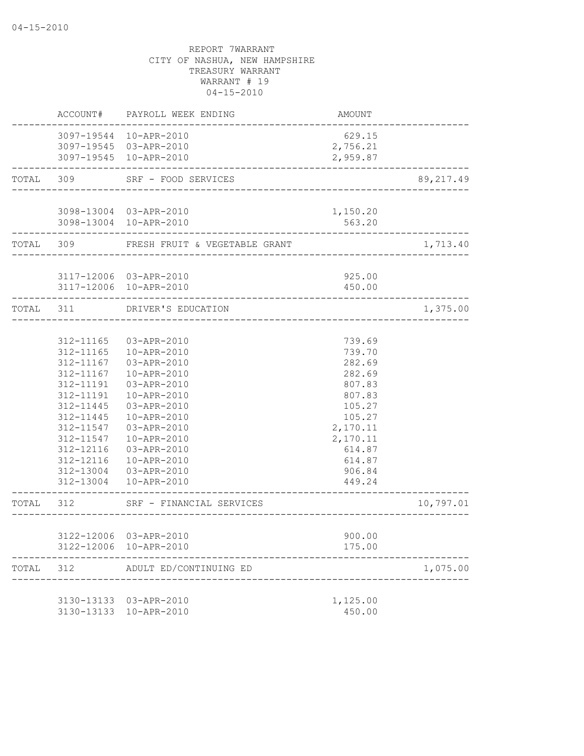REPORT 7WARRANT
CITY OF NASHUA, NEW HAMPSHIRE
TREASURY WARRANT
WARRANT # 19
04-15-2010

| | ACCOUNT# | PAYROLL WEEK ENDING | AMOUNT | |
|---|---|---|---|---|
| | 3097-19544 | 10-APR-2010 | 629.15 | |
| | 3097-19545 | 03-APR-2010 | 2,756.21 | |
| | 3097-19545 | 10-APR-2010 | 2,959.87 | |
| TOTAL | 309 | SRF - FOOD SERVICES | | 89,217.49 |
| | 3098-13004 | 03-APR-2010 | 1,150.20 | |
| | 3098-13004 | 10-APR-2010 | 563.20 | |
| TOTAL | 309 | FRESH FRUIT & VEGETABLE GRANT | | 1,713.40 |
| | 3117-12006 | 03-APR-2010 | 925.00 | |
| | 3117-12006 | 10-APR-2010 | 450.00 | |
| TOTAL | 311 | DRIVER'S EDUCATION | | 1,375.00 |
| | 312-11165 | 03-APR-2010 | 739.69 | |
| | 312-11165 | 10-APR-2010 | 739.70 | |
| | 312-11167 | 03-APR-2010 | 282.69 | |
| | 312-11167 | 10-APR-2010 | 282.69 | |
| | 312-11191 | 03-APR-2010 | 807.83 | |
| | 312-11191 | 10-APR-2010 | 807.83 | |
| | 312-11445 | 03-APR-2010 | 105.27 | |
| | 312-11445 | 10-APR-2010 | 105.27 | |
| | 312-11547 | 03-APR-2010 | 2,170.11 | |
| | 312-11547 | 10-APR-2010 | 2,170.11 | |
| | 312-12116 | 03-APR-2010 | 614.87 | |
| | 312-12116 | 10-APR-2010 | 614.87 | |
| | 312-13004 | 03-APR-2010 | 906.84 | |
| | 312-13004 | 10-APR-2010 | 449.24 | |
| TOTAL | 312 | SRF - FINANCIAL SERVICES | | 10,797.01 |
| | 3122-12006 | 03-APR-2010 | 900.00 | |
| | 3122-12006 | 10-APR-2010 | 175.00 | |
| TOTAL | 312 | ADULT ED/CONTINUING ED | | 1,075.00 |
| | 3130-13133 | 03-APR-2010 | 1,125.00 | |
| | 3130-13133 | 10-APR-2010 | 450.00 | |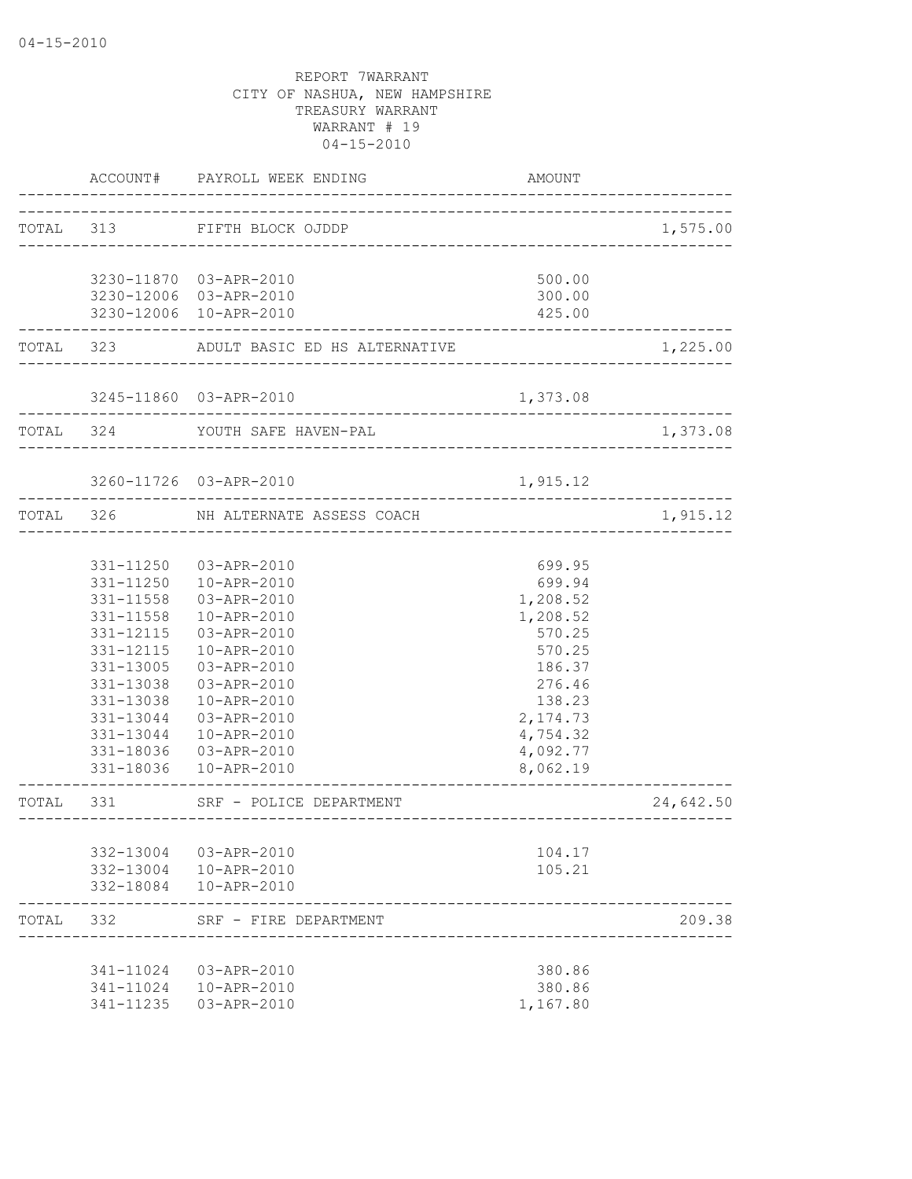04-15-2010

REPORT 7WARRANT
CITY OF NASHUA, NEW HAMPSHIRE
TREASURY WARRANT
WARRANT # 19
04-15-2010

| | ACCOUNT# | PAYROLL WEEK ENDING | AMOUNT | |
|---|---|---|---|---|
| TOTAL | 313 | FIFTH BLOCK OJDDP | | 1,575.00 |
| | 3230-11870 | 03-APR-2010 | 500.00 | |
| | 3230-12006 | 03-APR-2010 | 300.00 | |
| | 3230-12006 | 10-APR-2010 | 425.00 | |
| TOTAL | 323 | ADULT BASIC ED HS ALTERNATIVE | | 1,225.00 |
| | 3245-11860 | 03-APR-2010 | 1,373.08 | |
| TOTAL | 324 | YOUTH SAFE HAVEN-PAL | | 1,373.08 |
| | 3260-11726 | 03-APR-2010 | 1,915.12 | |
| TOTAL | 326 | NH ALTERNATE ASSESS COACH | | 1,915.12 |
| | 331-11250 | 03-APR-2010 | 699.95 | |
| | 331-11250 | 10-APR-2010 | 699.94 | |
| | 331-11558 | 03-APR-2010 | 1,208.52 | |
| | 331-11558 | 10-APR-2010 | 1,208.52 | |
| | 331-12115 | 03-APR-2010 | 570.25 | |
| | 331-12115 | 10-APR-2010 | 570.25 | |
| | 331-13005 | 03-APR-2010 | 186.37 | |
| | 331-13038 | 03-APR-2010 | 276.46 | |
| | 331-13038 | 10-APR-2010 | 138.23 | |
| | 331-13044 | 03-APR-2010 | 2,174.73 | |
| | 331-13044 | 10-APR-2010 | 4,754.32 | |
| | 331-18036 | 03-APR-2010 | 4,092.77 | |
| | 331-18036 | 10-APR-2010 | 8,062.19 | |
| TOTAL | 331 | SRF - POLICE DEPARTMENT | | 24,642.50 |
| | 332-13004 | 03-APR-2010 | 104.17 | |
| | 332-13004 | 10-APR-2010 | 105.21 | |
| | 332-18084 | 10-APR-2010 | | |
| TOTAL | 332 | SRF - FIRE DEPARTMENT | | 209.38 |
| | 341-11024 | 03-APR-2010 | 380.86 | |
| | 341-11024 | 10-APR-2010 | 380.86 | |
| | 341-11235 | 03-APR-2010 | 1,167.80 | |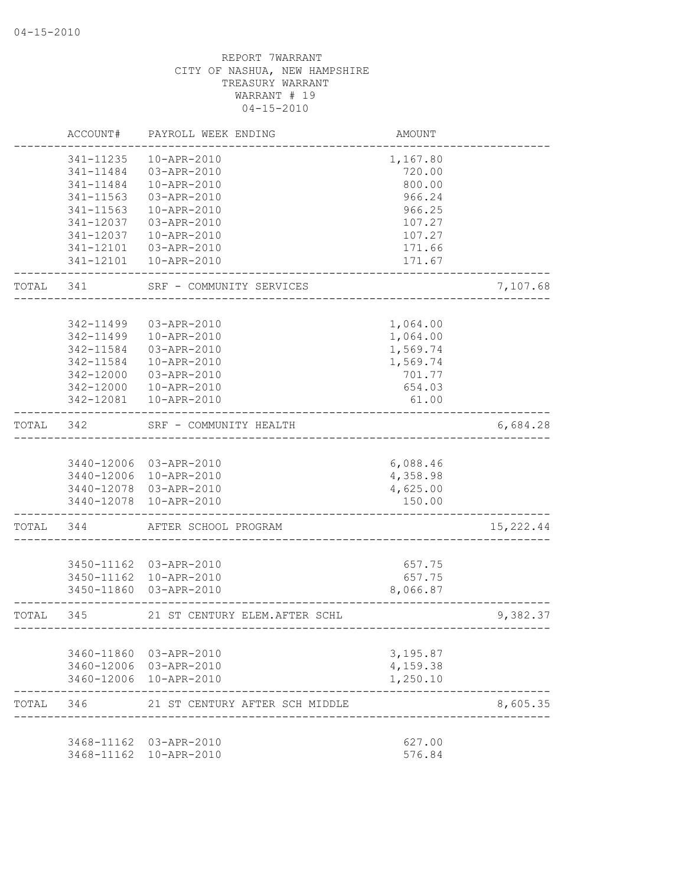04-15-2010

REPORT 7WARRANT
CITY OF NASHUA, NEW HAMPSHIRE
TREASURY WARRANT
WARRANT # 19
04-15-2010

| | ACCOUNT# | PAYROLL WEEK ENDING | AMOUNT | |
|---|---|---|---|---|
| | 341-11235 | 10-APR-2010 | 1,167.80 | |
| | 341-11484 | 03-APR-2010 | 720.00 | |
| | 341-11484 | 10-APR-2010 | 800.00 | |
| | 341-11563 | 03-APR-2010 | 966.24 | |
| | 341-11563 | 10-APR-2010 | 966.25 | |
| | 341-12037 | 03-APR-2010 | 107.27 | |
| | 341-12037 | 10-APR-2010 | 107.27 | |
| | 341-12101 | 03-APR-2010 | 171.66 | |
| | 341-12101 | 10-APR-2010 | 171.67 | |
| TOTAL | 341 | SRF - COMMUNITY SERVICES | | 7,107.68 |
| | 342-11499 | 03-APR-2010 | 1,064.00 | |
| | 342-11499 | 10-APR-2010 | 1,064.00 | |
| | 342-11584 | 03-APR-2010 | 1,569.74 | |
| | 342-11584 | 10-APR-2010 | 1,569.74 | |
| | 342-12000 | 03-APR-2010 | 701.77 | |
| | 342-12000 | 10-APR-2010 | 654.03 | |
| | 342-12081 | 10-APR-2010 | 61.00 | |
| TOTAL | 342 | SRF - COMMUNITY HEALTH | | 6,684.28 |
| | 3440-12006 | 03-APR-2010 | 6,088.46 | |
| | 3440-12006 | 10-APR-2010 | 4,358.98 | |
| | 3440-12078 | 03-APR-2010 | 4,625.00 | |
| | 3440-12078 | 10-APR-2010 | 150.00 | |
| TOTAL | 344 | AFTER SCHOOL PROGRAM | | 15,222.44 |
| | 3450-11162 | 03-APR-2010 | 657.75 | |
| | 3450-11162 | 10-APR-2010 | 657.75 | |
| | 3450-11860 | 03-APR-2010 | 8,066.87 | |
| TOTAL | 345 | 21 ST CENTURY ELEM.AFTER SCHL | | 9,382.37 |
| | 3460-11860 | 03-APR-2010 | 3,195.87 | |
| | 3460-12006 | 03-APR-2010 | 4,159.38 | |
| | 3460-12006 | 10-APR-2010 | 1,250.10 | |
| TOTAL | 346 | 21 ST CENTURY AFTER SCH MIDDLE | | 8,605.35 |
| | 3468-11162 | 03-APR-2010 | 627.00 | |
| | 3468-11162 | 10-APR-2010 | 576.84 | |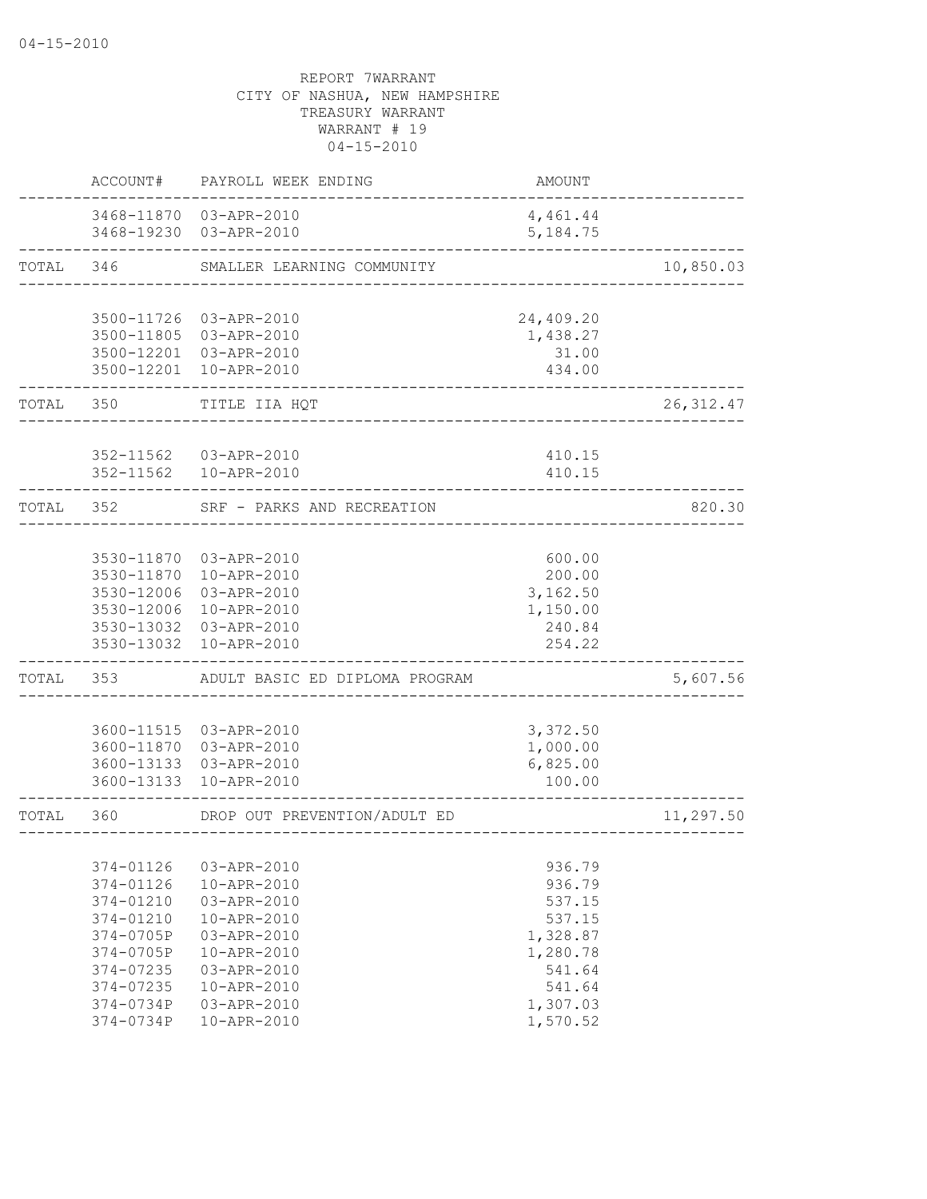04-15-2010

REPORT 7WARRANT
CITY OF NASHUA, NEW HAMPSHIRE
TREASURY WARRANT
WARRANT # 19
04-15-2010

| | ACCOUNT# | PAYROLL WEEK ENDING | AMOUNT | |
|---|---|---|---|---|
| | 3468-11870 | 03-APR-2010 | 4,461.44 | |
| | 3468-19230 | 03-APR-2010 | 5,184.75 | |
| TOTAL | 346 | SMALLER LEARNING COMMUNITY | | 10,850.03 |
| | 3500-11726 | 03-APR-2010 | 24,409.20 | |
| | 3500-11805 | 03-APR-2010 | 1,438.27 | |
| | 3500-12201 | 03-APR-2010 | 31.00 | |
| | 3500-12201 | 10-APR-2010 | 434.00 | |
| TOTAL | 350 | TITLE IIA HQT | | 26,312.47 |
| | 352-11562 | 03-APR-2010 | 410.15 | |
| | 352-11562 | 10-APR-2010 | 410.15 | |
| TOTAL | 352 | SRF - PARKS AND RECREATION | | 820.30 |
| | 3530-11870 | 03-APR-2010 | 600.00 | |
| | 3530-11870 | 10-APR-2010 | 200.00 | |
| | 3530-12006 | 03-APR-2010 | 3,162.50 | |
| | 3530-12006 | 10-APR-2010 | 1,150.00 | |
| | 3530-13032 | 03-APR-2010 | 240.84 | |
| | 3530-13032 | 10-APR-2010 | 254.22 | |
| TOTAL | 353 | ADULT BASIC ED DIPLOMA PROGRAM | | 5,607.56 |
| | 3600-11515 | 03-APR-2010 | 3,372.50 | |
| | 3600-11870 | 03-APR-2010 | 1,000.00 | |
| | 3600-13133 | 03-APR-2010 | 6,825.00 | |
| | 3600-13133 | 10-APR-2010 | 100.00 | |
| TOTAL | 360 | DROP OUT PREVENTION/ADULT ED | | 11,297.50 |
| | 374-01126 | 03-APR-2010 | 936.79 | |
| | 374-01126 | 10-APR-2010 | 936.79 | |
| | 374-01210 | 03-APR-2010 | 537.15 | |
| | 374-01210 | 10-APR-2010 | 537.15 | |
| | 374-0705P | 03-APR-2010 | 1,328.87 | |
| | 374-0705P | 10-APR-2010 | 1,280.78 | |
| | 374-07235 | 03-APR-2010 | 541.64 | |
| | 374-07235 | 10-APR-2010 | 541.64 | |
| | 374-0734P | 03-APR-2010 | 1,307.03 | |
| | 374-0734P | 10-APR-2010 | 1,570.52 | |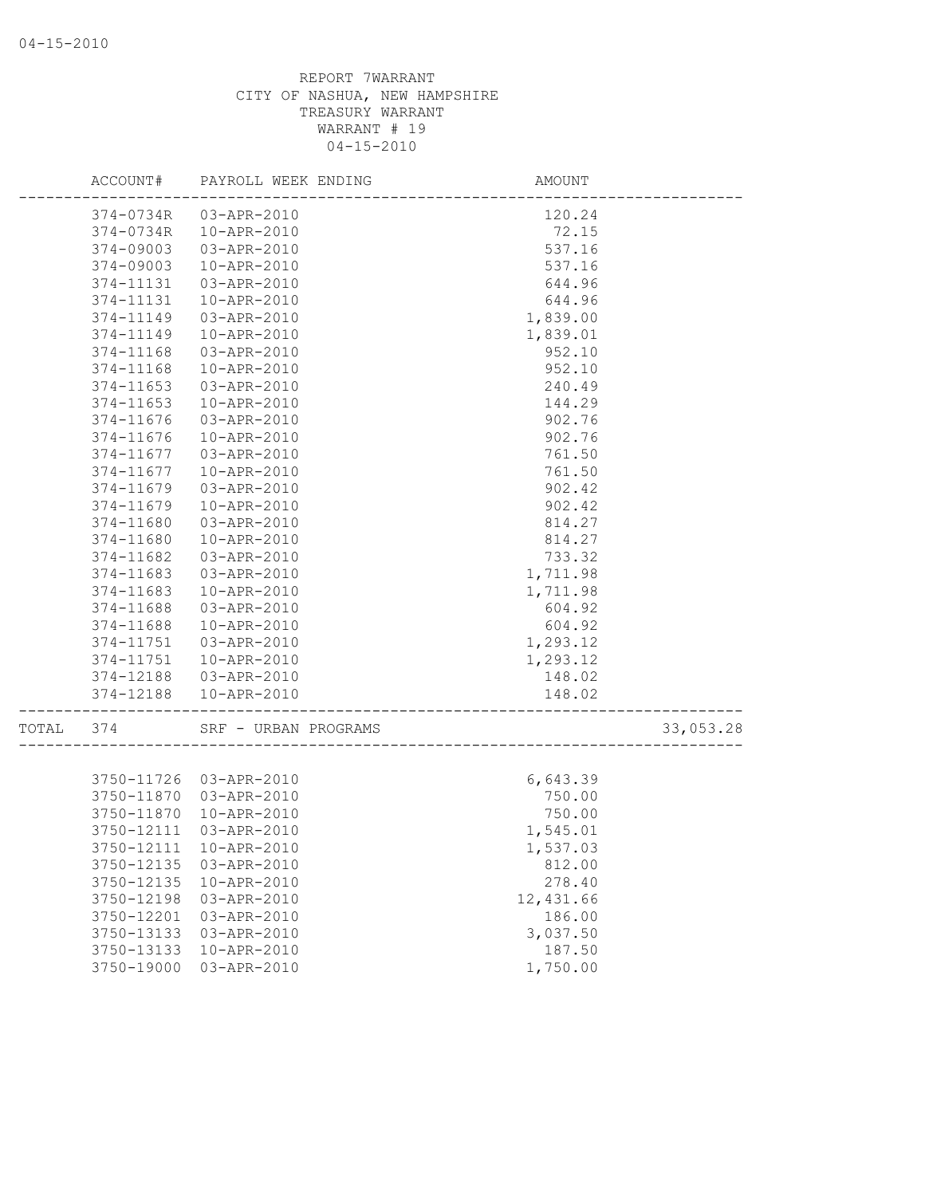REPORT 7WARRANT
CITY OF NASHUA, NEW HAMPSHIRE
TREASURY WARRANT
WARRANT # 19
04-15-2010

| | ACCOUNT# | PAYROLL WEEK ENDING | AMOUNT | |
|---|---|---|---|---|
| | 374-0734R | 03-APR-2010 | 120.24 | |
| | 374-0734R | 10-APR-2010 | 72.15 | |
| | 374-09003 | 03-APR-2010 | 537.16 | |
| | 374-09003 | 10-APR-2010 | 537.16 | |
| | 374-11131 | 03-APR-2010 | 644.96 | |
| | 374-11131 | 10-APR-2010 | 644.96 | |
| | 374-11149 | 03-APR-2010 | 1,839.00 | |
| | 374-11149 | 10-APR-2010 | 1,839.01 | |
| | 374-11168 | 03-APR-2010 | 952.10 | |
| | 374-11168 | 10-APR-2010 | 952.10 | |
| | 374-11653 | 03-APR-2010 | 240.49 | |
| | 374-11653 | 10-APR-2010 | 144.29 | |
| | 374-11676 | 03-APR-2010 | 902.76 | |
| | 374-11676 | 10-APR-2010 | 902.76 | |
| | 374-11677 | 03-APR-2010 | 761.50 | |
| | 374-11677 | 10-APR-2010 | 761.50 | |
| | 374-11679 | 03-APR-2010 | 902.42 | |
| | 374-11679 | 10-APR-2010 | 902.42 | |
| | 374-11680 | 03-APR-2010 | 814.27 | |
| | 374-11680 | 10-APR-2010 | 814.27 | |
| | 374-11682 | 03-APR-2010 | 733.32 | |
| | 374-11683 | 03-APR-2010 | 1,711.98 | |
| | 374-11683 | 10-APR-2010 | 1,711.98 | |
| | 374-11688 | 03-APR-2010 | 604.92 | |
| | 374-11688 | 10-APR-2010 | 604.92 | |
| | 374-11751 | 03-APR-2010 | 1,293.12 | |
| | 374-11751 | 10-APR-2010 | 1,293.12 | |
| | 374-12188 | 03-APR-2010 | 148.02 | |
| | 374-12188 | 10-APR-2010 | 148.02 | |
| TOTAL | 374 | SRF - URBAN PROGRAMS | | 33,053.28 |
| | 3750-11726 | 03-APR-2010 | 6,643.39 | |
| | 3750-11870 | 03-APR-2010 | 750.00 | |
| | 3750-11870 | 10-APR-2010 | 750.00 | |
| | 3750-12111 | 03-APR-2010 | 1,545.01 | |
| | 3750-12111 | 10-APR-2010 | 1,537.03 | |
| | 3750-12135 | 03-APR-2010 | 812.00 | |
| | 3750-12135 | 10-APR-2010 | 278.40 | |
| | 3750-12198 | 03-APR-2010 | 12,431.66 | |
| | 3750-12201 | 03-APR-2010 | 186.00 | |
| | 3750-13133 | 03-APR-2010 | 3,037.50 | |
| | 3750-13133 | 10-APR-2010 | 187.50 | |
| | 3750-19000 | 03-APR-2010 | 1,750.00 | |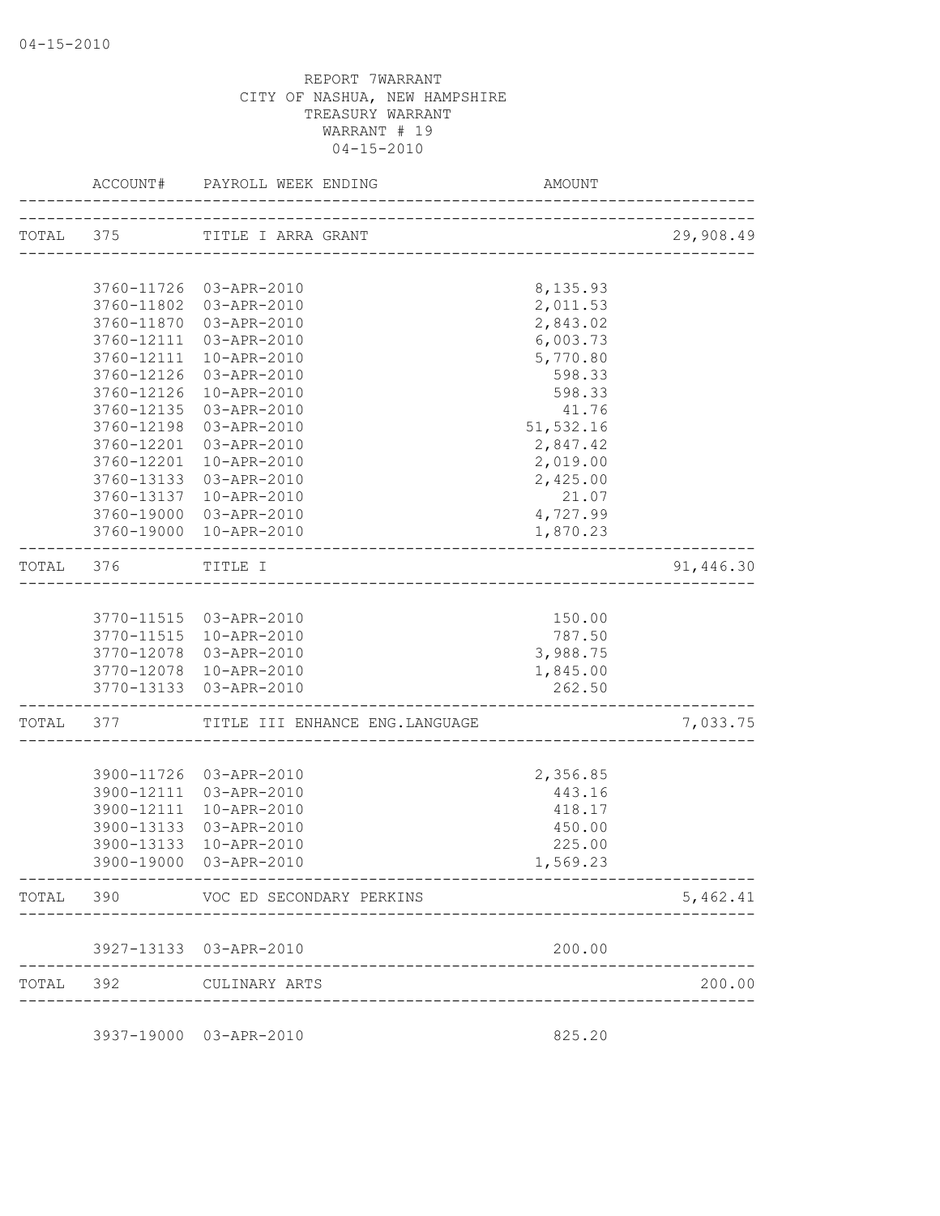REPORT 7WARRANT
CITY OF NASHUA, NEW HAMPSHIRE
TREASURY WARRANT
WARRANT # 19
04-15-2010

| | ACCOUNT# | PAYROLL WEEK ENDING | AMOUNT | |
|---|---|---|---|---|
| TOTAL | 375 | TITLE I ARRA GRANT | | 29,908.49 |
| | 3760-11726 | 03-APR-2010 | 8,135.93 | |
| | 3760-11802 | 03-APR-2010 | 2,011.53 | |
| | 3760-11870 | 03-APR-2010 | 2,843.02 | |
| | 3760-12111 | 03-APR-2010 | 6,003.73 | |
| | 3760-12111 | 10-APR-2010 | 5,770.80 | |
| | 3760-12126 | 03-APR-2010 | 598.33 | |
| | 3760-12126 | 10-APR-2010 | 598.33 | |
| | 3760-12135 | 03-APR-2010 | 41.76 | |
| | 3760-12198 | 03-APR-2010 | 51,532.16 | |
| | 3760-12201 | 03-APR-2010 | 2,847.42 | |
| | 3760-12201 | 10-APR-2010 | 2,019.00 | |
| | 3760-13133 | 03-APR-2010 | 2,425.00 | |
| | 3760-13137 | 10-APR-2010 | 21.07 | |
| | 3760-19000 | 03-APR-2010 | 4,727.99 | |
| | 3760-19000 | 10-APR-2010 | 1,870.23 | |
| TOTAL | 376 | TITLE I | | 91,446.30 |
| | 3770-11515 | 03-APR-2010 | 150.00 | |
| | 3770-11515 | 10-APR-2010 | 787.50 | |
| | 3770-12078 | 03-APR-2010 | 3,988.75 | |
| | 3770-12078 | 10-APR-2010 | 1,845.00 | |
| | 3770-13133 | 03-APR-2010 | 262.50 | |
| TOTAL | 377 | TITLE III ENHANCE ENG.LANGUAGE | | 7,033.75 |
| | 3900-11726 | 03-APR-2010 | 2,356.85 | |
| | 3900-12111 | 03-APR-2010 | 443.16 | |
| | 3900-12111 | 10-APR-2010 | 418.17 | |
| | 3900-13133 | 03-APR-2010 | 450.00 | |
| | 3900-13133 | 10-APR-2010 | 225.00 | |
| | 3900-19000 | 03-APR-2010 | 1,569.23 | |
| TOTAL | 390 | VOC ED SECONDARY PERKINS | | 5,462.41 |
| | 3927-13133 | 03-APR-2010 | 200.00 | |
| TOTAL | 392 | CULINARY ARTS | | 200.00 |
| | 3937-19000 | 03-APR-2010 | 825.20 | |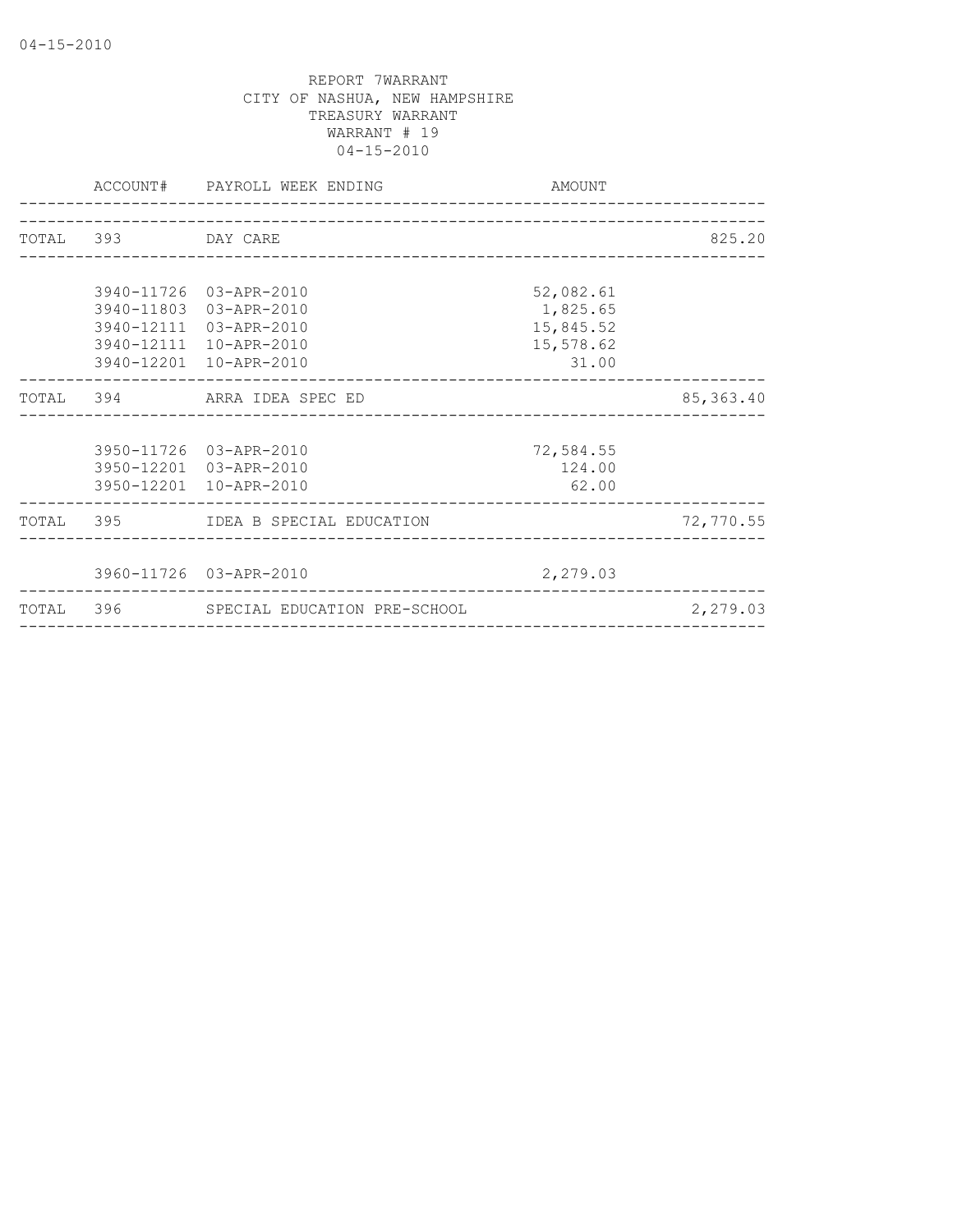REPORT 7WARRANT
CITY OF NASHUA, NEW HAMPSHIRE
TREASURY WARRANT
WARRANT # 19
04-15-2010

| | ACCOUNT# | PAYROLL WEEK ENDING | AMOUNT | |
|---|---|---|---|---|
| TOTAL | 393 | DAY CARE | | 825.20 |
| | 3940-11726 | 03-APR-2010 | 52,082.61 | |
| | 3940-11803 | 03-APR-2010 | 1,825.65 | |
| | 3940-12111 | 03-APR-2010 | 15,845.52 | |
| | 3940-12111 | 10-APR-2010 | 15,578.62 | |
| | 3940-12201 | 10-APR-2010 | 31.00 | |
| TOTAL | 394 | ARRA IDEA SPEC ED | | 85,363.40 |
| | 3950-11726 | 03-APR-2010 | 72,584.55 | |
| | 3950-12201 | 03-APR-2010 | 124.00 | |
| | 3950-12201 | 10-APR-2010 | 62.00 | |
| TOTAL | 395 | IDEA B SPECIAL EDUCATION | | 72,770.55 |
| | 3960-11726 | 03-APR-2010 | 2,279.03 | |
| TOTAL | 396 | SPECIAL EDUCATION PRE-SCHOOL | | 2,279.03 |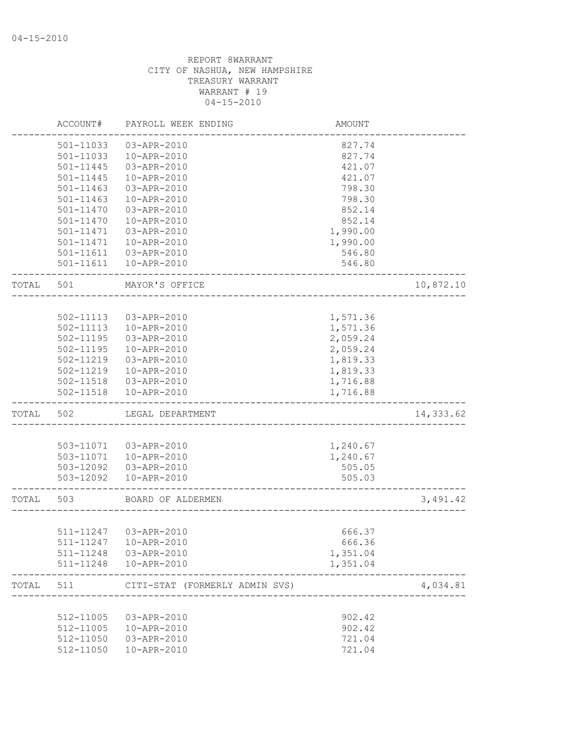04-15-2010

REPORT 8WARRANT
CITY OF NASHUA, NEW HAMPSHIRE
TREASURY WARRANT
WARRANT # 19
04-15-2010

| | ACCOUNT# | PAYROLL WEEK ENDING | AMOUNT | |
|---|---|---|---|---|
| | 501-11033 | 03-APR-2010 | 827.74 | |
| | 501-11033 | 10-APR-2010 | 827.74 | |
| | 501-11445 | 03-APR-2010 | 421.07 | |
| | 501-11445 | 10-APR-2010 | 421.07 | |
| | 501-11463 | 03-APR-2010 | 798.30 | |
| | 501-11463 | 10-APR-2010 | 798.30 | |
| | 501-11470 | 03-APR-2010 | 852.14 | |
| | 501-11470 | 10-APR-2010 | 852.14 | |
| | 501-11471 | 03-APR-2010 | 1,990.00 | |
| | 501-11471 | 10-APR-2010 | 1,990.00 | |
| | 501-11611 | 03-APR-2010 | 546.80 | |
| | 501-11611 | 10-APR-2010 | 546.80 | |
| TOTAL | 501 | MAYOR'S OFFICE | | 10,872.10 |
| | 502-11113 | 03-APR-2010 | 1,571.36 | |
| | 502-11113 | 10-APR-2010 | 1,571.36 | |
| | 502-11195 | 03-APR-2010 | 2,059.24 | |
| | 502-11195 | 10-APR-2010 | 2,059.24 | |
| | 502-11219 | 03-APR-2010 | 1,819.33 | |
| | 502-11219 | 10-APR-2010 | 1,819.33 | |
| | 502-11518 | 03-APR-2010 | 1,716.88 | |
| | 502-11518 | 10-APR-2010 | 1,716.88 | |
| TOTAL | 502 | LEGAL DEPARTMENT | | 14,333.62 |
| | 503-11071 | 03-APR-2010 | 1,240.67 | |
| | 503-11071 | 10-APR-2010 | 1,240.67 | |
| | 503-12092 | 03-APR-2010 | 505.05 | |
| | 503-12092 | 10-APR-2010 | 505.03 | |
| TOTAL | 503 | BOARD OF ALDERMEN | | 3,491.42 |
| | 511-11247 | 03-APR-2010 | 666.37 | |
| | 511-11247 | 10-APR-2010 | 666.36 | |
| | 511-11248 | 03-APR-2010 | 1,351.04 | |
| | 511-11248 | 10-APR-2010 | 1,351.04 | |
| TOTAL | 511 | CITI-STAT (FORMERLY ADMIN SVS) | | 4,034.81 |
| | 512-11005 | 03-APR-2010 | 902.42 | |
| | 512-11005 | 10-APR-2010 | 902.42 | |
| | 512-11050 | 03-APR-2010 | 721.04 | |
| | 512-11050 | 10-APR-2010 | 721.04 | |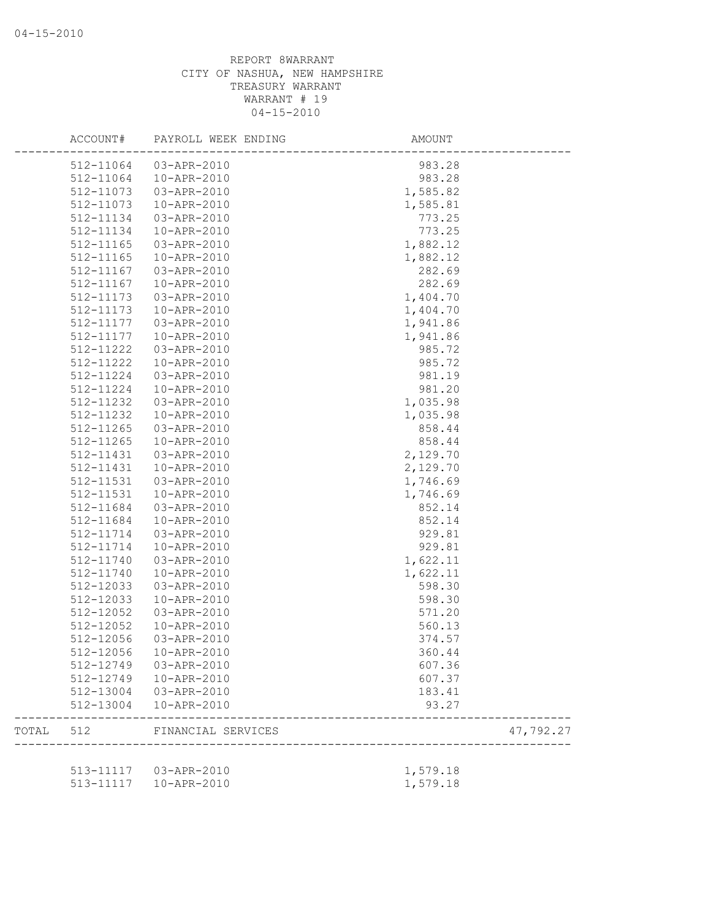REPORT 8WARRANT
CITY OF NASHUA, NEW HAMPSHIRE
TREASURY WARRANT
WARRANT # 19
04-15-2010

| ACCOUNT# | PAYROLL WEEK ENDING | AMOUNT | |
|---|---|---|---|
| 512-11064 | 03-APR-2010 | 983.28 | |
| 512-11064 | 10-APR-2010 | 983.28 | |
| 512-11073 | 03-APR-2010 | 1,585.82 | |
| 512-11073 | 10-APR-2010 | 1,585.81 | |
| 512-11134 | 03-APR-2010 | 773.25 | |
| 512-11134 | 10-APR-2010 | 773.25 | |
| 512-11165 | 03-APR-2010 | 1,882.12 | |
| 512-11165 | 10-APR-2010 | 1,882.12 | |
| 512-11167 | 03-APR-2010 | 282.69 | |
| 512-11167 | 10-APR-2010 | 282.69 | |
| 512-11173 | 03-APR-2010 | 1,404.70 | |
| 512-11173 | 10-APR-2010 | 1,404.70 | |
| 512-11177 | 03-APR-2010 | 1,941.86 | |
| 512-11177 | 10-APR-2010 | 1,941.86 | |
| 512-11222 | 03-APR-2010 | 985.72 | |
| 512-11222 | 10-APR-2010 | 985.72 | |
| 512-11224 | 03-APR-2010 | 981.19 | |
| 512-11224 | 10-APR-2010 | 981.20 | |
| 512-11232 | 03-APR-2010 | 1,035.98 | |
| 512-11232 | 10-APR-2010 | 1,035.98 | |
| 512-11265 | 03-APR-2010 | 858.44 | |
| 512-11265 | 10-APR-2010 | 858.44 | |
| 512-11431 | 03-APR-2010 | 2,129.70 | |
| 512-11431 | 10-APR-2010 | 2,129.70 | |
| 512-11531 | 03-APR-2010 | 1,746.69 | |
| 512-11531 | 10-APR-2010 | 1,746.69 | |
| 512-11684 | 03-APR-2010 | 852.14 | |
| 512-11684 | 10-APR-2010 | 852.14 | |
| 512-11714 | 03-APR-2010 | 929.81 | |
| 512-11714 | 10-APR-2010 | 929.81 | |
| 512-11740 | 03-APR-2010 | 1,622.11 | |
| 512-11740 | 10-APR-2010 | 1,622.11 | |
| 512-12033 | 03-APR-2010 | 598.30 | |
| 512-12033 | 10-APR-2010 | 598.30 | |
| 512-12052 | 03-APR-2010 | 571.20 | |
| 512-12052 | 10-APR-2010 | 560.13 | |
| 512-12056 | 03-APR-2010 | 374.57 | |
| 512-12056 | 10-APR-2010 | 360.44 | |
| 512-12749 | 03-APR-2010 | 607.36 | |
| 512-12749 | 10-APR-2010 | 607.37 | |
| 512-13004 | 03-APR-2010 | 183.41 | |
| 512-13004 | 10-APR-2010 | 93.27 | |
| TOTAL 512 | FINANCIAL SERVICES | | 47,792.27 |
| 513-11117 | 03-APR-2010 | 1,579.18 | |
| 513-11117 | 10-APR-2010 | 1,579.18 | |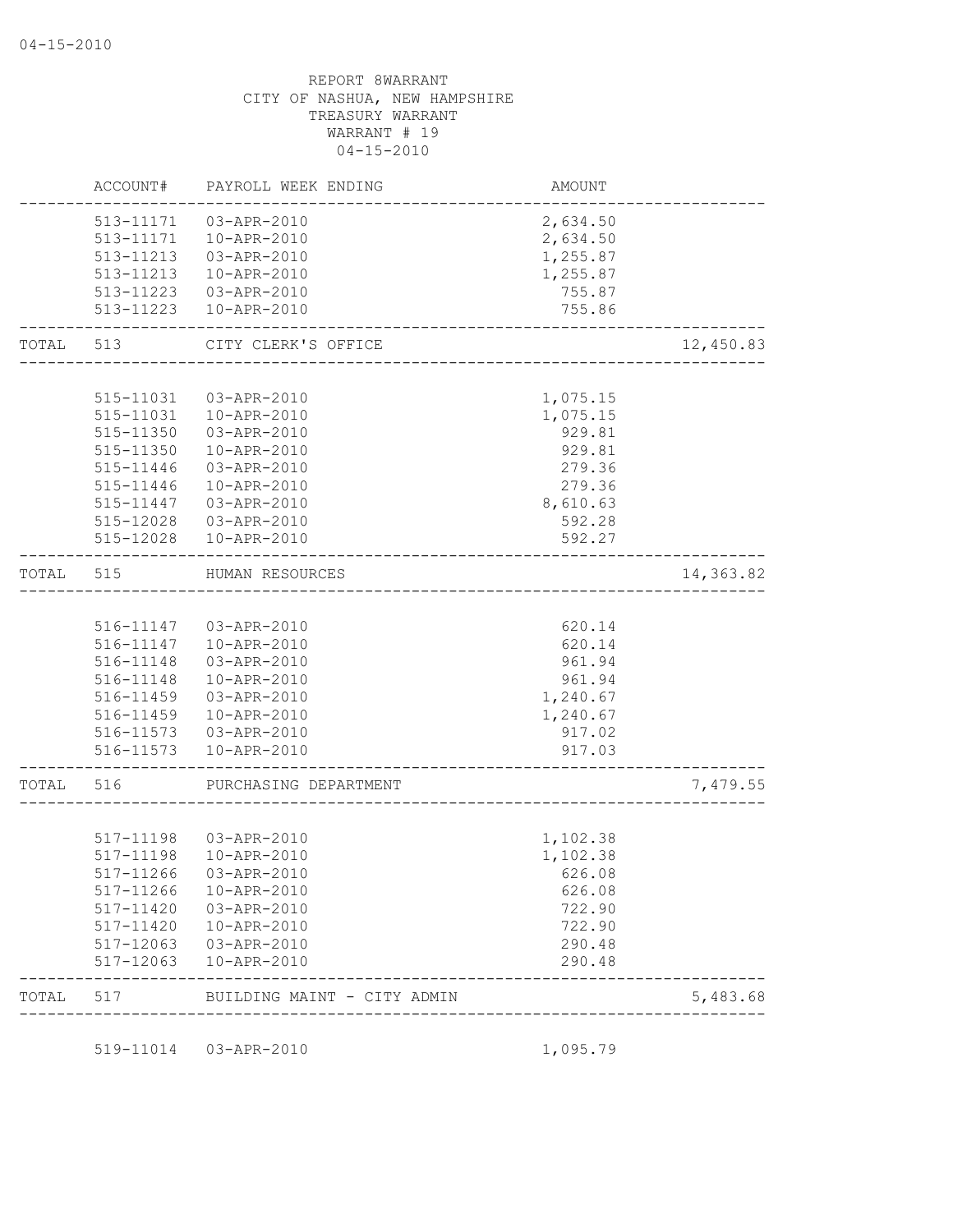REPORT 8WARRANT
CITY OF NASHUA, NEW HAMPSHIRE
TREASURY WARRANT
WARRANT # 19
04-15-2010

| | ACCOUNT# | PAYROLL WEEK ENDING | AMOUNT | |
|---|---|---|---|---|
| | 513-11171 | 03-APR-2010 | 2,634.50 | |
| | 513-11171 | 10-APR-2010 | 2,634.50 | |
| | 513-11213 | 03-APR-2010 | 1,255.87 | |
| | 513-11213 | 10-APR-2010 | 1,255.87 | |
| | 513-11223 | 03-APR-2010 | 755.87 | |
| | 513-11223 | 10-APR-2010 | 755.86 | |
| TOTAL | 513 | CITY CLERK'S OFFICE | | 12,450.83 |
| | 515-11031 | 03-APR-2010 | 1,075.15 | |
| | 515-11031 | 10-APR-2010 | 1,075.15 | |
| | 515-11350 | 03-APR-2010 | 929.81 | |
| | 515-11350 | 10-APR-2010 | 929.81 | |
| | 515-11446 | 03-APR-2010 | 279.36 | |
| | 515-11446 | 10-APR-2010 | 279.36 | |
| | 515-11447 | 03-APR-2010 | 8,610.63 | |
| | 515-12028 | 03-APR-2010 | 592.28 | |
| | 515-12028 | 10-APR-2010 | 592.27 | |
| TOTAL | 515 | HUMAN RESOURCES | | 14,363.82 |
| | 516-11147 | 03-APR-2010 | 620.14 | |
| | 516-11147 | 10-APR-2010 | 620.14 | |
| | 516-11148 | 03-APR-2010 | 961.94 | |
| | 516-11148 | 10-APR-2010 | 961.94 | |
| | 516-11459 | 03-APR-2010 | 1,240.67 | |
| | 516-11459 | 10-APR-2010 | 1,240.67 | |
| | 516-11573 | 03-APR-2010 | 917.02 | |
| | 516-11573 | 10-APR-2010 | 917.03 | |
| TOTAL | 516 | PURCHASING DEPARTMENT | | 7,479.55 |
| | 517-11198 | 03-APR-2010 | 1,102.38 | |
| | 517-11198 | 10-APR-2010 | 1,102.38 | |
| | 517-11266 | 03-APR-2010 | 626.08 | |
| | 517-11266 | 10-APR-2010 | 626.08 | |
| | 517-11420 | 03-APR-2010 | 722.90 | |
| | 517-11420 | 10-APR-2010 | 722.90 | |
| | 517-12063 | 03-APR-2010 | 290.48 | |
| | 517-12063 | 10-APR-2010 | 290.48 | |
| TOTAL | 517 | BUILDING MAINT - CITY ADMIN | | 5,483.68 |
| | 519-11014 | 03-APR-2010 | 1,095.79 | |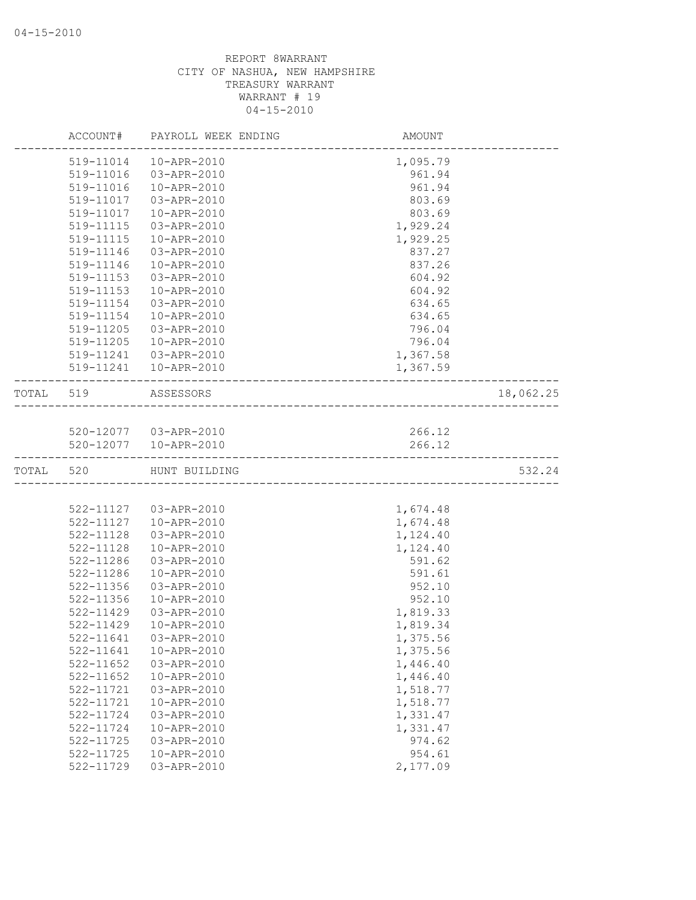REPORT 8WARRANT
CITY OF NASHUA, NEW HAMPSHIRE
TREASURY WARRANT
WARRANT # 19
04-15-2010

| | ACCOUNT# | PAYROLL WEEK ENDING | AMOUNT | |
|---|---|---|---|---|
| | 519-11014 | 10-APR-2010 | 1,095.79 | |
| | 519-11016 | 03-APR-2010 | 961.94 | |
| | 519-11016 | 10-APR-2010 | 961.94 | |
| | 519-11017 | 03-APR-2010 | 803.69 | |
| | 519-11017 | 10-APR-2010 | 803.69 | |
| | 519-11115 | 03-APR-2010 | 1,929.24 | |
| | 519-11115 | 10-APR-2010 | 1,929.25 | |
| | 519-11146 | 03-APR-2010 | 837.27 | |
| | 519-11146 | 10-APR-2010 | 837.26 | |
| | 519-11153 | 03-APR-2010 | 604.92 | |
| | 519-11153 | 10-APR-2010 | 604.92 | |
| | 519-11154 | 03-APR-2010 | 634.65 | |
| | 519-11154 | 10-APR-2010 | 634.65 | |
| | 519-11205 | 03-APR-2010 | 796.04 | |
| | 519-11205 | 10-APR-2010 | 796.04 | |
| | 519-11241 | 03-APR-2010 | 1,367.58 | |
| | 519-11241 | 10-APR-2010 | 1,367.59 | |
| TOTAL | 519 | ASSESSORS | | 18,062.25 |
| | 520-12077 | 03-APR-2010 | 266.12 | |
| | 520-12077 | 10-APR-2010 | 266.12 | |
| TOTAL | 520 | HUNT BUILDING | | 532.24 |
| | 522-11127 | 03-APR-2010 | 1,674.48 | |
| | 522-11127 | 10-APR-2010 | 1,674.48 | |
| | 522-11128 | 03-APR-2010 | 1,124.40 | |
| | 522-11128 | 10-APR-2010 | 1,124.40 | |
| | 522-11286 | 03-APR-2010 | 591.62 | |
| | 522-11286 | 10-APR-2010 | 591.61 | |
| | 522-11356 | 03-APR-2010 | 952.10 | |
| | 522-11356 | 10-APR-2010 | 952.10 | |
| | 522-11429 | 03-APR-2010 | 1,819.33 | |
| | 522-11429 | 10-APR-2010 | 1,819.34 | |
| | 522-11641 | 03-APR-2010 | 1,375.56 | |
| | 522-11641 | 10-APR-2010 | 1,375.56 | |
| | 522-11652 | 03-APR-2010 | 1,446.40 | |
| | 522-11652 | 10-APR-2010 | 1,446.40 | |
| | 522-11721 | 03-APR-2010 | 1,518.77 | |
| | 522-11721 | 10-APR-2010 | 1,518.77 | |
| | 522-11724 | 03-APR-2010 | 1,331.47 | |
| | 522-11724 | 10-APR-2010 | 1,331.47 | |
| | 522-11725 | 03-APR-2010 | 974.62 | |
| | 522-11725 | 10-APR-2010 | 954.61 | |
| | 522-11729 | 03-APR-2010 | 2,177.09 | |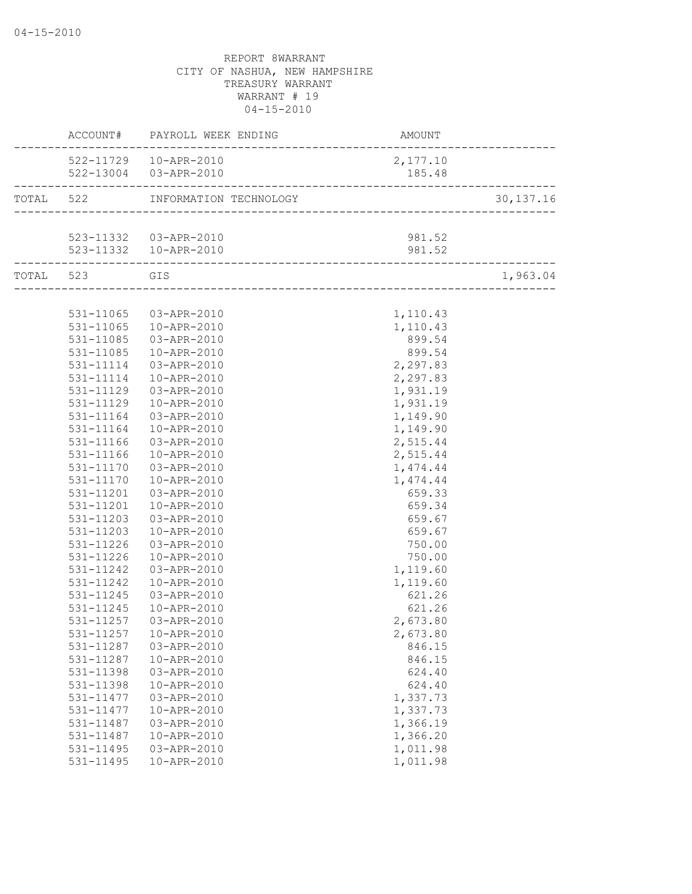REPORT 8WARRANT
CITY OF NASHUA, NEW HAMPSHIRE
TREASURY WARRANT
WARRANT # 19
04-15-2010

| | ACCOUNT# | PAYROLL WEEK ENDING | AMOUNT | |
|---|---|---|---|---|
| | 522-11729 | 10-APR-2010 | 2,177.10 | |
| | 522-13004 | 03-APR-2010 | 185.48 | |
| TOTAL | 522 | INFORMATION TECHNOLOGY | | 30,137.16 |
| | 523-11332 | 03-APR-2010 | 981.52 | |
| | 523-11332 | 10-APR-2010 | 981.52 | |
| TOTAL | 523 | GIS | | 1,963.04 |
| | 531-11065 | 03-APR-2010 | 1,110.43 | |
| | 531-11065 | 10-APR-2010 | 1,110.43 | |
| | 531-11085 | 03-APR-2010 | 899.54 | |
| | 531-11085 | 10-APR-2010 | 899.54 | |
| | 531-11114 | 03-APR-2010 | 2,297.83 | |
| | 531-11114 | 10-APR-2010 | 2,297.83 | |
| | 531-11129 | 03-APR-2010 | 1,931.19 | |
| | 531-11129 | 10-APR-2010 | 1,931.19 | |
| | 531-11164 | 03-APR-2010 | 1,149.90 | |
| | 531-11164 | 10-APR-2010 | 1,149.90 | |
| | 531-11166 | 03-APR-2010 | 2,515.44 | |
| | 531-11166 | 10-APR-2010 | 2,515.44 | |
| | 531-11170 | 03-APR-2010 | 1,474.44 | |
| | 531-11170 | 10-APR-2010 | 1,474.44 | |
| | 531-11201 | 03-APR-2010 | 659.33 | |
| | 531-11201 | 10-APR-2010 | 659.34 | |
| | 531-11203 | 03-APR-2010 | 659.67 | |
| | 531-11203 | 10-APR-2010 | 659.67 | |
| | 531-11226 | 03-APR-2010 | 750.00 | |
| | 531-11226 | 10-APR-2010 | 750.00 | |
| | 531-11242 | 03-APR-2010 | 1,119.60 | |
| | 531-11242 | 10-APR-2010 | 1,119.60 | |
| | 531-11245 | 03-APR-2010 | 621.26 | |
| | 531-11245 | 10-APR-2010 | 621.26 | |
| | 531-11257 | 03-APR-2010 | 2,673.80 | |
| | 531-11257 | 10-APR-2010 | 2,673.80 | |
| | 531-11287 | 03-APR-2010 | 846.15 | |
| | 531-11287 | 10-APR-2010 | 846.15 | |
| | 531-11398 | 03-APR-2010 | 624.40 | |
| | 531-11398 | 10-APR-2010 | 624.40 | |
| | 531-11477 | 03-APR-2010 | 1,337.73 | |
| | 531-11477 | 10-APR-2010 | 1,337.73 | |
| | 531-11487 | 03-APR-2010 | 1,366.19 | |
| | 531-11487 | 10-APR-2010 | 1,366.20 | |
| | 531-11495 | 03-APR-2010 | 1,011.98 | |
| | 531-11495 | 10-APR-2010 | 1,011.98 | |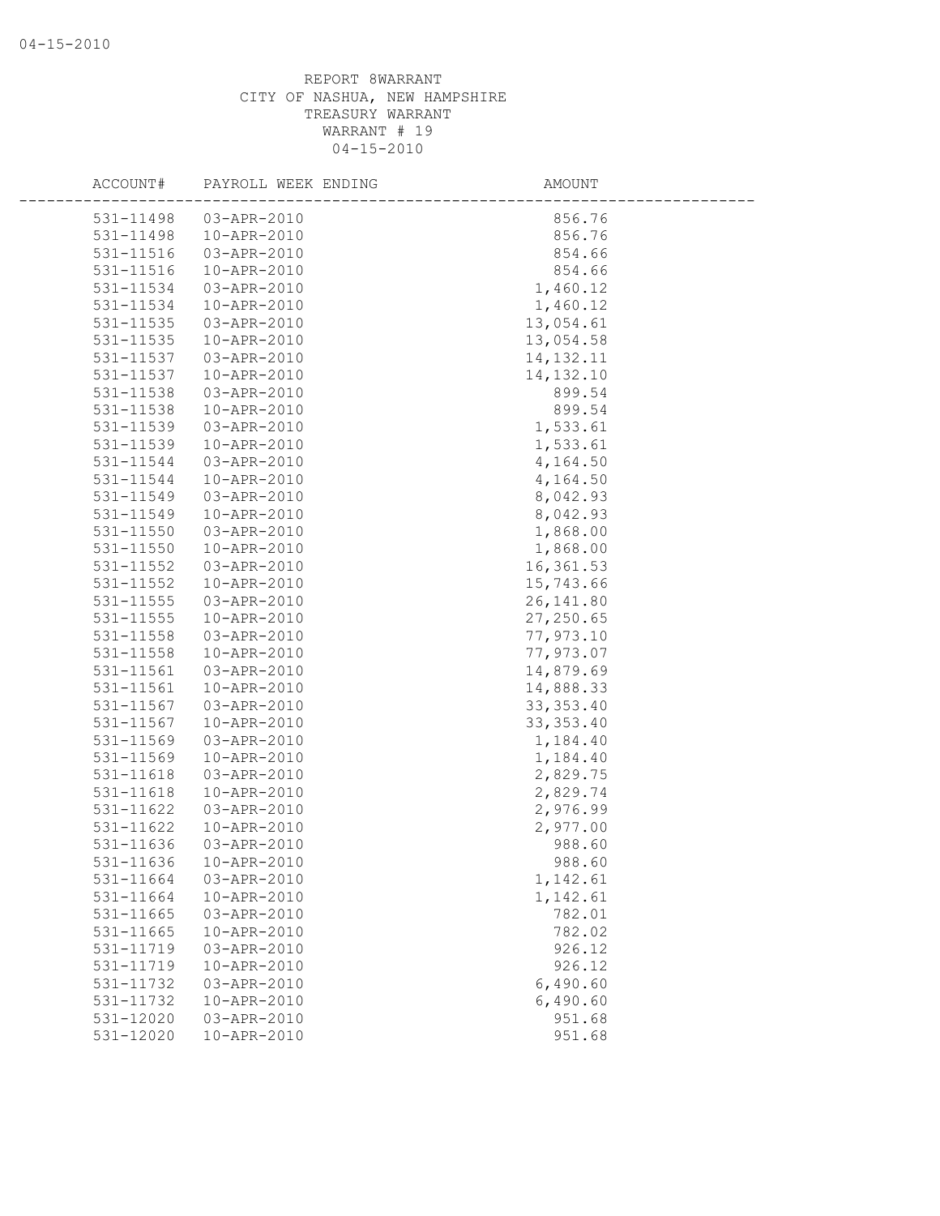REPORT 8WARRANT
CITY OF NASHUA, NEW HAMPSHIRE
TREASURY WARRANT
WARRANT # 19
04-15-2010

| ACCOUNT# | PAYROLL WEEK ENDING | AMOUNT |
|---|---|---|
| 531-11498 | 03-APR-2010 | 856.76 |
| 531-11498 | 10-APR-2010 | 856.76 |
| 531-11516 | 03-APR-2010 | 854.66 |
| 531-11516 | 10-APR-2010 | 854.66 |
| 531-11534 | 03-APR-2010 | 1,460.12 |
| 531-11534 | 10-APR-2010 | 1,460.12 |
| 531-11535 | 03-APR-2010 | 13,054.61 |
| 531-11535 | 10-APR-2010 | 13,054.58 |
| 531-11537 | 03-APR-2010 | 14,132.11 |
| 531-11537 | 10-APR-2010 | 14,132.10 |
| 531-11538 | 03-APR-2010 | 899.54 |
| 531-11538 | 10-APR-2010 | 899.54 |
| 531-11539 | 03-APR-2010 | 1,533.61 |
| 531-11539 | 10-APR-2010 | 1,533.61 |
| 531-11544 | 03-APR-2010 | 4,164.50 |
| 531-11544 | 10-APR-2010 | 4,164.50 |
| 531-11549 | 03-APR-2010 | 8,042.93 |
| 531-11549 | 10-APR-2010 | 8,042.93 |
| 531-11550 | 03-APR-2010 | 1,868.00 |
| 531-11550 | 10-APR-2010 | 1,868.00 |
| 531-11552 | 03-APR-2010 | 16,361.53 |
| 531-11552 | 10-APR-2010 | 15,743.66 |
| 531-11555 | 03-APR-2010 | 26,141.80 |
| 531-11555 | 10-APR-2010 | 27,250.65 |
| 531-11558 | 03-APR-2010 | 77,973.10 |
| 531-11558 | 10-APR-2010 | 77,973.07 |
| 531-11561 | 03-APR-2010 | 14,879.69 |
| 531-11561 | 10-APR-2010 | 14,888.33 |
| 531-11567 | 03-APR-2010 | 33,353.40 |
| 531-11567 | 10-APR-2010 | 33,353.40 |
| 531-11569 | 03-APR-2010 | 1,184.40 |
| 531-11569 | 10-APR-2010 | 1,184.40 |
| 531-11618 | 03-APR-2010 | 2,829.75 |
| 531-11618 | 10-APR-2010 | 2,829.74 |
| 531-11622 | 03-APR-2010 | 2,976.99 |
| 531-11622 | 10-APR-2010 | 2,977.00 |
| 531-11636 | 03-APR-2010 | 988.60 |
| 531-11636 | 10-APR-2010 | 988.60 |
| 531-11664 | 03-APR-2010 | 1,142.61 |
| 531-11664 | 10-APR-2010 | 1,142.61 |
| 531-11665 | 03-APR-2010 | 782.01 |
| 531-11665 | 10-APR-2010 | 782.02 |
| 531-11719 | 03-APR-2010 | 926.12 |
| 531-11719 | 10-APR-2010 | 926.12 |
| 531-11732 | 03-APR-2010 | 6,490.60 |
| 531-11732 | 10-APR-2010 | 6,490.60 |
| 531-12020 | 03-APR-2010 | 951.68 |
| 531-12020 | 10-APR-2010 | 951.68 |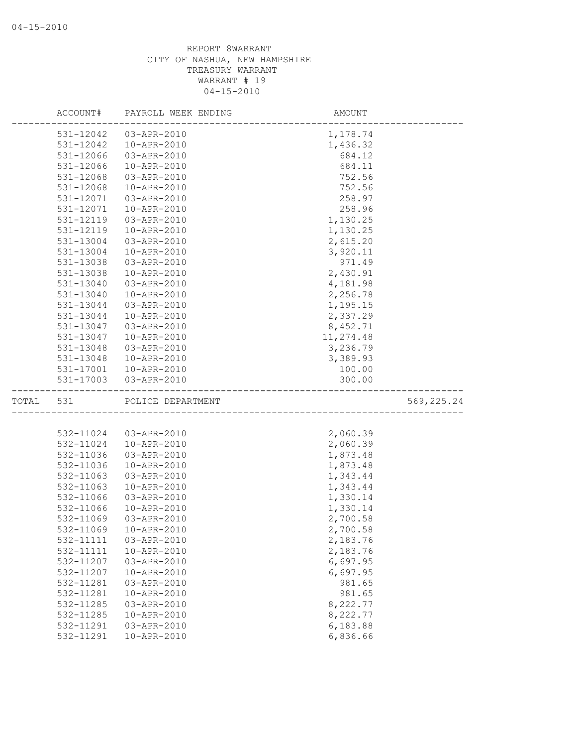REPORT 8WARRANT
CITY OF NASHUA, NEW HAMPSHIRE
TREASURY WARRANT
WARRANT # 19
04-15-2010

| ACCOUNT# | PAYROLL WEEK ENDING | AMOUNT | |
|---|---|---|---|
| 531-12042 | 03-APR-2010 | 1,178.74 | |
| 531-12042 | 10-APR-2010 | 1,436.32 | |
| 531-12066 | 03-APR-2010 | 684.12 | |
| 531-12066 | 10-APR-2010 | 684.11 | |
| 531-12068 | 03-APR-2010 | 752.56 | |
| 531-12068 | 10-APR-2010 | 752.56 | |
| 531-12071 | 03-APR-2010 | 258.97 | |
| 531-12071 | 10-APR-2010 | 258.96 | |
| 531-12119 | 03-APR-2010 | 1,130.25 | |
| 531-12119 | 10-APR-2010 | 1,130.25 | |
| 531-13004 | 03-APR-2010 | 2,615.20 | |
| 531-13004 | 10-APR-2010 | 3,920.11 | |
| 531-13038 | 03-APR-2010 | 971.49 | |
| 531-13038 | 10-APR-2010 | 2,430.91 | |
| 531-13040 | 03-APR-2010 | 4,181.98 | |
| 531-13040 | 10-APR-2010 | 2,256.78 | |
| 531-13044 | 03-APR-2010 | 1,195.15 | |
| 531-13044 | 10-APR-2010 | 2,337.29 | |
| 531-13047 | 03-APR-2010 | 8,452.71 | |
| 531-13047 | 10-APR-2010 | 11,274.48 | |
| 531-13048 | 03-APR-2010 | 3,236.79 | |
| 531-13048 | 10-APR-2010 | 3,389.93 | |
| 531-17001 | 10-APR-2010 | 100.00 | |
| 531-17003 | 03-APR-2010 | 300.00 | |
| TOTAL 531 | POLICE DEPARTMENT | | 569,225.24 |

| ACCOUNT# | PAYROLL WEEK ENDING | AMOUNT |
|---|---|---|
| 532-11024 | 03-APR-2010 | 2,060.39 |
| 532-11024 | 10-APR-2010 | 2,060.39 |
| 532-11036 | 03-APR-2010 | 1,873.48 |
| 532-11036 | 10-APR-2010 | 1,873.48 |
| 532-11063 | 03-APR-2010 | 1,343.44 |
| 532-11063 | 10-APR-2010 | 1,343.44 |
| 532-11066 | 03-APR-2010 | 1,330.14 |
| 532-11066 | 10-APR-2010 | 1,330.14 |
| 532-11069 | 03-APR-2010 | 2,700.58 |
| 532-11069 | 10-APR-2010 | 2,700.58 |
| 532-11111 | 03-APR-2010 | 2,183.76 |
| 532-11111 | 10-APR-2010 | 2,183.76 |
| 532-11207 | 03-APR-2010 | 6,697.95 |
| 532-11207 | 10-APR-2010 | 6,697.95 |
| 532-11281 | 03-APR-2010 | 981.65 |
| 532-11281 | 10-APR-2010 | 981.65 |
| 532-11285 | 03-APR-2010 | 8,222.77 |
| 532-11285 | 10-APR-2010 | 8,222.77 |
| 532-11291 | 03-APR-2010 | 6,183.88 |
| 532-11291 | 10-APR-2010 | 6,836.66 |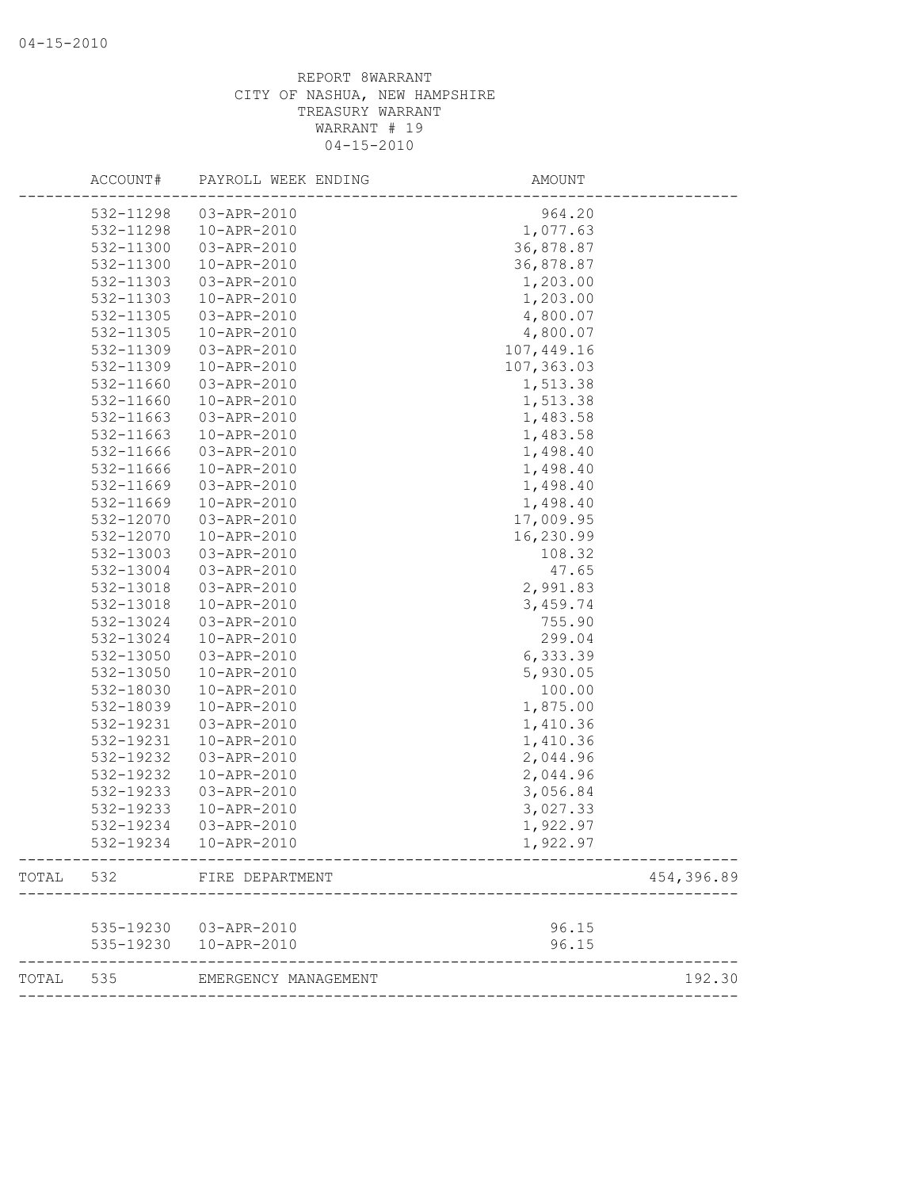REPORT 8WARRANT
CITY OF NASHUA, NEW HAMPSHIRE
TREASURY WARRANT
WARRANT # 19
04-15-2010

| | ACCOUNT# | PAYROLL WEEK ENDING | AMOUNT | |
|---|---|---|---|---|
| | 532-11298 | 03-APR-2010 | 964.20 | |
| | 532-11298 | 10-APR-2010 | 1,077.63 | |
| | 532-11300 | 03-APR-2010 | 36,878.87 | |
| | 532-11300 | 10-APR-2010 | 36,878.87 | |
| | 532-11303 | 03-APR-2010 | 1,203.00 | |
| | 532-11303 | 10-APR-2010 | 1,203.00 | |
| | 532-11305 | 03-APR-2010 | 4,800.07 | |
| | 532-11305 | 10-APR-2010 | 4,800.07 | |
| | 532-11309 | 03-APR-2010 | 107,449.16 | |
| | 532-11309 | 10-APR-2010 | 107,363.03 | |
| | 532-11660 | 03-APR-2010 | 1,513.38 | |
| | 532-11660 | 10-APR-2010 | 1,513.38 | |
| | 532-11663 | 03-APR-2010 | 1,483.58 | |
| | 532-11663 | 10-APR-2010 | 1,483.58 | |
| | 532-11666 | 03-APR-2010 | 1,498.40 | |
| | 532-11666 | 10-APR-2010 | 1,498.40 | |
| | 532-11669 | 03-APR-2010 | 1,498.40 | |
| | 532-11669 | 10-APR-2010 | 1,498.40 | |
| | 532-12070 | 03-APR-2010 | 17,009.95 | |
| | 532-12070 | 10-APR-2010 | 16,230.99 | |
| | 532-13003 | 03-APR-2010 | 108.32 | |
| | 532-13004 | 03-APR-2010 | 47.65 | |
| | 532-13018 | 03-APR-2010 | 2,991.83 | |
| | 532-13018 | 10-APR-2010 | 3,459.74 | |
| | 532-13024 | 03-APR-2010 | 755.90 | |
| | 532-13024 | 10-APR-2010 | 299.04 | |
| | 532-13050 | 03-APR-2010 | 6,333.39 | |
| | 532-13050 | 10-APR-2010 | 5,930.05 | |
| | 532-18030 | 10-APR-2010 | 100.00 | |
| | 532-18039 | 10-APR-2010 | 1,875.00 | |
| | 532-19231 | 03-APR-2010 | 1,410.36 | |
| | 532-19231 | 10-APR-2010 | 1,410.36 | |
| | 532-19232 | 03-APR-2010 | 2,044.96 | |
| | 532-19232 | 10-APR-2010 | 2,044.96 | |
| | 532-19233 | 03-APR-2010 | 3,056.84 | |
| | 532-19233 | 10-APR-2010 | 3,027.33 | |
| | 532-19234 | 03-APR-2010 | 1,922.97 | |
| | 532-19234 | 10-APR-2010 | 1,922.97 | |
| TOTAL | 532 | FIRE DEPARTMENT | | 454,396.89 |
| | 535-19230 | 03-APR-2010 | 96.15 | |
| | 535-19230 | 10-APR-2010 | 96.15 | |
| TOTAL | 535 | EMERGENCY MANAGEMENT | | 192.30 |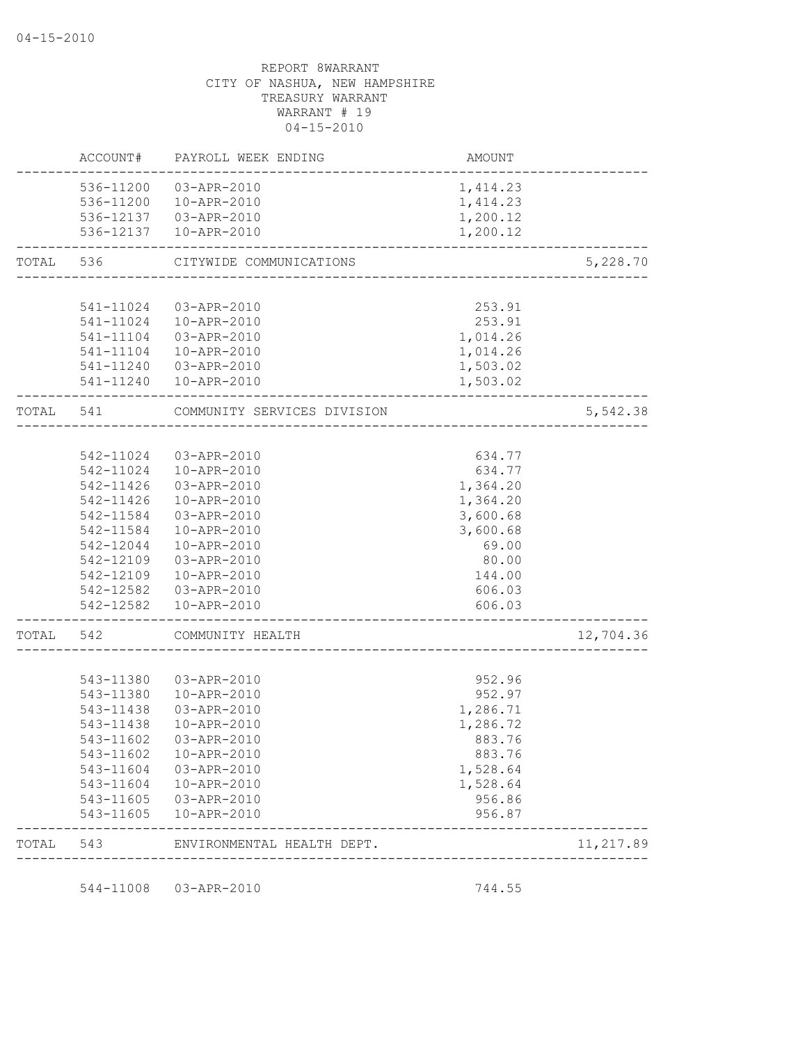04-15-2010

REPORT 8WARRANT
CITY OF NASHUA, NEW HAMPSHIRE
TREASURY WARRANT
WARRANT # 19
04-15-2010

| | ACCOUNT# | PAYROLL WEEK ENDING | AMOUNT | |
|---|---|---|---|---|
| | 536-11200 | 03-APR-2010 | 1,414.23 | |
| | 536-11200 | 10-APR-2010 | 1,414.23 | |
| | 536-12137 | 03-APR-2010 | 1,200.12 | |
| | 536-12137 | 10-APR-2010 | 1,200.12 | |
| TOTAL | 536 | CITYWIDE COMMUNICATIONS | | 5,228.70 |
| | 541-11024 | 03-APR-2010 | 253.91 | |
| | 541-11024 | 10-APR-2010 | 253.91 | |
| | 541-11104 | 03-APR-2010 | 1,014.26 | |
| | 541-11104 | 10-APR-2010 | 1,014.26 | |
| | 541-11240 | 03-APR-2010 | 1,503.02 | |
| | 541-11240 | 10-APR-2010 | 1,503.02 | |
| TOTAL | 541 | COMMUNITY SERVICES DIVISION | | 5,542.38 |
| | 542-11024 | 03-APR-2010 | 634.77 | |
| | 542-11024 | 10-APR-2010 | 634.77 | |
| | 542-11426 | 03-APR-2010 | 1,364.20 | |
| | 542-11426 | 10-APR-2010 | 1,364.20 | |
| | 542-11584 | 03-APR-2010 | 3,600.68 | |
| | 542-11584 | 10-APR-2010 | 3,600.68 | |
| | 542-12044 | 10-APR-2010 | 69.00 | |
| | 542-12109 | 03-APR-2010 | 80.00 | |
| | 542-12109 | 10-APR-2010 | 144.00 | |
| | 542-12582 | 03-APR-2010 | 606.03 | |
| | 542-12582 | 10-APR-2010 | 606.03 | |
| TOTAL | 542 | COMMUNITY HEALTH | | 12,704.36 |
| | 543-11380 | 03-APR-2010 | 952.96 | |
| | 543-11380 | 10-APR-2010 | 952.97 | |
| | 543-11438 | 03-APR-2010 | 1,286.71 | |
| | 543-11438 | 10-APR-2010 | 1,286.72 | |
| | 543-11602 | 03-APR-2010 | 883.76 | |
| | 543-11602 | 10-APR-2010 | 883.76 | |
| | 543-11604 | 03-APR-2010 | 1,528.64 | |
| | 543-11604 | 10-APR-2010 | 1,528.64 | |
| | 543-11605 | 03-APR-2010 | 956.86 | |
| | 543-11605 | 10-APR-2010 | 956.87 | |
| TOTAL | 543 | ENVIRONMENTAL HEALTH DEPT. | | 11,217.89 |
| | 544-11008 | 03-APR-2010 | 744.55 | |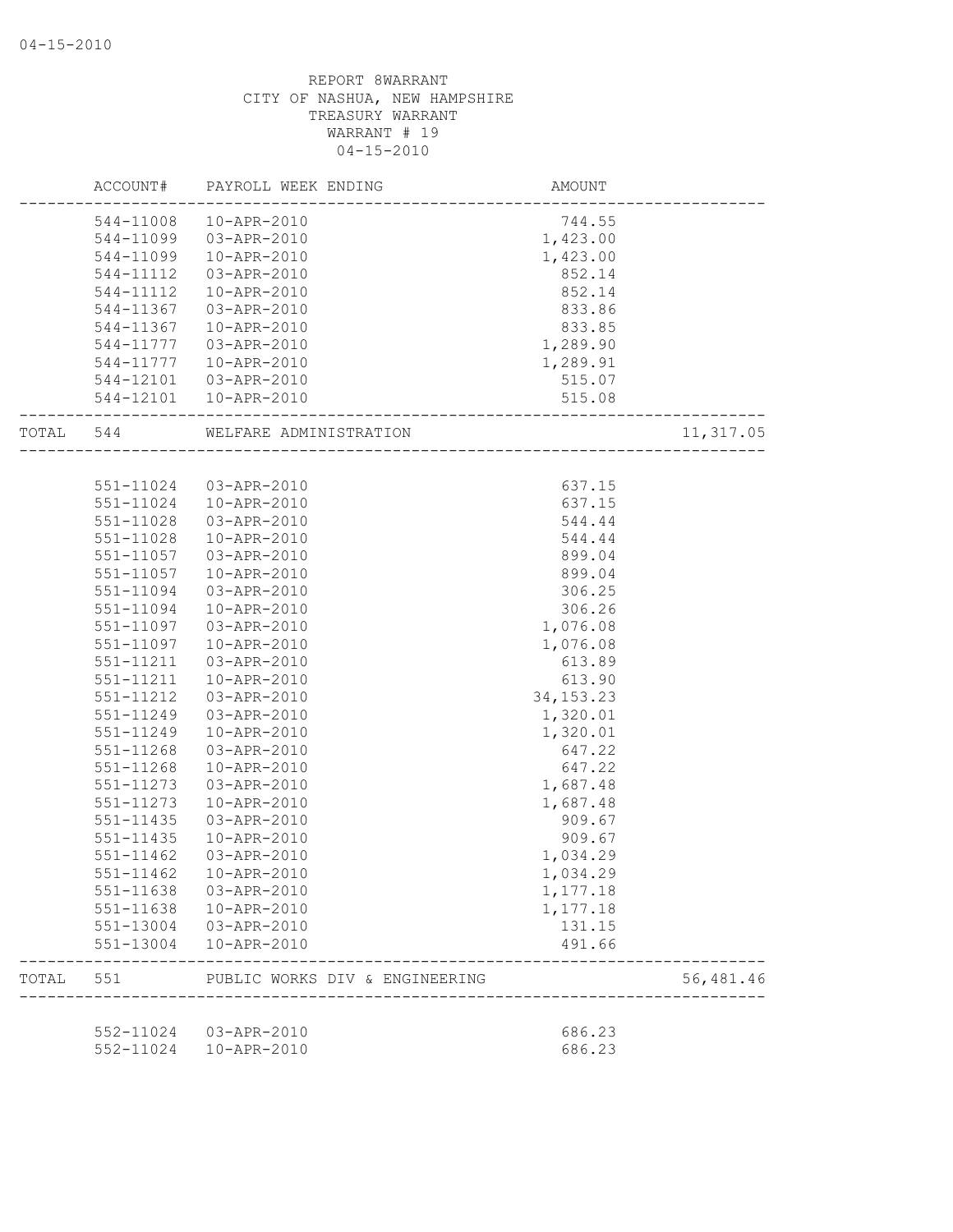REPORT 8WARRANT
CITY OF NASHUA, NEW HAMPSHIRE
TREASURY WARRANT
WARRANT # 19
04-15-2010

| ACCOUNT# | PAYROLL WEEK ENDING | AMOUNT | |
|---|---|---|---|
| 544-11008 | 10-APR-2010 | 744.55 | |
| 544-11099 | 03-APR-2010 | 1,423.00 | |
| 544-11099 | 10-APR-2010 | 1,423.00 | |
| 544-11112 | 03-APR-2010 | 852.14 | |
| 544-11112 | 10-APR-2010 | 852.14 | |
| 544-11367 | 03-APR-2010 | 833.86 | |
| 544-11367 | 10-APR-2010 | 833.85 | |
| 544-11777 | 03-APR-2010 | 1,289.90 | |
| 544-11777 | 10-APR-2010 | 1,289.91 | |
| 544-12101 | 03-APR-2010 | 515.07 | |
| 544-12101 | 10-APR-2010 | 515.08 | |
| TOTAL 544 | WELFARE ADMINISTRATION | | 11,317.05 |
| 551-11024 | 03-APR-2010 | 637.15 | |
| 551-11024 | 10-APR-2010 | 637.15 | |
| 551-11028 | 03-APR-2010 | 544.44 | |
| 551-11028 | 10-APR-2010 | 544.44 | |
| 551-11057 | 03-APR-2010 | 899.04 | |
| 551-11057 | 10-APR-2010 | 899.04 | |
| 551-11094 | 03-APR-2010 | 306.25 | |
| 551-11094 | 10-APR-2010 | 306.26 | |
| 551-11097 | 03-APR-2010 | 1,076.08 | |
| 551-11097 | 10-APR-2010 | 1,076.08 | |
| 551-11211 | 03-APR-2010 | 613.89 | |
| 551-11211 | 10-APR-2010 | 613.90 | |
| 551-11212 | 03-APR-2010 | 34,153.23 | |
| 551-11249 | 03-APR-2010 | 1,320.01 | |
| 551-11249 | 10-APR-2010 | 1,320.01 | |
| 551-11268 | 03-APR-2010 | 647.22 | |
| 551-11268 | 10-APR-2010 | 647.22 | |
| 551-11273 | 03-APR-2010 | 1,687.48 | |
| 551-11273 | 10-APR-2010 | 1,687.48 | |
| 551-11435 | 03-APR-2010 | 909.67 | |
| 551-11435 | 10-APR-2010 | 909.67 | |
| 551-11462 | 03-APR-2010 | 1,034.29 | |
| 551-11462 | 10-APR-2010 | 1,034.29 | |
| 551-11638 | 03-APR-2010 | 1,177.18 | |
| 551-11638 | 10-APR-2010 | 1,177.18 | |
| 551-13004 | 03-APR-2010 | 131.15 | |
| 551-13004 | 10-APR-2010 | 491.66 | |
| TOTAL 551 | PUBLIC WORKS DIV & ENGINEERING | | 56,481.46 |
| 552-11024 | 03-APR-2010 | 686.23 | |
| 552-11024 | 10-APR-2010 | 686.23 | |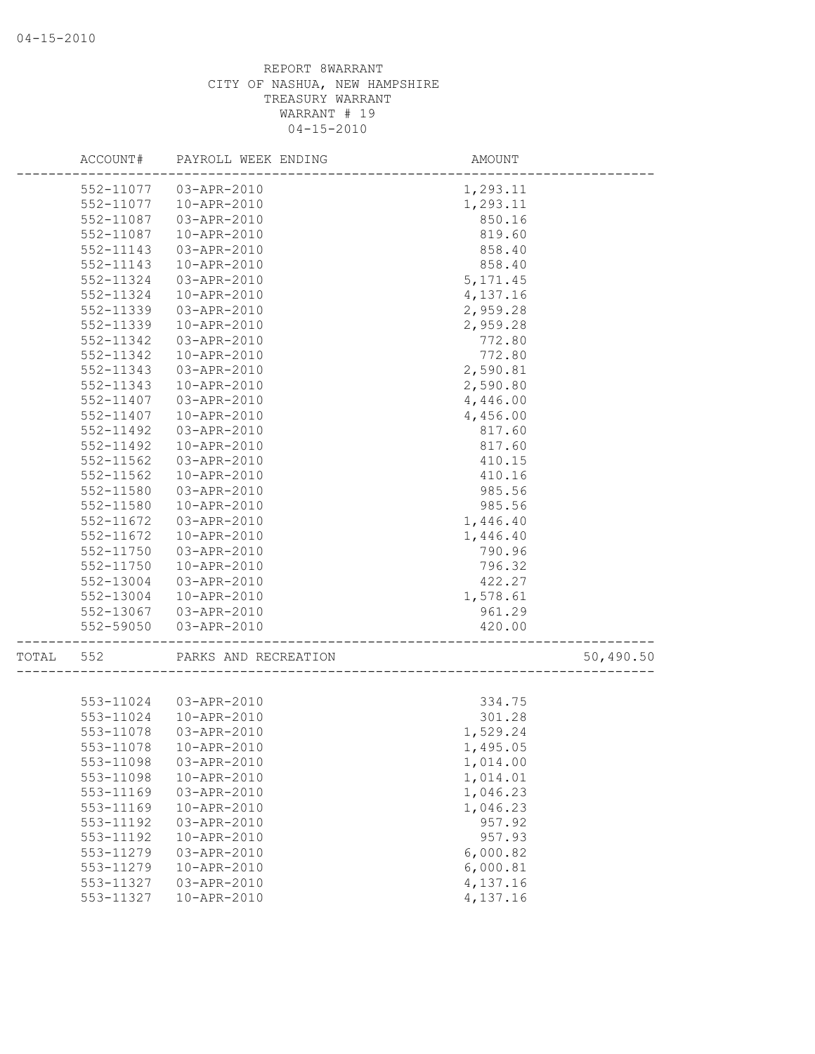REPORT 8WARRANT
CITY OF NASHUA, NEW HAMPSHIRE
TREASURY WARRANT
WARRANT # 19
04-15-2010

| | ACCOUNT# | PAYROLL WEEK ENDING | AMOUNT | |
|---|---|---|---|---|
| | 552-11077 | 03-APR-2010 | 1,293.11 | |
| | 552-11077 | 10-APR-2010 | 1,293.11 | |
| | 552-11087 | 03-APR-2010 | 850.16 | |
| | 552-11087 | 10-APR-2010 | 819.60 | |
| | 552-11143 | 03-APR-2010 | 858.40 | |
| | 552-11143 | 10-APR-2010 | 858.40 | |
| | 552-11324 | 03-APR-2010 | 5,171.45 | |
| | 552-11324 | 10-APR-2010 | 4,137.16 | |
| | 552-11339 | 03-APR-2010 | 2,959.28 | |
| | 552-11339 | 10-APR-2010 | 2,959.28 | |
| | 552-11342 | 03-APR-2010 | 772.80 | |
| | 552-11342 | 10-APR-2010 | 772.80 | |
| | 552-11343 | 03-APR-2010 | 2,590.81 | |
| | 552-11343 | 10-APR-2010 | 2,590.80 | |
| | 552-11407 | 03-APR-2010 | 4,446.00 | |
| | 552-11407 | 10-APR-2010 | 4,456.00 | |
| | 552-11492 | 03-APR-2010 | 817.60 | |
| | 552-11492 | 10-APR-2010 | 817.60 | |
| | 552-11562 | 03-APR-2010 | 410.15 | |
| | 552-11562 | 10-APR-2010 | 410.16 | |
| | 552-11580 | 03-APR-2010 | 985.56 | |
| | 552-11580 | 10-APR-2010 | 985.56 | |
| | 552-11672 | 03-APR-2010 | 1,446.40 | |
| | 552-11672 | 10-APR-2010 | 1,446.40 | |
| | 552-11750 | 03-APR-2010 | 790.96 | |
| | 552-11750 | 10-APR-2010 | 796.32 | |
| | 552-13004 | 03-APR-2010 | 422.27 | |
| | 552-13004 | 10-APR-2010 | 1,578.61 | |
| | 552-13067 | 03-APR-2010 | 961.29 | |
| | 552-59050 | 03-APR-2010 | 420.00 | |
| TOTAL | 552 | PARKS AND RECREATION | | 50,490.50 |
| | 553-11024 | 03-APR-2010 | 334.75 | |
| | 553-11024 | 10-APR-2010 | 301.28 | |
| | 553-11078 | 03-APR-2010 | 1,529.24 | |
| | 553-11078 | 10-APR-2010 | 1,495.05 | |
| | 553-11098 | 03-APR-2010 | 1,014.00 | |
| | 553-11098 | 10-APR-2010 | 1,014.01 | |
| | 553-11169 | 03-APR-2010 | 1,046.23 | |
| | 553-11169 | 10-APR-2010 | 1,046.23 | |
| | 553-11192 | 03-APR-2010 | 957.92 | |
| | 553-11192 | 10-APR-2010 | 957.93 | |
| | 553-11279 | 03-APR-2010 | 6,000.82 | |
| | 553-11279 | 10-APR-2010 | 6,000.81 | |
| | 553-11327 | 03-APR-2010 | 4,137.16 | |
| | 553-11327 | 10-APR-2010 | 4,137.16 | |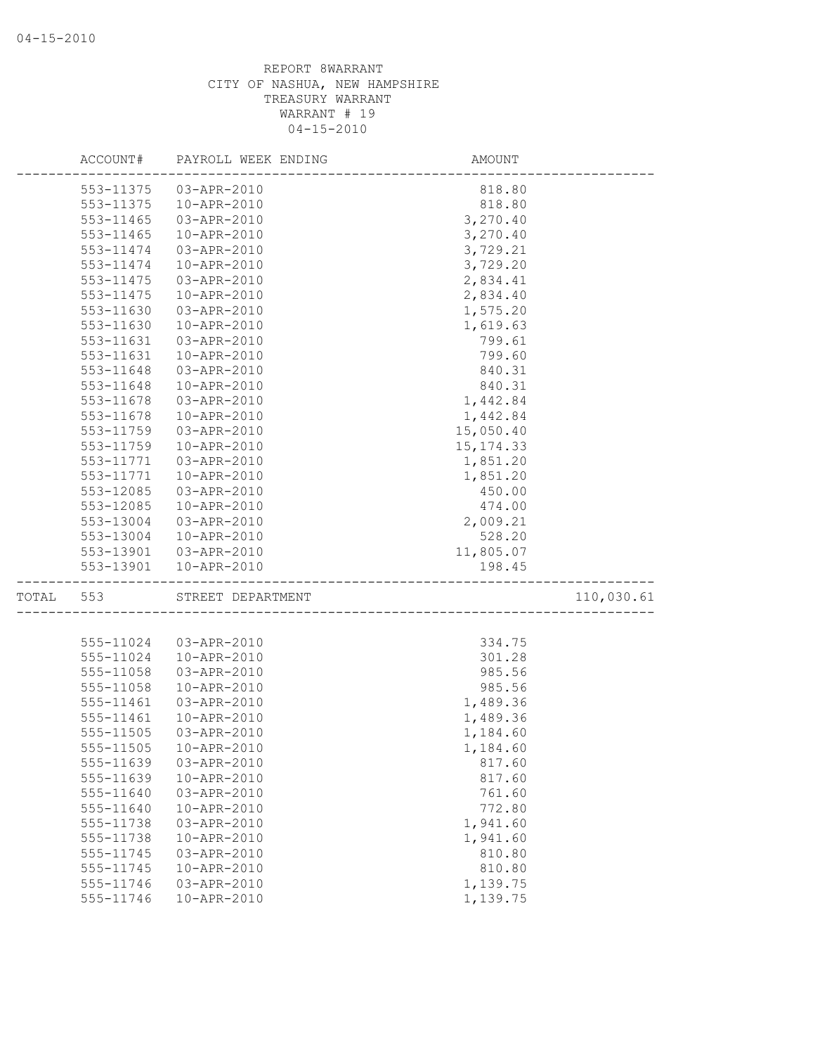REPORT 8WARRANT
CITY OF NASHUA, NEW HAMPSHIRE
TREASURY WARRANT
WARRANT # 19
04-15-2010

| | ACCOUNT# | PAYROLL WEEK ENDING | AMOUNT | |
|---|---|---|---|---|
| | 553-11375 | 03-APR-2010 | 818.80 | |
| | 553-11375 | 10-APR-2010 | 818.80 | |
| | 553-11465 | 03-APR-2010 | 3,270.40 | |
| | 553-11465 | 10-APR-2010 | 3,270.40 | |
| | 553-11474 | 03-APR-2010 | 3,729.21 | |
| | 553-11474 | 10-APR-2010 | 3,729.20 | |
| | 553-11475 | 03-APR-2010 | 2,834.41 | |
| | 553-11475 | 10-APR-2010 | 2,834.40 | |
| | 553-11630 | 03-APR-2010 | 1,575.20 | |
| | 553-11630 | 10-APR-2010 | 1,619.63 | |
| | 553-11631 | 03-APR-2010 | 799.61 | |
| | 553-11631 | 10-APR-2010 | 799.60 | |
| | 553-11648 | 03-APR-2010 | 840.31 | |
| | 553-11648 | 10-APR-2010 | 840.31 | |
| | 553-11678 | 03-APR-2010 | 1,442.84 | |
| | 553-11678 | 10-APR-2010 | 1,442.84 | |
| | 553-11759 | 03-APR-2010 | 15,050.40 | |
| | 553-11759 | 10-APR-2010 | 15,174.33 | |
| | 553-11771 | 03-APR-2010 | 1,851.20 | |
| | 553-11771 | 10-APR-2010 | 1,851.20 | |
| | 553-12085 | 03-APR-2010 | 450.00 | |
| | 553-12085 | 10-APR-2010 | 474.00 | |
| | 553-13004 | 03-APR-2010 | 2,009.21 | |
| | 553-13004 | 10-APR-2010 | 528.20 | |
| | 553-13901 | 03-APR-2010 | 11,805.07 | |
| | 553-13901 | 10-APR-2010 | 198.45 | |
| TOTAL | 553 | STREET DEPARTMENT | | 110,030.61 |
| | 555-11024 | 03-APR-2010 | 334.75 | |
| | 555-11024 | 10-APR-2010 | 301.28 | |
| | 555-11058 | 03-APR-2010 | 985.56 | |
| | 555-11058 | 10-APR-2010 | 985.56 | |
| | 555-11461 | 03-APR-2010 | 1,489.36 | |
| | 555-11461 | 10-APR-2010 | 1,489.36 | |
| | 555-11505 | 03-APR-2010 | 1,184.60 | |
| | 555-11505 | 10-APR-2010 | 1,184.60 | |
| | 555-11639 | 03-APR-2010 | 817.60 | |
| | 555-11639 | 10-APR-2010 | 817.60 | |
| | 555-11640 | 03-APR-2010 | 761.60 | |
| | 555-11640 | 10-APR-2010 | 772.80 | |
| | 555-11738 | 03-APR-2010 | 1,941.60 | |
| | 555-11738 | 10-APR-2010 | 1,941.60 | |
| | 555-11745 | 03-APR-2010 | 810.80 | |
| | 555-11745 | 10-APR-2010 | 810.80 | |
| | 555-11746 | 03-APR-2010 | 1,139.75 | |
| | 555-11746 | 10-APR-2010 | 1,139.75 | |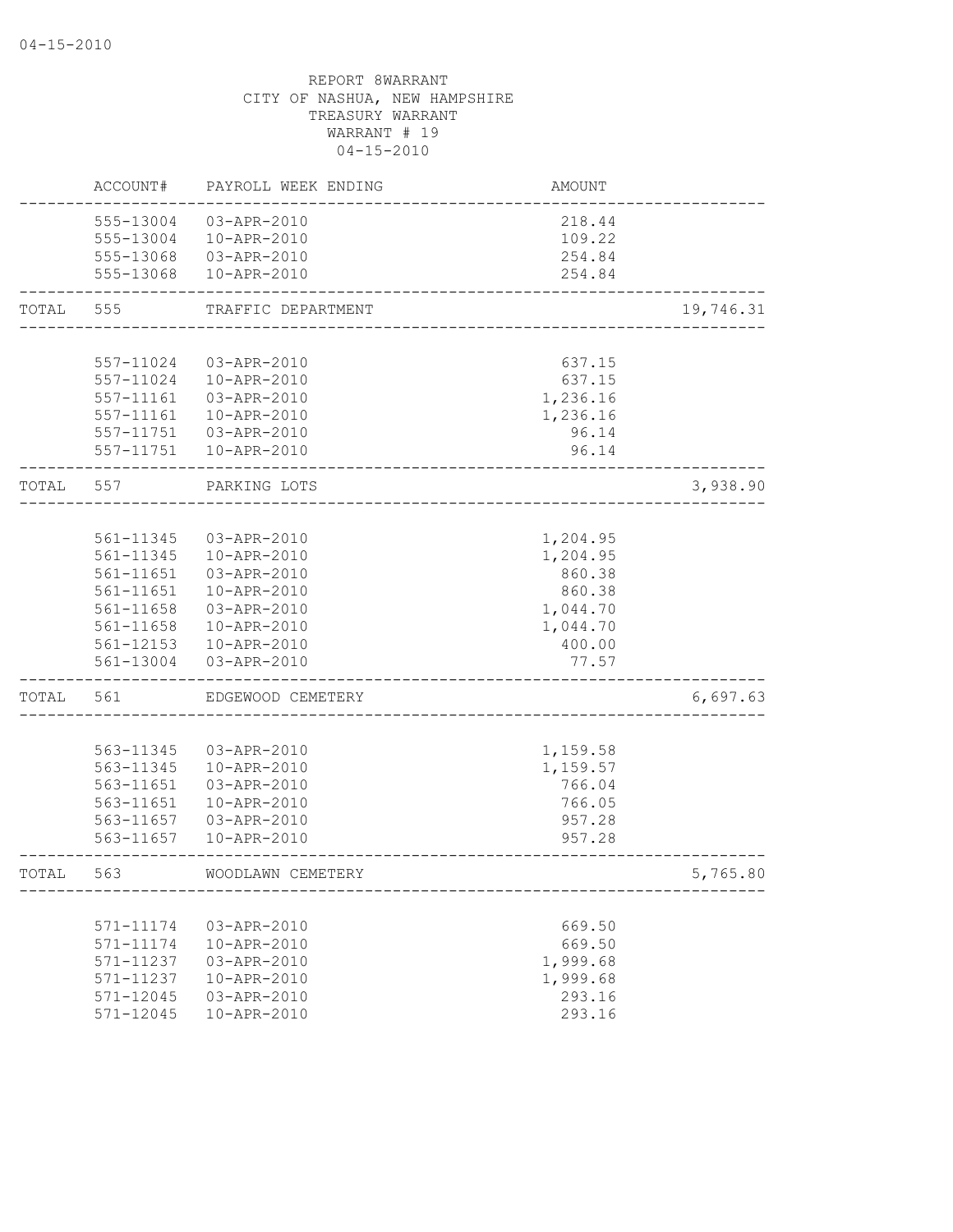04-15-2010

REPORT 8WARRANT
CITY OF NASHUA, NEW HAMPSHIRE
TREASURY WARRANT
WARRANT # 19
04-15-2010

| | ACCOUNT# | PAYROLL WEEK ENDING | AMOUNT | |
|---|---|---|---|---|
| | 555-13004 | 03-APR-2010 | 218.44 | |
| | 555-13004 | 10-APR-2010 | 109.22 | |
| | 555-13068 | 03-APR-2010 | 254.84 | |
| | 555-13068 | 10-APR-2010 | 254.84 | |
| TOTAL | 555 | TRAFFIC DEPARTMENT | | 19,746.31 |
| | 557-11024 | 03-APR-2010 | 637.15 | |
| | 557-11024 | 10-APR-2010 | 637.15 | |
| | 557-11161 | 03-APR-2010 | 1,236.16 | |
| | 557-11161 | 10-APR-2010 | 1,236.16 | |
| | 557-11751 | 03-APR-2010 | 96.14 | |
| | 557-11751 | 10-APR-2010 | 96.14 | |
| TOTAL | 557 | PARKING LOTS | | 3,938.90 |
| | 561-11345 | 03-APR-2010 | 1,204.95 | |
| | 561-11345 | 10-APR-2010 | 1,204.95 | |
| | 561-11651 | 03-APR-2010 | 860.38 | |
| | 561-11651 | 10-APR-2010 | 860.38 | |
| | 561-11658 | 03-APR-2010 | 1,044.70 | |
| | 561-11658 | 10-APR-2010 | 1,044.70 | |
| | 561-12153 | 10-APR-2010 | 400.00 | |
| | 561-13004 | 03-APR-2010 | 77.57 | |
| TOTAL | 561 | EDGEWOOD CEMETERY | | 6,697.63 |
| | 563-11345 | 03-APR-2010 | 1,159.58 | |
| | 563-11345 | 10-APR-2010 | 1,159.57 | |
| | 563-11651 | 03-APR-2010 | 766.04 | |
| | 563-11651 | 10-APR-2010 | 766.05 | |
| | 563-11657 | 03-APR-2010 | 957.28 | |
| | 563-11657 | 10-APR-2010 | 957.28 | |
| TOTAL | 563 | WOODLAWN CEMETERY | | 5,765.80 |
| | 571-11174 | 03-APR-2010 | 669.50 | |
| | 571-11174 | 10-APR-2010 | 669.50 | |
| | 571-11237 | 03-APR-2010 | 1,999.68 | |
| | 571-11237 | 10-APR-2010 | 1,999.68 | |
| | 571-12045 | 03-APR-2010 | 293.16 | |
| | 571-12045 | 10-APR-2010 | 293.16 | |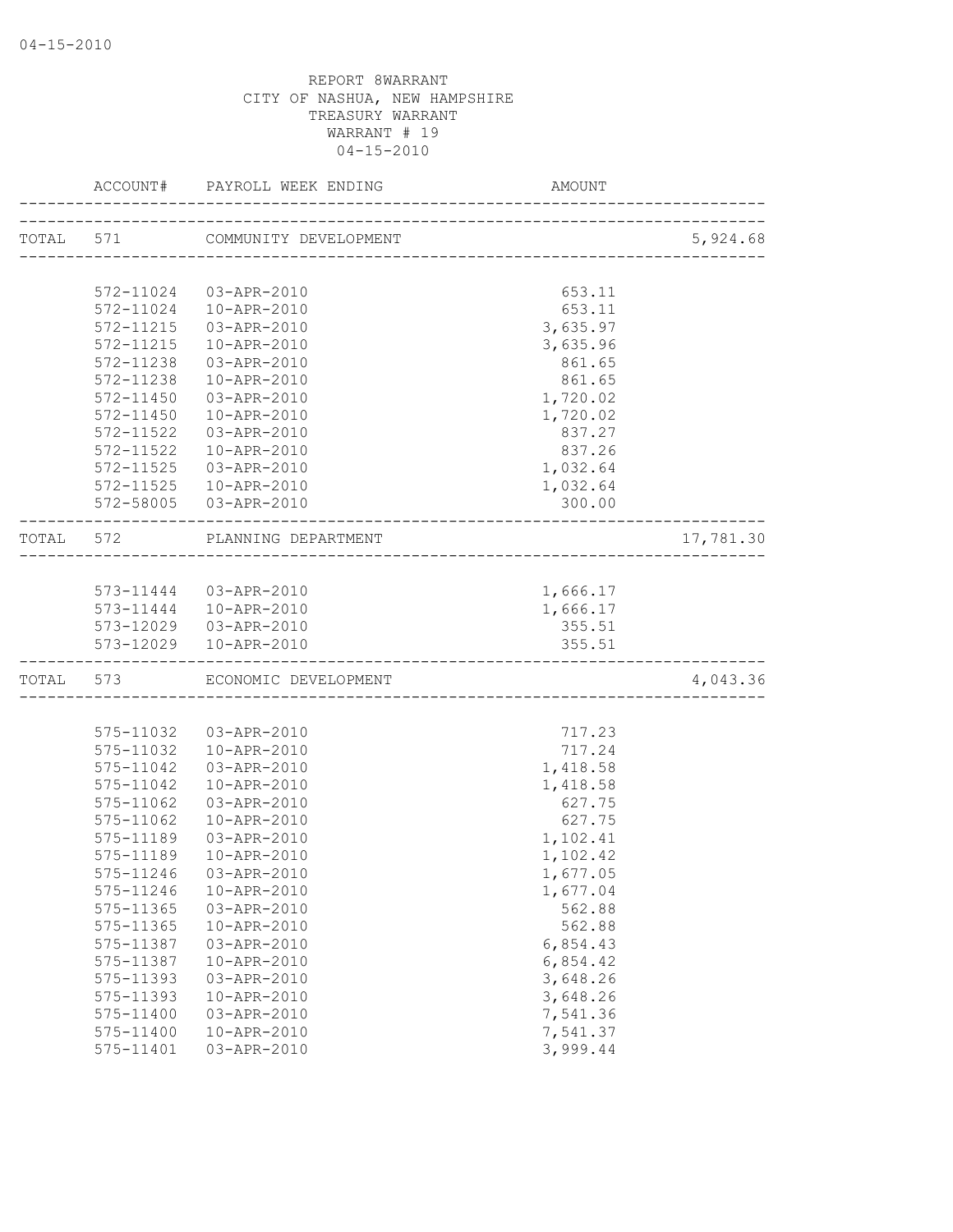04-15-2010

REPORT 8WARRANT
CITY OF NASHUA, NEW HAMPSHIRE
TREASURY WARRANT
WARRANT # 19
04-15-2010

| | ACCOUNT# | PAYROLL WEEK ENDING | AMOUNT | |
|---|---|---|---|---|
| TOTAL | 571 | COMMUNITY DEVELOPMENT | | 5,924.68 |
| | 572-11024 | 03-APR-2010 | 653.11 | |
| | 572-11024 | 10-APR-2010 | 653.11 | |
| | 572-11215 | 03-APR-2010 | 3,635.97 | |
| | 572-11215 | 10-APR-2010 | 3,635.96 | |
| | 572-11238 | 03-APR-2010 | 861.65 | |
| | 572-11238 | 10-APR-2010 | 861.65 | |
| | 572-11450 | 03-APR-2010 | 1,720.02 | |
| | 572-11450 | 10-APR-2010 | 1,720.02 | |
| | 572-11522 | 03-APR-2010 | 837.27 | |
| | 572-11522 | 10-APR-2010 | 837.26 | |
| | 572-11525 | 03-APR-2010 | 1,032.64 | |
| | 572-11525 | 10-APR-2010 | 1,032.64 | |
| | 572-58005 | 03-APR-2010 | 300.00 | |
| TOTAL | 572 | PLANNING DEPARTMENT | | 17,781.30 |
| | 573-11444 | 03-APR-2010 | 1,666.17 | |
| | 573-11444 | 10-APR-2010 | 1,666.17 | |
| | 573-12029 | 03-APR-2010 | 355.51 | |
| | 573-12029 | 10-APR-2010 | 355.51 | |
| TOTAL | 573 | ECONOMIC DEVELOPMENT | | 4,043.36 |
| | 575-11032 | 03-APR-2010 | 717.23 | |
| | 575-11032 | 10-APR-2010 | 717.24 | |
| | 575-11042 | 03-APR-2010 | 1,418.58 | |
| | 575-11042 | 10-APR-2010 | 1,418.58 | |
| | 575-11062 | 03-APR-2010 | 627.75 | |
| | 575-11062 | 10-APR-2010 | 627.75 | |
| | 575-11189 | 03-APR-2010 | 1,102.41 | |
| | 575-11189 | 10-APR-2010 | 1,102.42 | |
| | 575-11246 | 03-APR-2010 | 1,677.05 | |
| | 575-11246 | 10-APR-2010 | 1,677.04 | |
| | 575-11365 | 03-APR-2010 | 562.88 | |
| | 575-11365 | 10-APR-2010 | 562.88 | |
| | 575-11387 | 03-APR-2010 | 6,854.43 | |
| | 575-11387 | 10-APR-2010 | 6,854.42 | |
| | 575-11393 | 03-APR-2010 | 3,648.26 | |
| | 575-11393 | 10-APR-2010 | 3,648.26 | |
| | 575-11400 | 03-APR-2010 | 7,541.36 | |
| | 575-11400 | 10-APR-2010 | 7,541.37 | |
| | 575-11401 | 03-APR-2010 | 3,999.44 | |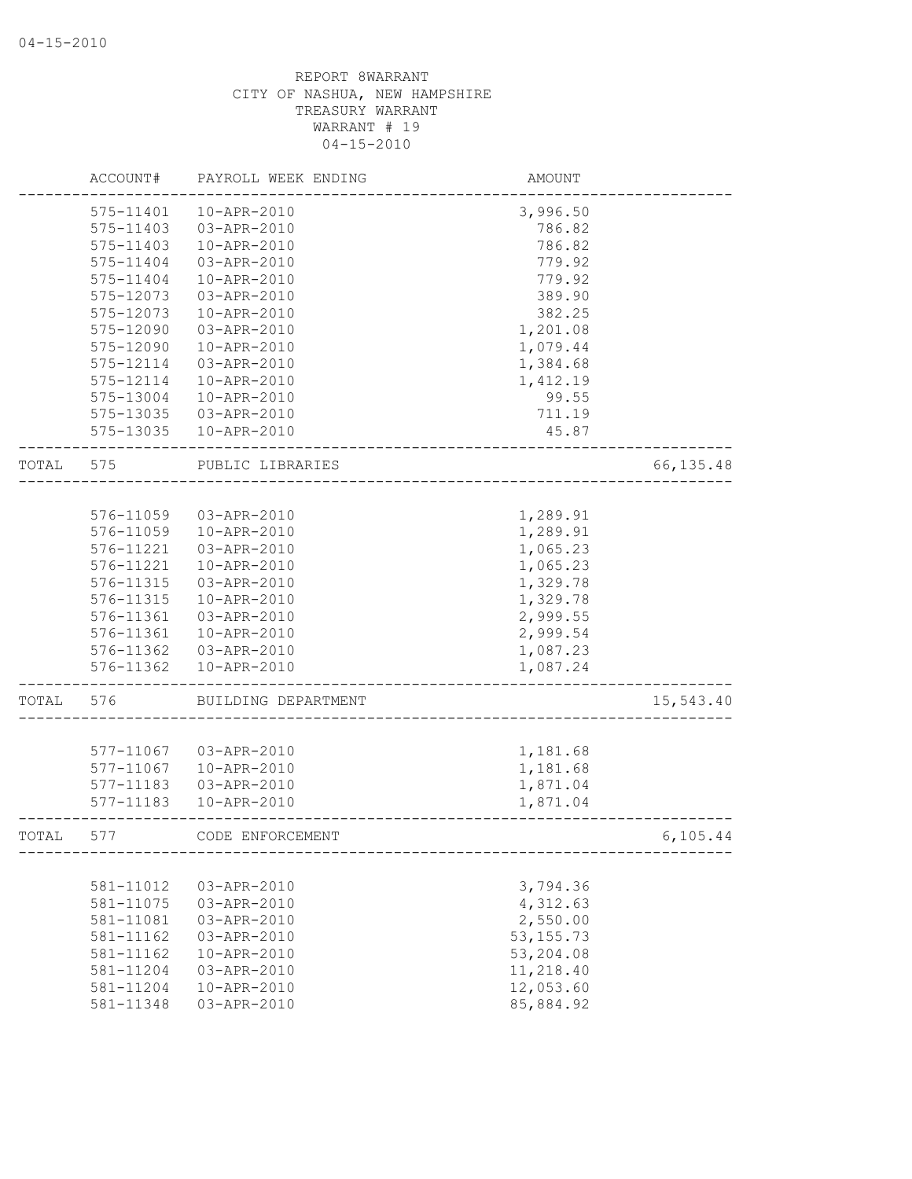REPORT 8WARRANT
CITY OF NASHUA, NEW HAMPSHIRE
TREASURY WARRANT
WARRANT # 19
04-15-2010

| | ACCOUNT# | PAYROLL WEEK ENDING | AMOUNT | |
|---|---|---|---|---|
| | 575-11401 | 10-APR-2010 | 3,996.50 | |
| | 575-11403 | 03-APR-2010 | 786.82 | |
| | 575-11403 | 10-APR-2010 | 786.82 | |
| | 575-11404 | 03-APR-2010 | 779.92 | |
| | 575-11404 | 10-APR-2010 | 779.92 | |
| | 575-12073 | 03-APR-2010 | 389.90 | |
| | 575-12073 | 10-APR-2010 | 382.25 | |
| | 575-12090 | 03-APR-2010 | 1,201.08 | |
| | 575-12090 | 10-APR-2010 | 1,079.44 | |
| | 575-12114 | 03-APR-2010 | 1,384.68 | |
| | 575-12114 | 10-APR-2010 | 1,412.19 | |
| | 575-13004 | 10-APR-2010 | 99.55 | |
| | 575-13035 | 03-APR-2010 | 711.19 | |
| | 575-13035 | 10-APR-2010 | 45.87 | |
| TOTAL | 575 | PUBLIC LIBRARIES | | 66,135.48 |
| | 576-11059 | 03-APR-2010 | 1,289.91 | |
| | 576-11059 | 10-APR-2010 | 1,289.91 | |
| | 576-11221 | 03-APR-2010 | 1,065.23 | |
| | 576-11221 | 10-APR-2010 | 1,065.23 | |
| | 576-11315 | 03-APR-2010 | 1,329.78 | |
| | 576-11315 | 10-APR-2010 | 1,329.78 | |
| | 576-11361 | 03-APR-2010 | 2,999.55 | |
| | 576-11361 | 10-APR-2010 | 2,999.54 | |
| | 576-11362 | 03-APR-2010 | 1,087.23 | |
| | 576-11362 | 10-APR-2010 | 1,087.24 | |
| TOTAL | 576 | BUILDING DEPARTMENT | | 15,543.40 |
| | 577-11067 | 03-APR-2010 | 1,181.68 | |
| | 577-11067 | 10-APR-2010 | 1,181.68 | |
| | 577-11183 | 03-APR-2010 | 1,871.04 | |
| | 577-11183 | 10-APR-2010 | 1,871.04 | |
| TOTAL | 577 | CODE ENFORCEMENT | | 6,105.44 |
| | 581-11012 | 03-APR-2010 | 3,794.36 | |
| | 581-11075 | 03-APR-2010 | 4,312.63 | |
| | 581-11081 | 03-APR-2010 | 2,550.00 | |
| | 581-11162 | 03-APR-2010 | 53,155.73 | |
| | 581-11162 | 10-APR-2010 | 53,204.08 | |
| | 581-11204 | 03-APR-2010 | 11,218.40 | |
| | 581-11204 | 10-APR-2010 | 12,053.60 | |
| | 581-11348 | 03-APR-2010 | 85,884.92 | |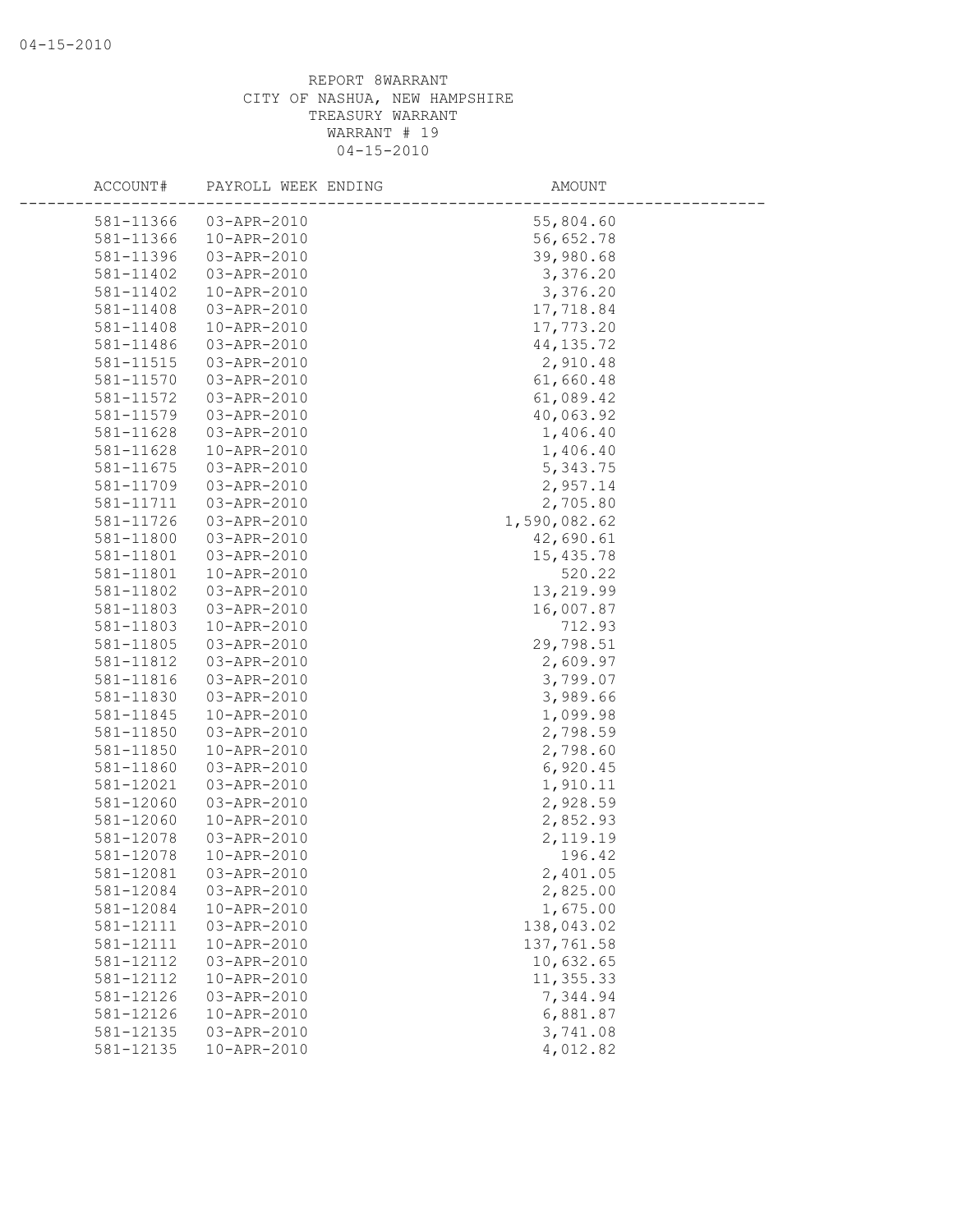REPORT 8WARRANT
CITY OF NASHUA, NEW HAMPSHIRE
TREASURY WARRANT
WARRANT # 19
04-15-2010

| ACCOUNT# | PAYROLL WEEK ENDING | AMOUNT |
|---|---|---|
| 581-11366 | 03-APR-2010 | 55,804.60 |
| 581-11366 | 10-APR-2010 | 56,652.78 |
| 581-11396 | 03-APR-2010 | 39,980.68 |
| 581-11402 | 03-APR-2010 | 3,376.20 |
| 581-11402 | 10-APR-2010 | 3,376.20 |
| 581-11408 | 03-APR-2010 | 17,718.84 |
| 581-11408 | 10-APR-2010 | 17,773.20 |
| 581-11486 | 03-APR-2010 | 44,135.72 |
| 581-11515 | 03-APR-2010 | 2,910.48 |
| 581-11570 | 03-APR-2010 | 61,660.48 |
| 581-11572 | 03-APR-2010 | 61,089.42 |
| 581-11579 | 03-APR-2010 | 40,063.92 |
| 581-11628 | 03-APR-2010 | 1,406.40 |
| 581-11628 | 10-APR-2010 | 1,406.40 |
| 581-11675 | 03-APR-2010 | 5,343.75 |
| 581-11709 | 03-APR-2010 | 2,957.14 |
| 581-11711 | 03-APR-2010 | 2,705.80 |
| 581-11726 | 03-APR-2010 | 1,590,082.62 |
| 581-11800 | 03-APR-2010 | 42,690.61 |
| 581-11801 | 03-APR-2010 | 15,435.78 |
| 581-11801 | 10-APR-2010 | 520.22 |
| 581-11802 | 03-APR-2010 | 13,219.99 |
| 581-11803 | 03-APR-2010 | 16,007.87 |
| 581-11803 | 10-APR-2010 | 712.93 |
| 581-11805 | 03-APR-2010 | 29,798.51 |
| 581-11812 | 03-APR-2010 | 2,609.97 |
| 581-11816 | 03-APR-2010 | 3,799.07 |
| 581-11830 | 03-APR-2010 | 3,989.66 |
| 581-11845 | 10-APR-2010 | 1,099.98 |
| 581-11850 | 03-APR-2010 | 2,798.59 |
| 581-11850 | 10-APR-2010 | 2,798.60 |
| 581-11860 | 03-APR-2010 | 6,920.45 |
| 581-12021 | 03-APR-2010 | 1,910.11 |
| 581-12060 | 03-APR-2010 | 2,928.59 |
| 581-12060 | 10-APR-2010 | 2,852.93 |
| 581-12078 | 03-APR-2010 | 2,119.19 |
| 581-12078 | 10-APR-2010 | 196.42 |
| 581-12081 | 03-APR-2010 | 2,401.05 |
| 581-12084 | 03-APR-2010 | 2,825.00 |
| 581-12084 | 10-APR-2010 | 1,675.00 |
| 581-12111 | 03-APR-2010 | 138,043.02 |
| 581-12111 | 10-APR-2010 | 137,761.58 |
| 581-12112 | 03-APR-2010 | 10,632.65 |
| 581-12112 | 10-APR-2010 | 11,355.33 |
| 581-12126 | 03-APR-2010 | 7,344.94 |
| 581-12126 | 10-APR-2010 | 6,881.87 |
| 581-12135 | 03-APR-2010 | 3,741.08 |
| 581-12135 | 10-APR-2010 | 4,012.82 |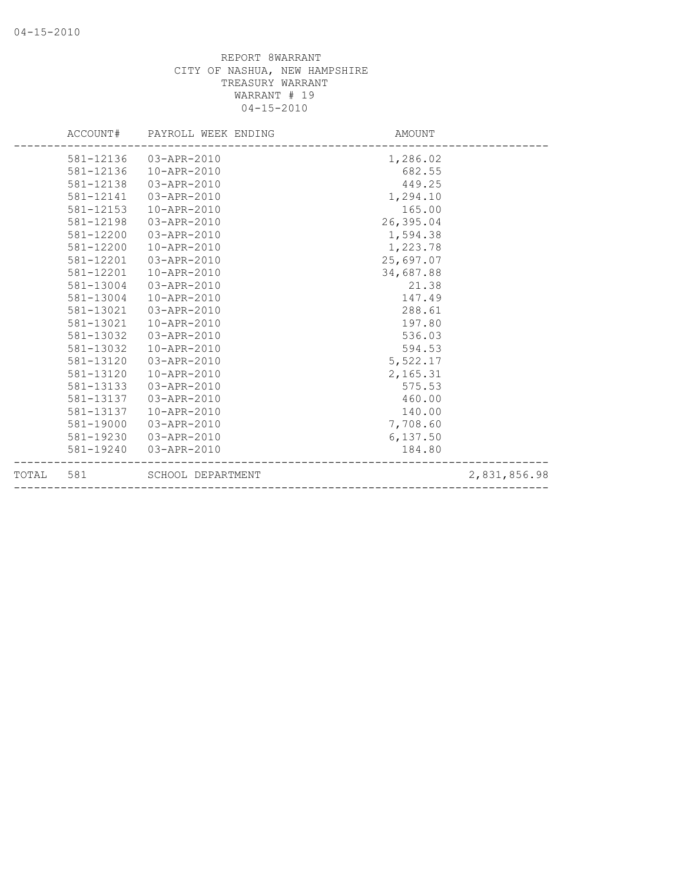REPORT 8WARRANT
CITY OF NASHUA, NEW HAMPSHIRE
TREASURY WARRANT
WARRANT # 19
04-15-2010

| ACCOUNT# | PAYROLL WEEK ENDING | AMOUNT | |
|---|---|---|---|
| 581-12136 | 03-APR-2010 | 1,286.02 | |
| 581-12136 | 10-APR-2010 | 682.55 | |
| 581-12138 | 03-APR-2010 | 449.25 | |
| 581-12141 | 03-APR-2010 | 1,294.10 | |
| 581-12153 | 10-APR-2010 | 165.00 | |
| 581-12198 | 03-APR-2010 | 26,395.04 | |
| 581-12200 | 03-APR-2010 | 1,594.38 | |
| 581-12200 | 10-APR-2010 | 1,223.78 | |
| 581-12201 | 03-APR-2010 | 25,697.07 | |
| 581-12201 | 10-APR-2010 | 34,687.88 | |
| 581-13004 | 03-APR-2010 | 21.38 | |
| 581-13004 | 10-APR-2010 | 147.49 | |
| 581-13021 | 03-APR-2010 | 288.61 | |
| 581-13021 | 10-APR-2010 | 197.80 | |
| 581-13032 | 03-APR-2010 | 536.03 | |
| 581-13032 | 10-APR-2010 | 594.53 | |
| 581-13120 | 03-APR-2010 | 5,522.17 | |
| 581-13120 | 10-APR-2010 | 2,165.31 | |
| 581-13133 | 03-APR-2010 | 575.53 | |
| 581-13137 | 03-APR-2010 | 460.00 | |
| 581-13137 | 10-APR-2010 | 140.00 | |
| 581-19000 | 03-APR-2010 | 7,708.60 | |
| 581-19230 | 03-APR-2010 | 6,137.50 | |
| 581-19240 | 03-APR-2010 | 184.80 | |
| TOTAL 581 | SCHOOL DEPARTMENT | | 2,831,856.98 |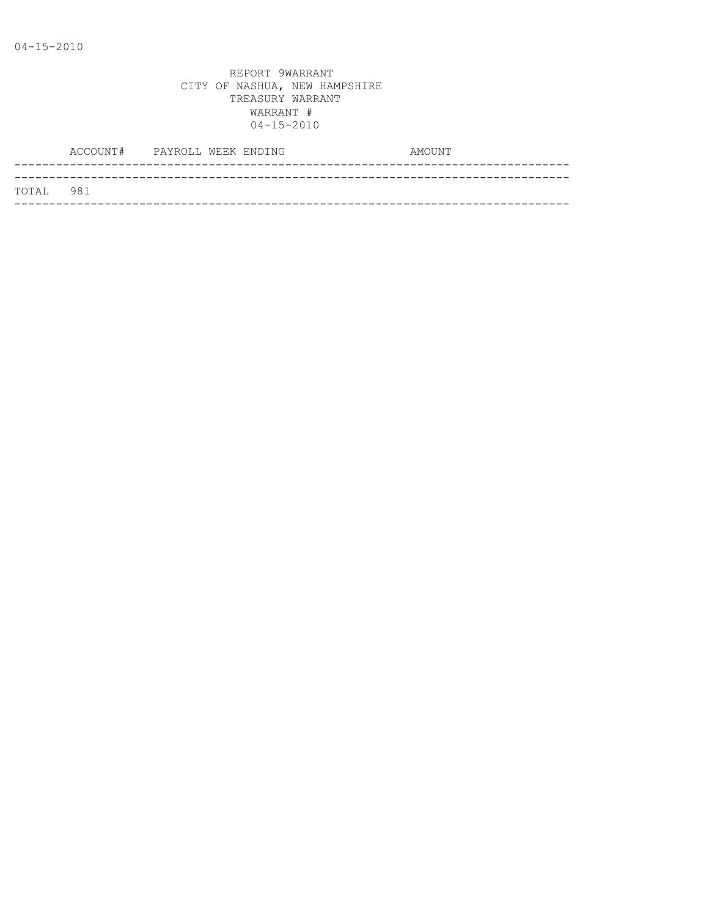04-15-2010

REPORT 9WARRANT
CITY OF NASHUA, NEW HAMPSHIRE
TREASURY WARRANT
WARRANT #
04-15-2010

| | ACCOUNT# | PAYROLL WEEK ENDING | AMOUNT |
|---|---|---|---|
| TOTAL | 981 | | |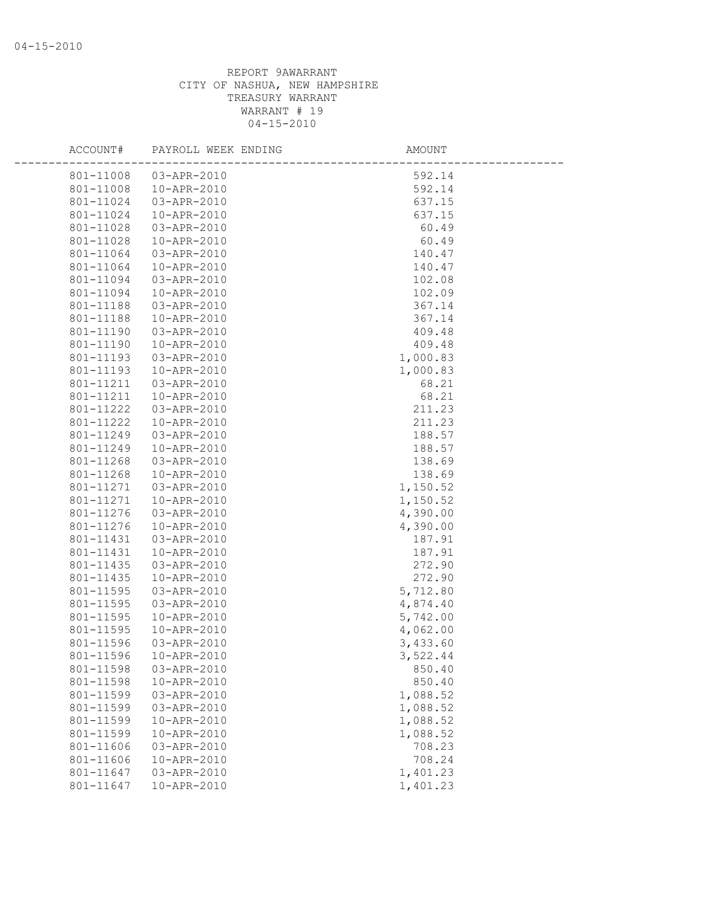REPORT 9AWARRANT
CITY OF NASHUA, NEW HAMPSHIRE
TREASURY WARRANT
WARRANT # 19
04-15-2010

| ACCOUNT# | PAYROLL WEEK ENDING | AMOUNT |
|---|---|---|
| 801-11008 | 03-APR-2010 | 592.14 |
| 801-11008 | 10-APR-2010 | 592.14 |
| 801-11024 | 03-APR-2010 | 637.15 |
| 801-11024 | 10-APR-2010 | 637.15 |
| 801-11028 | 03-APR-2010 | 60.49 |
| 801-11028 | 10-APR-2010 | 60.49 |
| 801-11064 | 03-APR-2010 | 140.47 |
| 801-11064 | 10-APR-2010 | 140.47 |
| 801-11094 | 03-APR-2010 | 102.08 |
| 801-11094 | 10-APR-2010 | 102.09 |
| 801-11188 | 03-APR-2010 | 367.14 |
| 801-11188 | 10-APR-2010 | 367.14 |
| 801-11190 | 03-APR-2010 | 409.48 |
| 801-11190 | 10-APR-2010 | 409.48 |
| 801-11193 | 03-APR-2010 | 1,000.83 |
| 801-11193 | 10-APR-2010 | 1,000.83 |
| 801-11211 | 03-APR-2010 | 68.21 |
| 801-11211 | 10-APR-2010 | 68.21 |
| 801-11222 | 03-APR-2010 | 211.23 |
| 801-11222 | 10-APR-2010 | 211.23 |
| 801-11249 | 03-APR-2010 | 188.57 |
| 801-11249 | 10-APR-2010 | 188.57 |
| 801-11268 | 03-APR-2010 | 138.69 |
| 801-11268 | 10-APR-2010 | 138.69 |
| 801-11271 | 03-APR-2010 | 1,150.52 |
| 801-11271 | 10-APR-2010 | 1,150.52 |
| 801-11276 | 03-APR-2010 | 4,390.00 |
| 801-11276 | 10-APR-2010 | 4,390.00 |
| 801-11431 | 03-APR-2010 | 187.91 |
| 801-11431 | 10-APR-2010 | 187.91 |
| 801-11435 | 03-APR-2010 | 272.90 |
| 801-11435 | 10-APR-2010 | 272.90 |
| 801-11595 | 03-APR-2010 | 5,712.80 |
| 801-11595 | 03-APR-2010 | 4,874.40 |
| 801-11595 | 10-APR-2010 | 5,742.00 |
| 801-11595 | 10-APR-2010 | 4,062.00 |
| 801-11596 | 03-APR-2010 | 3,433.60 |
| 801-11596 | 10-APR-2010 | 3,522.44 |
| 801-11598 | 03-APR-2010 | 850.40 |
| 801-11598 | 10-APR-2010 | 850.40 |
| 801-11599 | 03-APR-2010 | 1,088.52 |
| 801-11599 | 03-APR-2010 | 1,088.52 |
| 801-11599 | 10-APR-2010 | 1,088.52 |
| 801-11599 | 10-APR-2010 | 1,088.52 |
| 801-11606 | 03-APR-2010 | 708.23 |
| 801-11606 | 10-APR-2010 | 708.24 |
| 801-11647 | 03-APR-2010 | 1,401.23 |
| 801-11647 | 10-APR-2010 | 1,401.23 |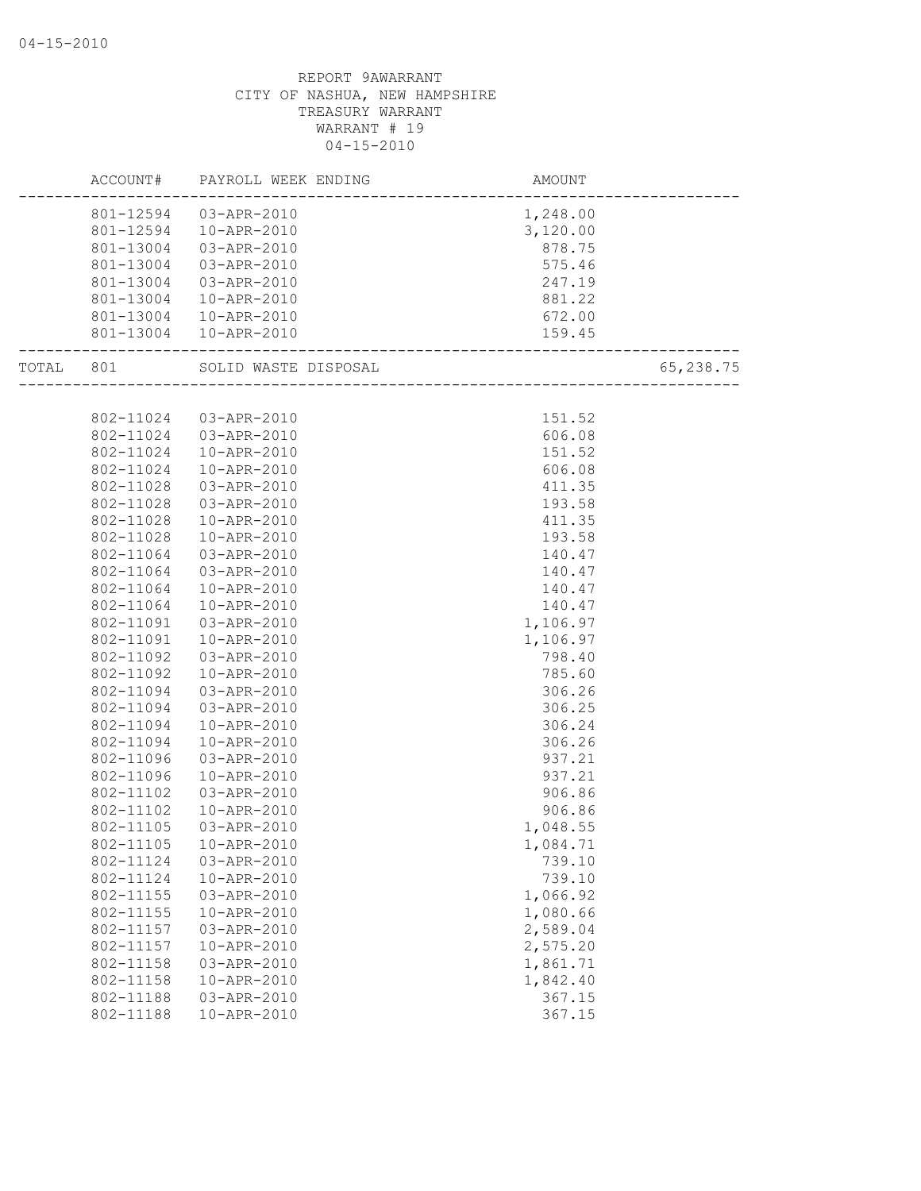REPORT 9AWARRANT
CITY OF NASHUA, NEW HAMPSHIRE
TREASURY WARRANT
WARRANT # 19
04-15-2010

| | ACCOUNT# | PAYROLL WEEK ENDING | AMOUNT | |
|---|---|---|---|---|
| | 801-12594 | 03-APR-2010 | 1,248.00 | |
| | 801-12594 | 10-APR-2010 | 3,120.00 | |
| | 801-13004 | 03-APR-2010 | 878.75 | |
| | 801-13004 | 03-APR-2010 | 575.46 | |
| | 801-13004 | 03-APR-2010 | 247.19 | |
| | 801-13004 | 10-APR-2010 | 881.22 | |
| | 801-13004 | 10-APR-2010 | 672.00 | |
| | 801-13004 | 10-APR-2010 | 159.45 | |
| TOTAL | 801 | SOLID WASTE DISPOSAL | | 65,238.75 |
| | 802-11024 | 03-APR-2010 | 151.52 | |
| | 802-11024 | 03-APR-2010 | 606.08 | |
| | 802-11024 | 10-APR-2010 | 151.52 | |
| | 802-11024 | 10-APR-2010 | 606.08 | |
| | 802-11028 | 03-APR-2010 | 411.35 | |
| | 802-11028 | 03-APR-2010 | 193.58 | |
| | 802-11028 | 10-APR-2010 | 411.35 | |
| | 802-11028 | 10-APR-2010 | 193.58 | |
| | 802-11064 | 03-APR-2010 | 140.47 | |
| | 802-11064 | 03-APR-2010 | 140.47 | |
| | 802-11064 | 10-APR-2010 | 140.47 | |
| | 802-11064 | 10-APR-2010 | 140.47 | |
| | 802-11091 | 03-APR-2010 | 1,106.97 | |
| | 802-11091 | 10-APR-2010 | 1,106.97 | |
| | 802-11092 | 03-APR-2010 | 798.40 | |
| | 802-11092 | 10-APR-2010 | 785.60 | |
| | 802-11094 | 03-APR-2010 | 306.26 | |
| | 802-11094 | 03-APR-2010 | 306.25 | |
| | 802-11094 | 10-APR-2010 | 306.24 | |
| | 802-11094 | 10-APR-2010 | 306.26 | |
| | 802-11096 | 03-APR-2010 | 937.21 | |
| | 802-11096 | 10-APR-2010 | 937.21 | |
| | 802-11102 | 03-APR-2010 | 906.86 | |
| | 802-11102 | 10-APR-2010 | 906.86 | |
| | 802-11105 | 03-APR-2010 | 1,048.55 | |
| | 802-11105 | 10-APR-2010 | 1,084.71 | |
| | 802-11124 | 03-APR-2010 | 739.10 | |
| | 802-11124 | 10-APR-2010 | 739.10 | |
| | 802-11155 | 03-APR-2010 | 1,066.92 | |
| | 802-11155 | 10-APR-2010 | 1,080.66 | |
| | 802-11157 | 03-APR-2010 | 2,589.04 | |
| | 802-11157 | 10-APR-2010 | 2,575.20 | |
| | 802-11158 | 03-APR-2010 | 1,861.71 | |
| | 802-11158 | 10-APR-2010 | 1,842.40 | |
| | 802-11188 | 03-APR-2010 | 367.15 | |
| | 802-11188 | 10-APR-2010 | 367.15 | |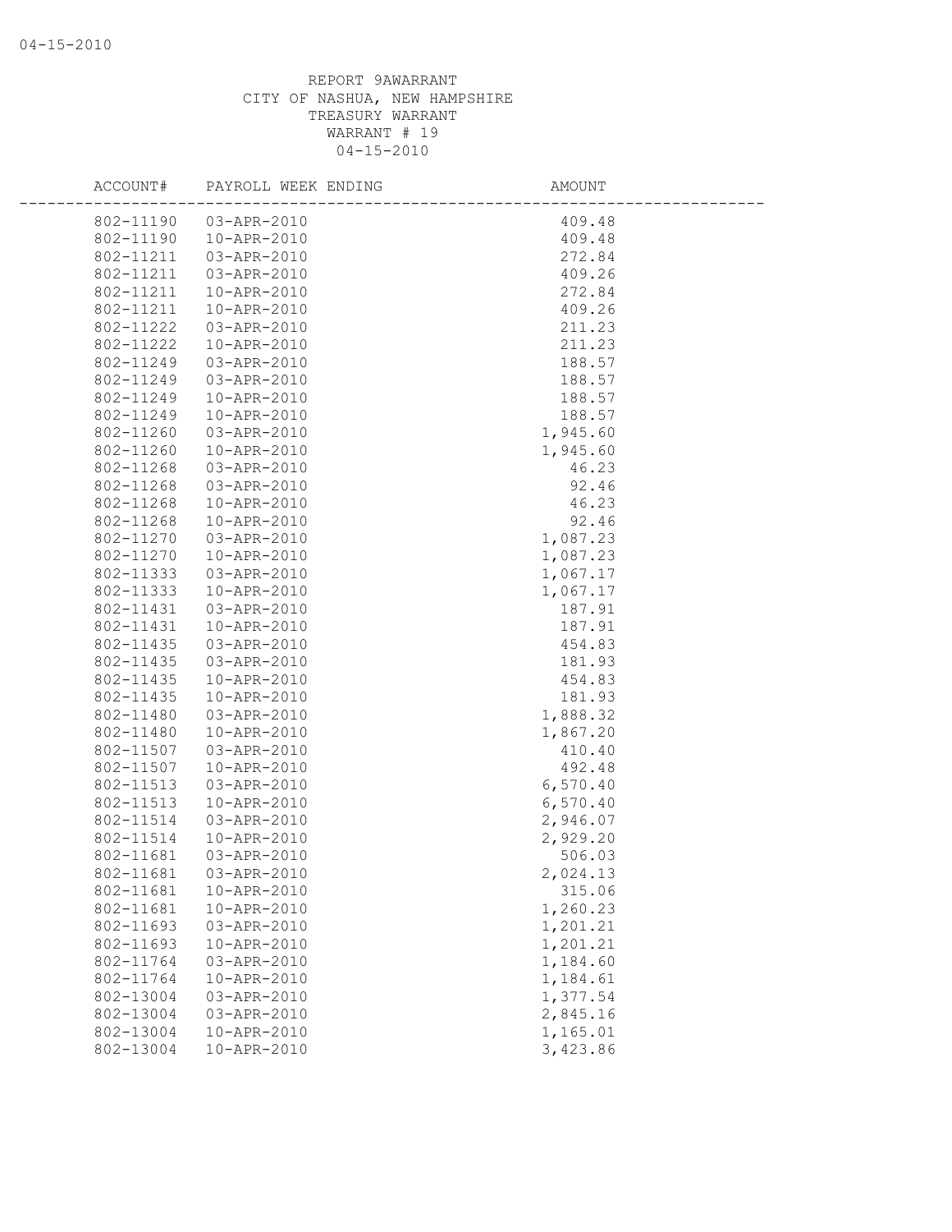REPORT 9AWARRANT
CITY OF NASHUA, NEW HAMPSHIRE
TREASURY WARRANT
WARRANT # 19
04-15-2010

| ACCOUNT# | PAYROLL WEEK ENDING | AMOUNT |
|---|---|---|
| 802-11190 | 03-APR-2010 | 409.48 |
| 802-11190 | 10-APR-2010 | 409.48 |
| 802-11211 | 03-APR-2010 | 272.84 |
| 802-11211 | 03-APR-2010 | 409.26 |
| 802-11211 | 10-APR-2010 | 272.84 |
| 802-11211 | 10-APR-2010 | 409.26 |
| 802-11222 | 03-APR-2010 | 211.23 |
| 802-11222 | 10-APR-2010 | 211.23 |
| 802-11249 | 03-APR-2010 | 188.57 |
| 802-11249 | 03-APR-2010 | 188.57 |
| 802-11249 | 10-APR-2010 | 188.57 |
| 802-11249 | 10-APR-2010 | 188.57 |
| 802-11260 | 03-APR-2010 | 1,945.60 |
| 802-11260 | 10-APR-2010 | 1,945.60 |
| 802-11268 | 03-APR-2010 | 46.23 |
| 802-11268 | 03-APR-2010 | 92.46 |
| 802-11268 | 10-APR-2010 | 46.23 |
| 802-11268 | 10-APR-2010 | 92.46 |
| 802-11270 | 03-APR-2010 | 1,087.23 |
| 802-11270 | 10-APR-2010 | 1,087.23 |
| 802-11333 | 03-APR-2010 | 1,067.17 |
| 802-11333 | 10-APR-2010 | 1,067.17 |
| 802-11431 | 03-APR-2010 | 187.91 |
| 802-11431 | 10-APR-2010 | 187.91 |
| 802-11435 | 03-APR-2010 | 454.83 |
| 802-11435 | 03-APR-2010 | 181.93 |
| 802-11435 | 10-APR-2010 | 454.83 |
| 802-11435 | 10-APR-2010 | 181.93 |
| 802-11480 | 03-APR-2010 | 1,888.32 |
| 802-11480 | 10-APR-2010 | 1,867.20 |
| 802-11507 | 03-APR-2010 | 410.40 |
| 802-11507 | 10-APR-2010 | 492.48 |
| 802-11513 | 03-APR-2010 | 6,570.40 |
| 802-11513 | 10-APR-2010 | 6,570.40 |
| 802-11514 | 03-APR-2010 | 2,946.07 |
| 802-11514 | 10-APR-2010 | 2,929.20 |
| 802-11681 | 03-APR-2010 | 506.03 |
| 802-11681 | 03-APR-2010 | 2,024.13 |
| 802-11681 | 10-APR-2010 | 315.06 |
| 802-11681 | 10-APR-2010 | 1,260.23 |
| 802-11693 | 03-APR-2010 | 1,201.21 |
| 802-11693 | 10-APR-2010 | 1,201.21 |
| 802-11764 | 03-APR-2010 | 1,184.60 |
| 802-11764 | 10-APR-2010 | 1,184.61 |
| 802-13004 | 03-APR-2010 | 1,377.54 |
| 802-13004 | 03-APR-2010 | 2,845.16 |
| 802-13004 | 10-APR-2010 | 1,165.01 |
| 802-13004 | 10-APR-2010 | 3,423.86 |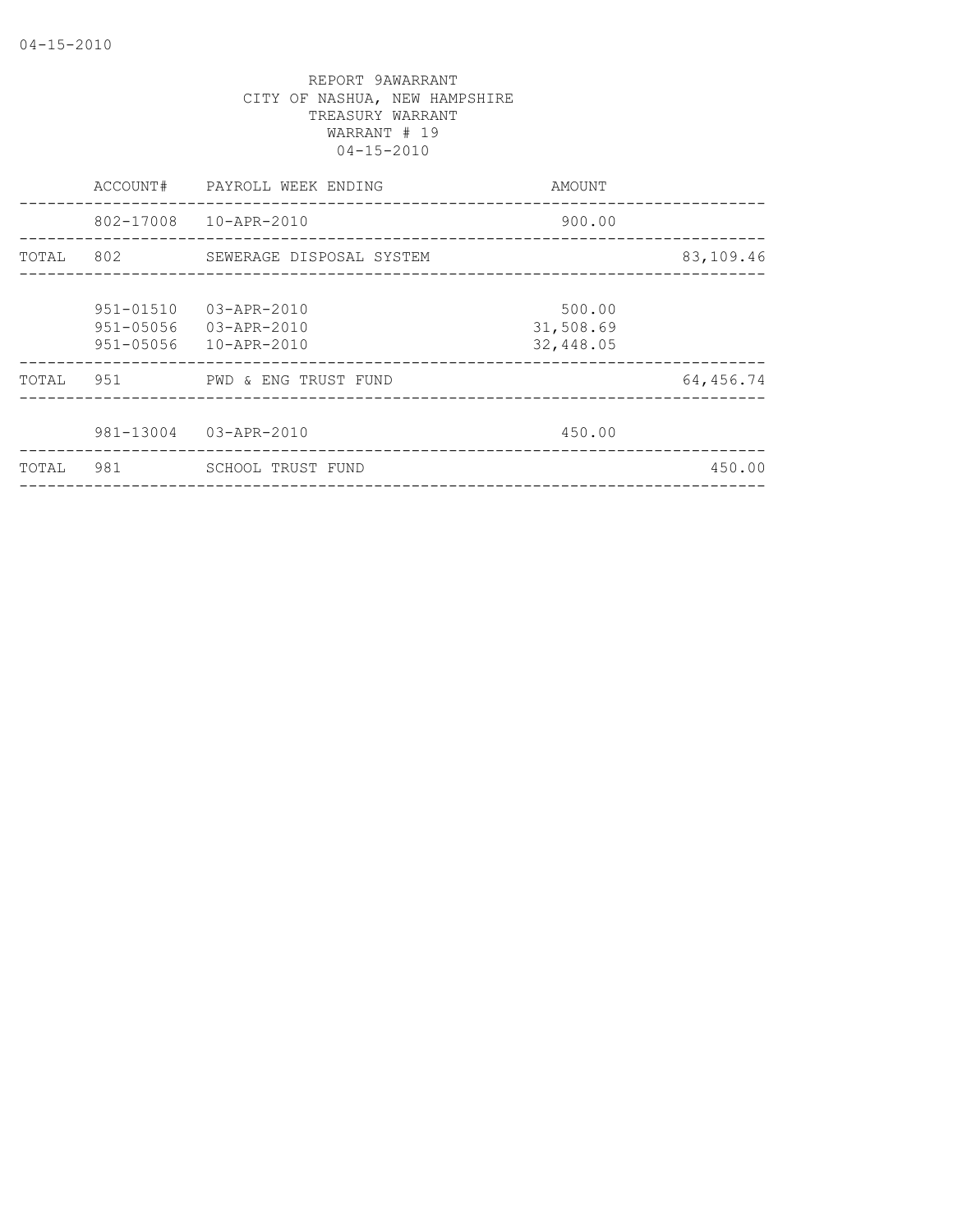REPORT 9AWARRANT
CITY OF NASHUA, NEW HAMPSHIRE
TREASURY WARRANT
WARRANT # 19
04-15-2010

| | ACCOUNT# | PAYROLL WEEK ENDING | AMOUNT | |
|---|---|---|---|---|
| | 802-17008 | 10-APR-2010 | 900.00 | |
| TOTAL | 802 | SEWERAGE DISPOSAL SYSTEM | | 83,109.46 |
| | 951-01510 | 03-APR-2010 | 500.00 | |
| | 951-05056 | 03-APR-2010 | 31,508.69 | |
| | 951-05056 | 10-APR-2010 | 32,448.05 | |
| TOTAL | 951 | PWD & ENG TRUST FUND | | 64,456.74 |
| | 981-13004 | 03-APR-2010 | 450.00 | |
| TOTAL | 981 | SCHOOL TRUST FUND | | 450.00 |